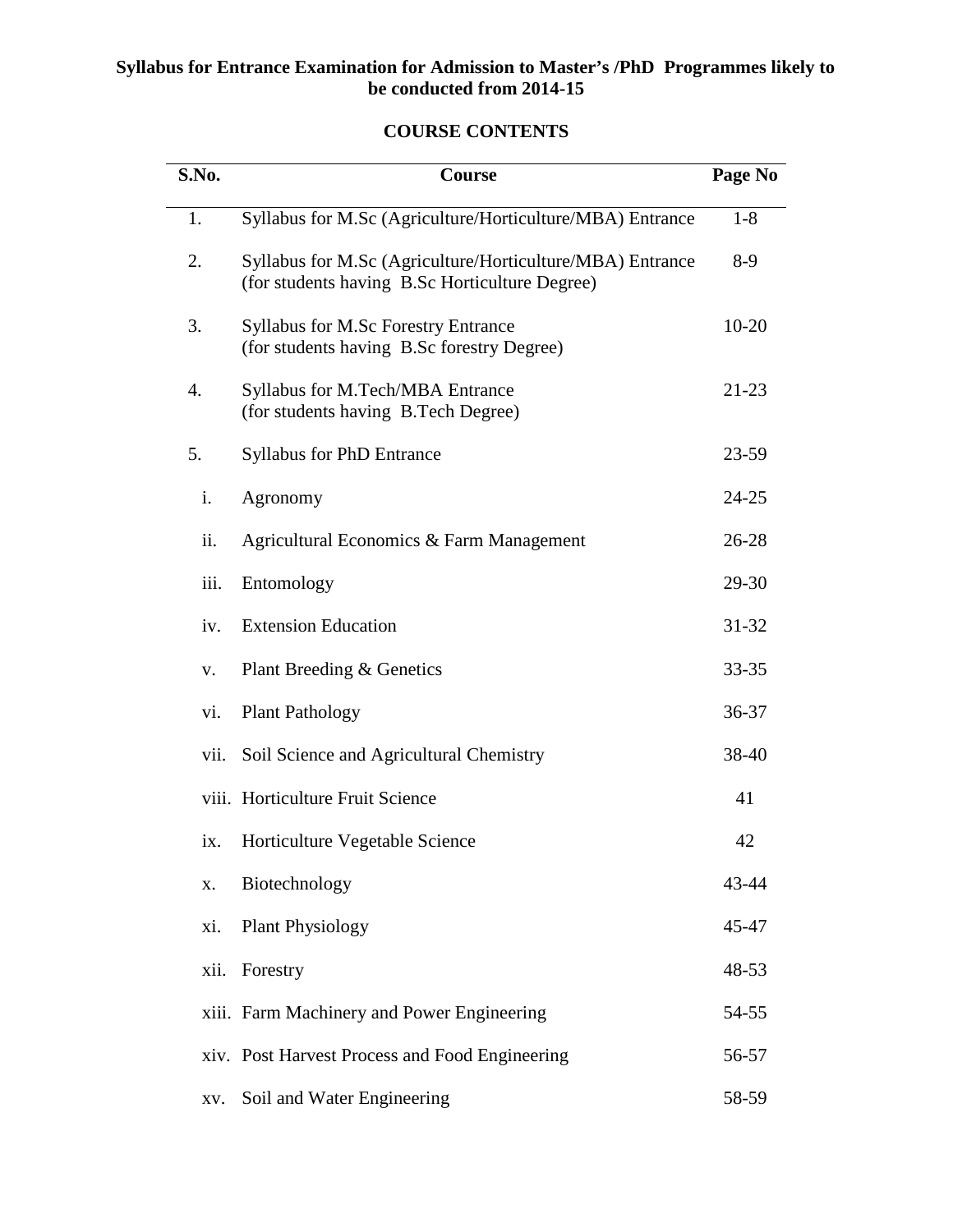**Syllabus for Entrance Examination for Admission to Master's /PhD Programmes likely to be conducted from 2014-15**

## COURSE CONTENTS

| S.No. | Course | Page No |
|---|---|---|
| 1. | Syllabus for M.Sc (Agriculture/Horticulture/MBA) Entrance | 1-8 |
| 2. | Syllabus for M.Sc (Agriculture/Horticulture/MBA) Entrance (for students having B.Sc Horticulture Degree) | 8-9 |
| 3. | Syllabus for M.Sc Forestry Entrance (for students having B.Sc forestry Degree) | 10-20 |
| 4. | Syllabus for M.Tech/MBA Entrance (for students having B.Tech Degree) | 21-23 |
| 5. | Syllabus for PhD Entrance | 23-59 |
| i. | Agronomy | 24-25 |
| ii. | Agricultural Economics & Farm Management | 26-28 |
| iii. | Entomology | 29-30 |
| iv. | Extension Education | 31-32 |
| v. | Plant Breeding & Genetics | 33-35 |
| vi. | Plant Pathology | 36-37 |
| vii. | Soil Science and Agricultural Chemistry | 38-40 |
| viii. | Horticulture Fruit Science | 41 |
| ix. | Horticulture Vegetable Science | 42 |
| x. | Biotechnology | 43-44 |
| xi. | Plant Physiology | 45-47 |
| xii. | Forestry | 48-53 |
| xiii. | Farm Machinery and Power Engineering | 54-55 |
| xiv. | Post Harvest Process and Food Engineering | 56-57 |
| xv. | Soil and Water Engineering | 58-59 |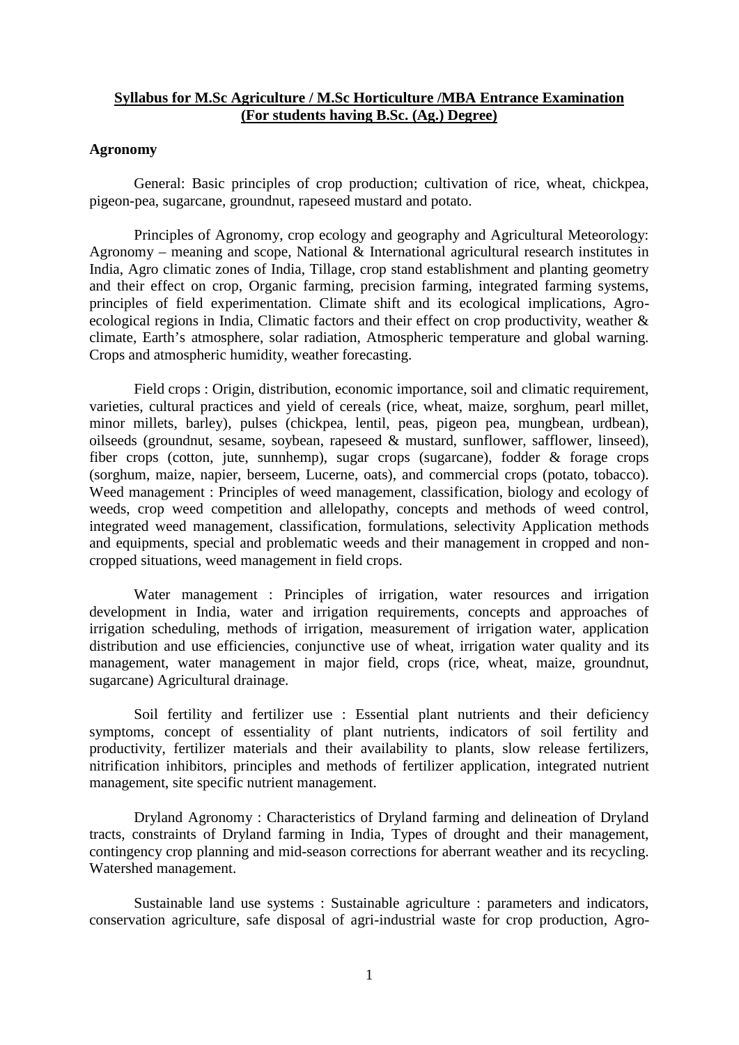**Syllabus for M.Sc Agriculture / M.Sc Horticulture /MBA Entrance Examination (For students having B.Sc. (Ag.) Degree)**

**Agronomy**

General: Basic principles of crop production; cultivation of rice, wheat, chickpea, pigeon-pea, sugarcane, groundnut, rapeseed mustard and potato.

Principles of Agronomy, crop ecology and geography and Agricultural Meteorology: Agronomy – meaning and scope, National & International agricultural research institutes in India, Agro climatic zones of India, Tillage, crop stand establishment and planting geometry and their effect on crop, Organic farming, precision farming, integrated farming systems, principles of field experimentation. Climate shift and its ecological implications, Agro-ecological regions in India, Climatic factors and their effect on crop productivity, weather & climate, Earth's atmosphere, solar radiation, Atmospheric temperature and global warning. Crops and atmospheric humidity, weather forecasting.

Field crops : Origin, distribution, economic importance, soil and climatic requirement, varieties, cultural practices and yield of cereals (rice, wheat, maize, sorghum, pearl millet, minor millets, barley), pulses (chickpea, lentil, peas, pigeon pea, mungbean, urdbean), oilseeds (groundnut, sesame, soybean, rapeseed & mustard, sunflower, safflower, linseed), fiber crops (cotton, jute, sunnhemp), sugar crops (sugarcane), fodder & forage crops (sorghum, maize, napier, berseem, Lucerne, oats), and commercial crops (potato, tobacco). Weed management : Principles of weed management, classification, biology and ecology of weeds, crop weed competition and allelopathy, concepts and methods of weed control, integrated weed management, classification, formulations, selectivity Application methods and equipments, special and problematic weeds and their management in cropped and non-cropped situations, weed management in field crops.

Water management : Principles of irrigation, water resources and irrigation development in India, water and irrigation requirements, concepts and approaches of irrigation scheduling, methods of irrigation, measurement of irrigation water, application distribution and use efficiencies, conjunctive use of wheat, irrigation water quality and its management, water management in major field, crops (rice, wheat, maize, groundnut, sugarcane) Agricultural drainage.

Soil fertility and fertilizer use : Essential plant nutrients and their deficiency symptoms, concept of essentiality of plant nutrients, indicators of soil fertility and productivity, fertilizer materials and their availability to plants, slow release fertilizers, nitrification inhibitors, principles and methods of fertilizer application, integrated nutrient management, site specific nutrient management.

Dryland Agronomy : Characteristics of Dryland farming and delineation of Dryland tracts, constraints of Dryland farming in India, Types of drought and their management, contingency crop planning and mid-season corrections for aberrant weather and its recycling. Watershed management.

Sustainable land use systems : Sustainable agriculture : parameters and indicators, conservation agriculture, safe disposal of agri-industrial waste for crop production, Agro-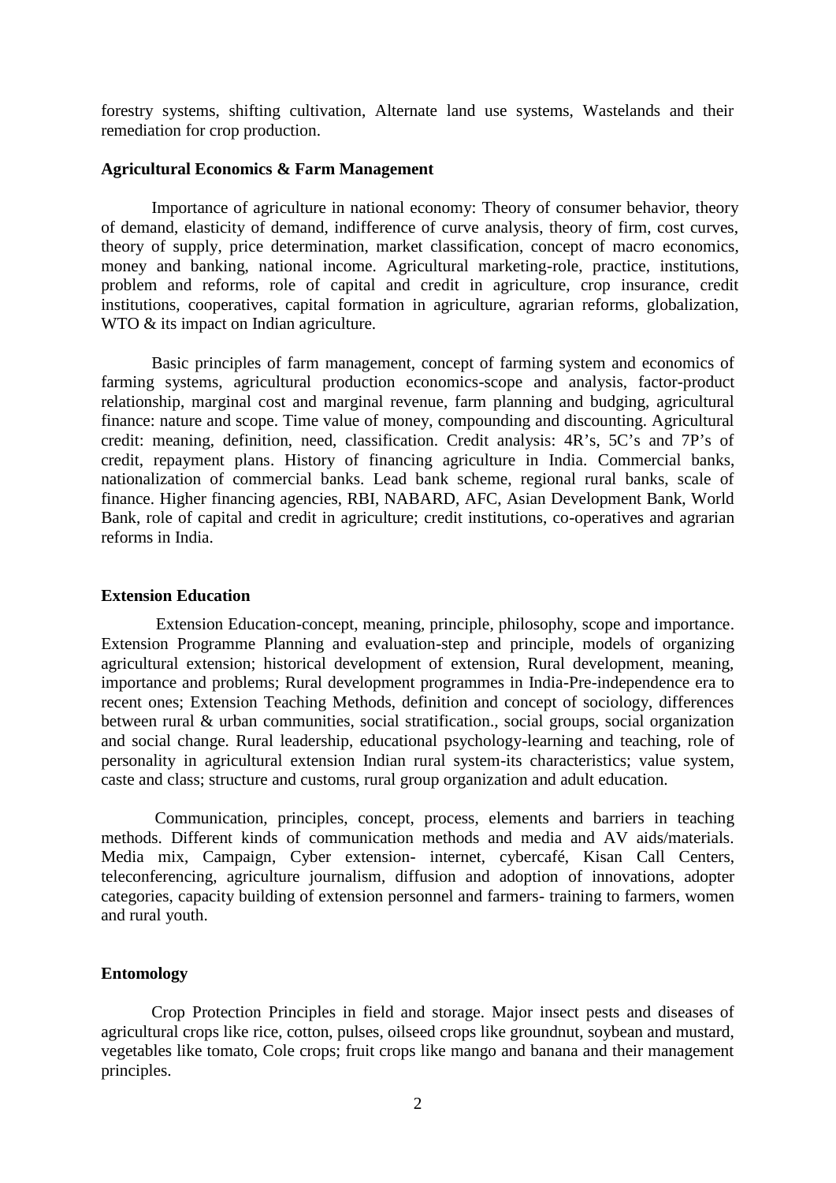forestry systems, shifting cultivation, Alternate land use systems, Wastelands and their remediation for crop production.

**Agricultural Economics & Farm Management**

Importance of agriculture in national economy: Theory of consumer behavior, theory of demand, elasticity of demand, indifference of curve analysis, theory of firm, cost curves, theory of supply, price determination, market classification, concept of macro economics, money and banking, national income. Agricultural marketing-role, practice, institutions, problem and reforms, role of capital and credit in agriculture, crop insurance, credit institutions, cooperatives, capital formation in agriculture, agrarian reforms, globalization, WTO & its impact on Indian agriculture.

Basic principles of farm management, concept of farming system and economics of farming systems, agricultural production economics-scope and analysis, factor-product relationship, marginal cost and marginal revenue, farm planning and budging, agricultural finance: nature and scope. Time value of money, compounding and discounting. Agricultural credit: meaning, definition, need, classification. Credit analysis: 4R's, 5C's and 7P's of credit, repayment plans. History of financing agriculture in India. Commercial banks, nationalization of commercial banks. Lead bank scheme, regional rural banks, scale of finance. Higher financing agencies, RBI, NABARD, AFC, Asian Development Bank, World Bank, role of capital and credit in agriculture; credit institutions, co-operatives and agrarian reforms in India.

**Extension Education**

Extension Education-concept, meaning, principle, philosophy, scope and importance. Extension Programme Planning and evaluation-step and principle, models of organizing agricultural extension; historical development of extension, Rural development, meaning, importance and problems; Rural development programmes in India-Pre-independence era to recent ones; Extension Teaching Methods, definition and concept of sociology, differences between rural & urban communities, social stratification., social groups, social organization and social change. Rural leadership, educational psychology-learning and teaching, role of personality in agricultural extension Indian rural system-its characteristics; value system, caste and class; structure and customs, rural group organization and adult education.

Communication, principles, concept, process, elements and barriers in teaching methods. Different kinds of communication methods and media and AV aids/materials. Media mix, Campaign, Cyber extension- internet, cybercafé, Kisan Call Centers, teleconferencing, agriculture journalism, diffusion and adoption of innovations, adopter categories, capacity building of extension personnel and farmers- training to farmers, women and rural youth.

**Entomology**

Crop Protection Principles in field and storage. Major insect pests and diseases of agricultural crops like rice, cotton, pulses, oilseed crops like groundnut, soybean and mustard, vegetables like tomato, Cole crops; fruit crops like mango and banana and their management principles.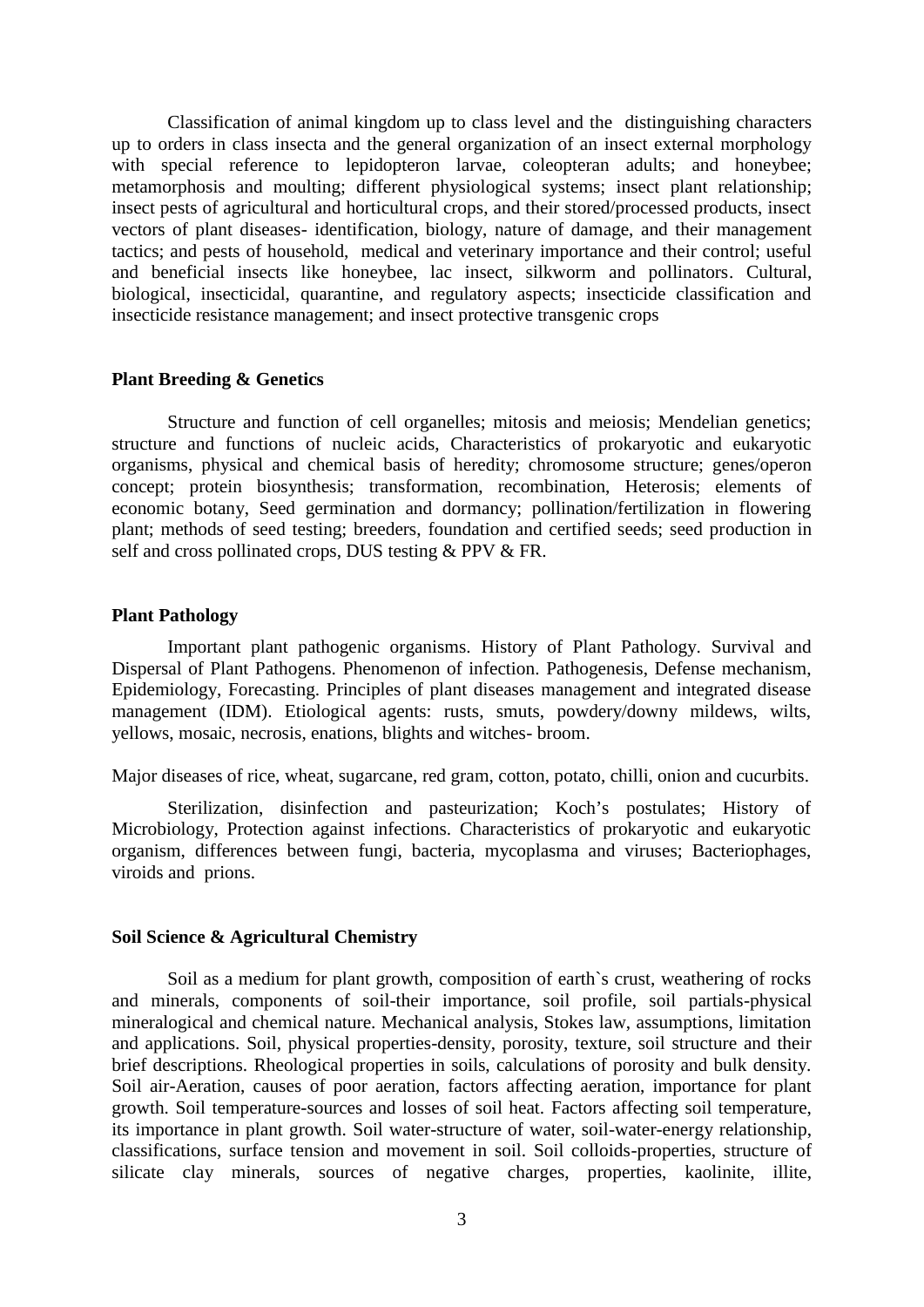Classification of animal kingdom up to class level and the distinguishing characters up to orders in class insecta and the general organization of an insect external morphology with special reference to lepidopteron larvae, coleopteran adults; and honeybee; metamorphosis and moulting; different physiological systems; insect plant relationship; insect pests of agricultural and horticultural crops, and their stored/processed products, insect vectors of plant diseases- identification, biology, nature of damage, and their management tactics; and pests of household, medical and veterinary importance and their control; useful and beneficial insects like honeybee, lac insect, silkworm and pollinators. Cultural, biological, insecticidal, quarantine, and regulatory aspects; insecticide classification and insecticide resistance management; and insect protective transgenic crops

**Plant Breeding & Genetics**

Structure and function of cell organelles; mitosis and meiosis; Mendelian genetics; structure and functions of nucleic acids, Characteristics of prokaryotic and eukaryotic organisms, physical and chemical basis of heredity; chromosome structure; genes/operon concept; protein biosynthesis; transformation, recombination, Heterosis; elements of economic botany, Seed germination and dormancy; pollination/fertilization in flowering plant; methods of seed testing; breeders, foundation and certified seeds; seed production in self and cross pollinated crops, DUS testing & PPV & FR.

**Plant Pathology**

Important plant pathogenic organisms. History of Plant Pathology. Survival and Dispersal of Plant Pathogens. Phenomenon of infection. Pathogenesis, Defense mechanism, Epidemiology, Forecasting. Principles of plant diseases management and integrated disease management (IDM). Etiological agents: rusts, smuts, powdery/downy mildews, wilts, yellows, mosaic, necrosis, enations, blights and witches- broom.

Major diseases of rice, wheat, sugarcane, red gram, cotton, potato, chilli, onion and cucurbits.

Sterilization, disinfection and pasteurization; Koch's postulates; History of Microbiology, Protection against infections. Characteristics of prokaryotic and eukaryotic organism, differences between fungi, bacteria, mycoplasma and viruses; Bacteriophages, viroids and prions.

**Soil Science & Agricultural Chemistry**

Soil as a medium for plant growth, composition of earth`s crust, weathering of rocks and minerals, components of soil-their importance, soil profile, soil partials-physical mineralogical and chemical nature. Mechanical analysis, Stokes law, assumptions, limitation and applications. Soil, physical properties-density, porosity, texture, soil structure and their brief descriptions. Rheological properties in soils, calculations of porosity and bulk density. Soil air-Aeration, causes of poor aeration, factors affecting aeration, importance for plant growth. Soil temperature-sources and losses of soil heat. Factors affecting soil temperature, its importance in plant growth. Soil water-structure of water, soil-water-energy relationship, classifications, surface tension and movement in soil. Soil colloids-properties, structure of silicate clay minerals, sources of negative charges, properties, kaolinite, illite,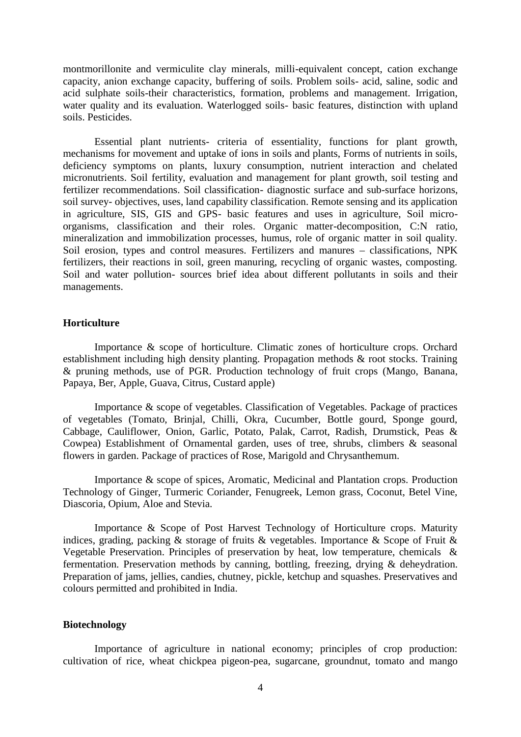montmorillonite and vermiculite clay minerals, milli-equivalent concept, cation exchange capacity, anion exchange capacity, buffering of soils. Problem soils- acid, saline, sodic and acid sulphate soils-their characteristics, formation, problems and management. Irrigation, water quality and its evaluation. Waterlogged soils- basic features, distinction with upland soils. Pesticides.

Essential plant nutrients- criteria of essentiality, functions for plant growth, mechanisms for movement and uptake of ions in soils and plants, Forms of nutrients in soils, deficiency symptoms on plants, luxury consumption, nutrient interaction and chelated micronutrients. Soil fertility, evaluation and management for plant growth, soil testing and fertilizer recommendations. Soil classification- diagnostic surface and sub-surface horizons, soil survey- objectives, uses, land capability classification. Remote sensing and its application in agriculture, SIS, GIS and GPS- basic features and uses in agriculture, Soil micro-organisms, classification and their roles. Organic matter-decomposition, C:N ratio, mineralization and immobilization processes, humus, role of organic matter in soil quality. Soil erosion, types and control measures. Fertilizers and manures – classifications, NPK fertilizers, their reactions in soil, green manuring, recycling of organic wastes, composting. Soil and water pollution- sources brief idea about different pollutants in soils and their managements.

## Horticulture

Importance & scope of horticulture. Climatic zones of horticulture crops. Orchard establishment including high density planting. Propagation methods & root stocks. Training & pruning methods, use of PGR. Production technology of fruit crops (Mango, Banana, Papaya, Ber, Apple, Guava, Citrus, Custard apple)

Importance & scope of vegetables. Classification of Vegetables. Package of practices of vegetables (Tomato, Brinjal, Chilli, Okra, Cucumber, Bottle gourd, Sponge gourd, Cabbage, Cauliflower, Onion, Garlic, Potato, Palak, Carrot, Radish, Drumstick, Peas & Cowpea) Establishment of Ornamental garden, uses of tree, shrubs, climbers & seasonal flowers in garden. Package of practices of Rose, Marigold and Chrysanthemum.

Importance & scope of spices, Aromatic, Medicinal and Plantation crops. Production Technology of Ginger, Turmeric Coriander, Fenugreek, Lemon grass, Coconut, Betel Vine, Diascoria, Opium, Aloe and Stevia.

Importance & Scope of Post Harvest Technology of Horticulture crops. Maturity indices, grading, packing & storage of fruits & vegetables. Importance & Scope of Fruit & Vegetable Preservation. Principles of preservation by heat, low temperature, chemicals & fermentation. Preservation methods by canning, bottling, freezing, drying & deheydration. Preparation of jams, jellies, candies, chutney, pickle, ketchup and squashes. Preservatives and colours permitted and prohibited in India.

## Biotechnology

Importance of agriculture in national economy; principles of crop production: cultivation of rice, wheat chickpea pigeon-pea, sugarcane, groundnut, tomato and mango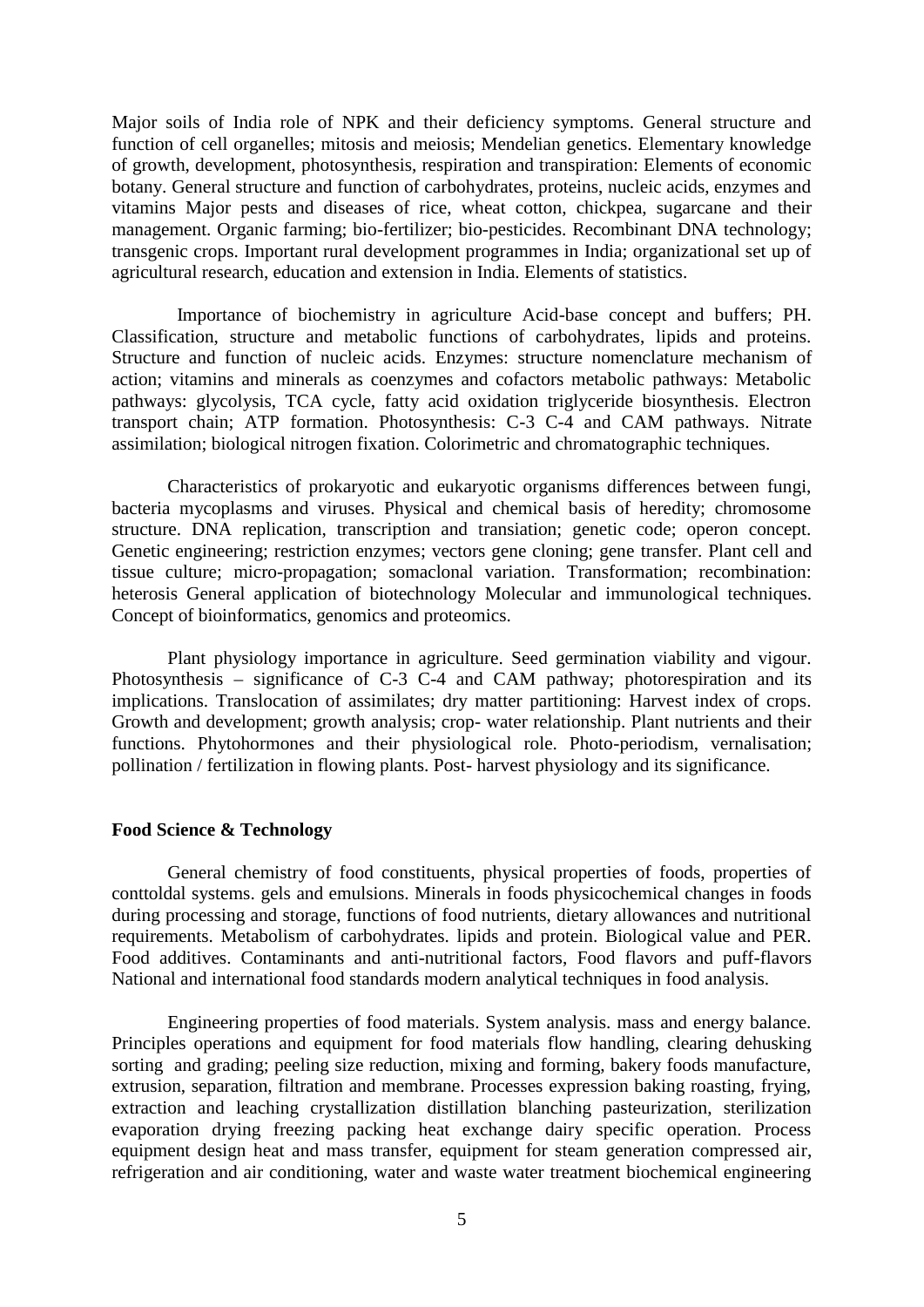Major soils of India role of NPK and their deficiency symptoms. General structure and function of cell organelles; mitosis and meiosis; Mendelian genetics. Elementary knowledge of growth, development, photosynthesis, respiration and transpiration: Elements of economic botany. General structure and function of carbohydrates, proteins, nucleic acids, enzymes and vitamins Major pests and diseases of rice, wheat cotton, chickpea, sugarcane and their management. Organic farming; bio-fertilizer; bio-pesticides. Recombinant DNA technology; transgenic crops. Important rural development programmes in India; organizational set up of agricultural research, education and extension in India. Elements of statistics.

Importance of biochemistry in agriculture Acid-base concept and buffers; PH. Classification, structure and metabolic functions of carbohydrates, lipids and proteins. Structure and function of nucleic acids. Enzymes: structure nomenclature mechanism of action; vitamins and minerals as coenzymes and cofactors metabolic pathways: Metabolic pathways: glycolysis, TCA cycle, fatty acid oxidation triglyceride biosynthesis. Electron transport chain; ATP formation. Photosynthesis: C-3 C-4 and CAM pathways. Nitrate assimilation; biological nitrogen fixation. Colorimetric and chromatographic techniques.

Characteristics of prokaryotic and eukaryotic organisms differences between fungi, bacteria mycoplasms and viruses. Physical and chemical basis of heredity; chromosome structure. DNA replication, transcription and transiation; genetic code; operon concept. Genetic engineering; restriction enzymes; vectors gene cloning; gene transfer. Plant cell and tissue culture; micro-propagation; somaclonal variation. Transformation; recombination: heterosis General application of biotechnology Molecular and immunological techniques. Concept of bioinformatics, genomics and proteomics.

Plant physiology importance in agriculture. Seed germination viability and vigour. Photosynthesis – significance of C-3 C-4 and CAM pathway; photorespiration and its implications. Translocation of assimilates; dry matter partitioning: Harvest index of crops. Growth and development; growth analysis; crop- water relationship. Plant nutrients and their functions. Phytohormones and their physiological role. Photo-periodism, vernalisation; pollination / fertilization in flowing plants. Post- harvest physiology and its significance.

**Food Science & Technology**

General chemistry of food constituents, physical properties of foods, properties of conttoldal systems. gels and emulsions. Minerals in foods physicochemical changes in foods during processing and storage, functions of food nutrients, dietary allowances and nutritional requirements. Metabolism of carbohydrates. lipids and protein. Biological value and PER. Food additives. Contaminants and anti-nutritional factors, Food flavors and puff-flavors National and international food standards modern analytical techniques in food analysis.

Engineering properties of food materials. System analysis. mass and energy balance. Principles operations and equipment for food materials flow handling, clearing dehusking sorting and grading; peeling size reduction, mixing and forming, bakery foods manufacture, extrusion, separation, filtration and membrane. Processes expression baking roasting, frying, extraction and leaching crystallization distillation blanching pasteurization, sterilization evaporation drying freezing packing heat exchange dairy specific operation. Process equipment design heat and mass transfer, equipment for steam generation compressed air, refrigeration and air conditioning, water and waste water treatment biochemical engineering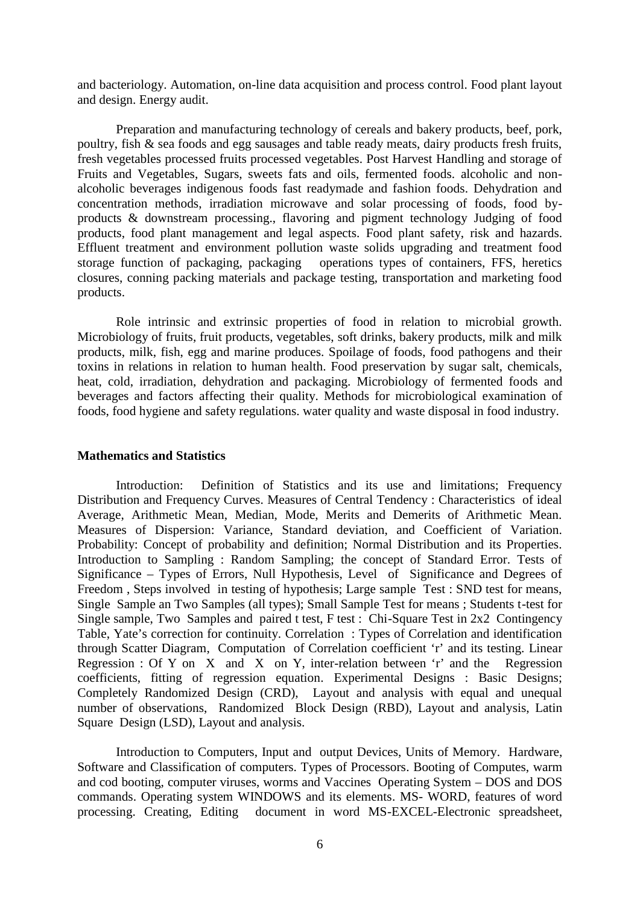and bacteriology. Automation, on-line data acquisition and process control. Food plant layout and design. Energy audit.

Preparation and manufacturing technology of cereals and bakery products, beef, pork, poultry, fish & sea foods and egg sausages and table ready meats, dairy products fresh fruits, fresh vegetables processed fruits processed vegetables. Post Harvest Handling and storage of Fruits and Vegetables, Sugars, sweets fats and oils, fermented foods. alcoholic and non-alcoholic beverages indigenous foods fast readymade and fashion foods. Dehydration and concentration methods, irradiation microwave and solar processing of foods, food by-products & downstream processing., flavoring and pigment technology Judging of food products, food plant management and legal aspects. Food plant safety, risk and hazards. Effluent treatment and environment pollution waste solids upgrading and treatment food storage function of packaging, packaging operations types of containers, FFS, heretics closures, conning packing materials and package testing, transportation and marketing food products.

Role intrinsic and extrinsic properties of food in relation to microbial growth. Microbiology of fruits, fruit products, vegetables, soft drinks, bakery products, milk and milk products, milk, fish, egg and marine produces. Spoilage of foods, food pathogens and their toxins in relations in relation to human health. Food preservation by sugar salt, chemicals, heat, cold, irradiation, dehydration and packaging. Microbiology of fermented foods and beverages and factors affecting their quality. Methods for microbiological examination of foods, food hygiene and safety regulations. water quality and waste disposal in food industry.

**Mathematics and Statistics**

Introduction: Definition of Statistics and its use and limitations; Frequency Distribution and Frequency Curves. Measures of Central Tendency : Characteristics of ideal Average, Arithmetic Mean, Median, Mode, Merits and Demerits of Arithmetic Mean. Measures of Dispersion: Variance, Standard deviation, and Coefficient of Variation. Probability: Concept of probability and definition; Normal Distribution and its Properties. Introduction to Sampling : Random Sampling; the concept of Standard Error. Tests of Significance – Types of Errors, Null Hypothesis, Level of Significance and Degrees of Freedom , Steps involved in testing of hypothesis; Large sample Test : SND test for means, Single Sample an Two Samples (all types); Small Sample Test for means ; Students t-test for Single sample, Two Samples and paired t test, F test : Chi-Square Test in 2x2 Contingency Table, Yate's correction for continuity. Correlation : Types of Correlation and identification through Scatter Diagram, Computation of Correlation coefficient 'r' and its testing. Linear Regression : Of Y on X and X on Y, inter-relation between 'r' and the Regression coefficients, fitting of regression equation. Experimental Designs : Basic Designs; Completely Randomized Design (CRD), Layout and analysis with equal and unequal number of observations, Randomized Block Design (RBD), Layout and analysis, Latin Square Design (LSD), Layout and analysis.

Introduction to Computers, Input and output Devices, Units of Memory. Hardware, Software and Classification of computers. Types of Processors. Booting of Computes, warm and cod booting, computer viruses, worms and Vaccines Operating System – DOS and DOS commands. Operating system WINDOWS and its elements. MS- WORD, features of word processing. Creating, Editing document in word MS-EXCEL-Electronic spreadsheet,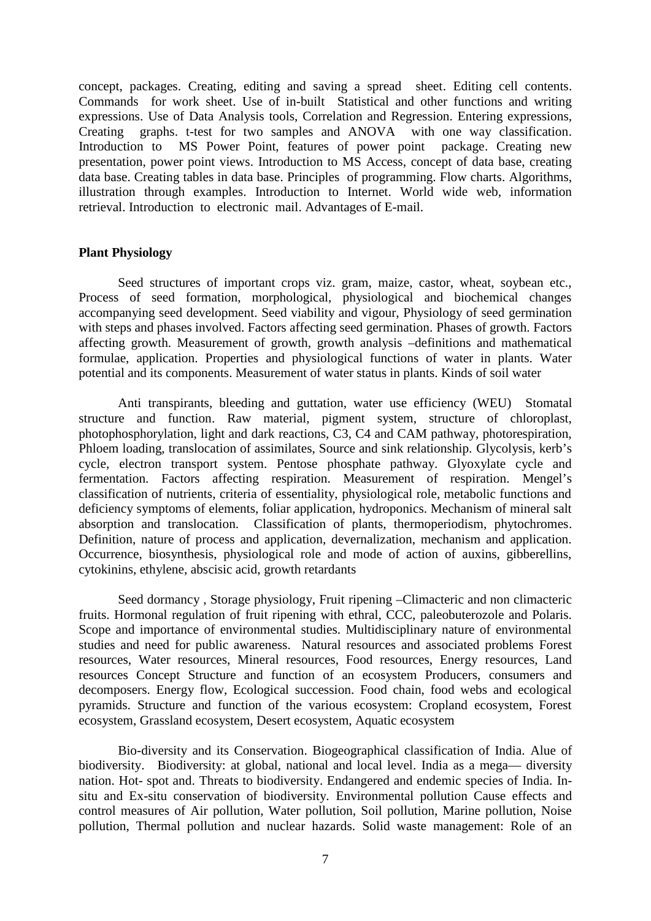concept, packages. Creating, editing and saving a spread sheet. Editing cell contents. Commands for work sheet. Use of in-built Statistical and other functions and writing expressions. Use of Data Analysis tools, Correlation and Regression. Entering expressions, Creating graphs. t-test for two samples and ANOVA with one way classification. Introduction to MS Power Point, features of power point package. Creating new presentation, power point views. Introduction to MS Access, concept of data base, creating data base. Creating tables in data base. Principles of programming. Flow charts. Algorithms, illustration through examples. Introduction to Internet. World wide web, information retrieval. Introduction to electronic mail. Advantages of E-mail.

**Plant Physiology**

Seed structures of important crops viz. gram, maize, castor, wheat, soybean etc., Process of seed formation, morphological, physiological and biochemical changes accompanying seed development. Seed viability and vigour, Physiology of seed germination with steps and phases involved. Factors affecting seed germination. Phases of growth. Factors affecting growth. Measurement of growth, growth analysis –definitions and mathematical formulae, application. Properties and physiological functions of water in plants. Water potential and its components. Measurement of water status in plants. Kinds of soil water

Anti transpirants, bleeding and guttation, water use efficiency (WEU) Stomatal structure and function. Raw material, pigment system, structure of chloroplast, photophosphorylation, light and dark reactions, C3, C4 and CAM pathway, photorespiration, Phloem loading, translocation of assimilates, Source and sink relationship. Glycolysis, kerb's cycle, electron transport system. Pentose phosphate pathway. Glyoxylate cycle and fermentation. Factors affecting respiration. Measurement of respiration. Mengel's classification of nutrients, criteria of essentiality, physiological role, metabolic functions and deficiency symptoms of elements, foliar application, hydroponics. Mechanism of mineral salt absorption and translocation. Classification of plants, thermoperiodism, phytochromes. Definition, nature of process and application, devernalization, mechanism and application. Occurrence, biosynthesis, physiological role and mode of action of auxins, gibberellins, cytokinins, ethylene, abscisic acid, growth retardants

Seed dormancy , Storage physiology, Fruit ripening –Climacteric and non climacteric fruits. Hormonal regulation of fruit ripening with ethral, CCC, paleobuterozole and Polaris. Scope and importance of environmental studies. Multidisciplinary nature of environmental studies and need for public awareness. Natural resources and associated problems Forest resources, Water resources, Mineral resources, Food resources, Energy resources, Land resources Concept Structure and function of an ecosystem Producers, consumers and decomposers. Energy flow, Ecological succession. Food chain, food webs and ecological pyramids. Structure and function of the various ecosystem: Cropland ecosystem, Forest ecosystem, Grassland ecosystem, Desert ecosystem, Aquatic ecosystem

Bio-diversity and its Conservation. Biogeographical classification of India. Alue of biodiversity. Biodiversity: at global, national and local level. India as a mega— diversity nation. Hot- spot and. Threats to biodiversity. Endangered and endemic species of India. In-situ and Ex-situ conservation of biodiversity. Environmental pollution Cause effects and control measures of Air pollution, Water pollution, Soil pollution, Marine pollution, Noise pollution, Thermal pollution and nuclear hazards. Solid waste management: Role of an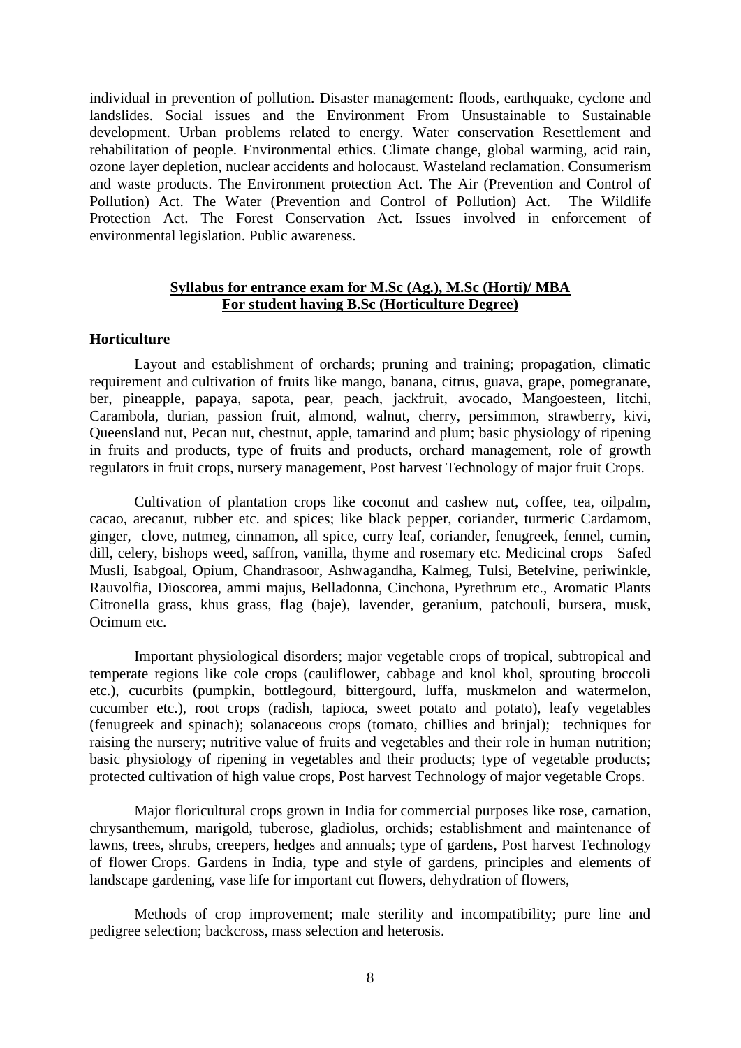individual in prevention of pollution. Disaster management: floods, earthquake, cyclone and landslides. Social issues and the Environment From Unsustainable to Sustainable development. Urban problems related to energy. Water conservation Resettlement and rehabilitation of people. Environmental ethics. Climate change, global warming, acid rain, ozone layer depletion, nuclear accidents and holocaust. Wasteland reclamation. Consumerism and waste products. The Environment protection Act. The Air (Prevention and Control of Pollution) Act. The Water (Prevention and Control of Pollution) Act. The Wildlife Protection Act. The Forest Conservation Act. Issues involved in enforcement of environmental legislation. Public awareness.

## Syllabus for entrance exam for M.Sc (Ag.), M.Sc (Horti)/ MBA For student having B.Sc (Horticulture Degree)

### Horticulture

Layout and establishment of orchards; pruning and training; propagation, climatic requirement and cultivation of fruits like mango, banana, citrus, guava, grape, pomegranate, ber, pineapple, papaya, sapota, pear, peach, jackfruit, avocado, Mangoesteen, litchi, Carambola, durian, passion fruit, almond, walnut, cherry, persimmon, strawberry, kivi, Queensland nut, Pecan nut, chestnut, apple, tamarind and plum; basic physiology of ripening in fruits and products, type of fruits and products, orchard management, role of growth regulators in fruit crops, nursery management, Post harvest Technology of major fruit Crops.

Cultivation of plantation crops like coconut and cashew nut, coffee, tea, oilpalm, cacao, arecanut, rubber etc. and spices; like black pepper, coriander, turmeric Cardamom, ginger, clove, nutmeg, cinnamon, all spice, curry leaf, coriander, fenugreek, fennel, cumin, dill, celery, bishops weed, saffron, vanilla, thyme and rosemary etc. Medicinal crops Safed Musli, Isabgoal, Opium, Chandrasoor, Ashwagandha, Kalmeg, Tulsi, Betelvine, periwinkle, Rauvolfia, Dioscorea, ammi majus, Belladonna, Cinchona, Pyrethrum etc., Aromatic Plants Citronella grass, khus grass, flag (baje), lavender, geranium, patchouli, bursera, musk, Ocimum etc.

Important physiological disorders; major vegetable crops of tropical, subtropical and temperate regions like cole crops (cauliflower, cabbage and knol khol, sprouting broccoli etc.), cucurbits (pumpkin, bottlegourd, bittergourd, luffa, muskmelon and watermelon, cucumber etc.), root crops (radish, tapioca, sweet potato and potato), leafy vegetables (fenugreek and spinach); solanaceous crops (tomato, chillies and brinjal); techniques for raising the nursery; nutritive value of fruits and vegetables and their role in human nutrition; basic physiology of ripening in vegetables and their products; type of vegetable products; protected cultivation of high value crops, Post harvest Technology of major vegetable Crops.

Major floricultural crops grown in India for commercial purposes like rose, carnation, chrysanthemum, marigold, tuberose, gladiolus, orchids; establishment and maintenance of lawns, trees, shrubs, creepers, hedges and annuals; type of gardens, Post harvest Technology of flower Crops. Gardens in India, type and style of gardens, principles and elements of landscape gardening, vase life for important cut flowers, dehydration of flowers,

Methods of crop improvement; male sterility and incompatibility; pure line and pedigree selection; backcross, mass selection and heterosis.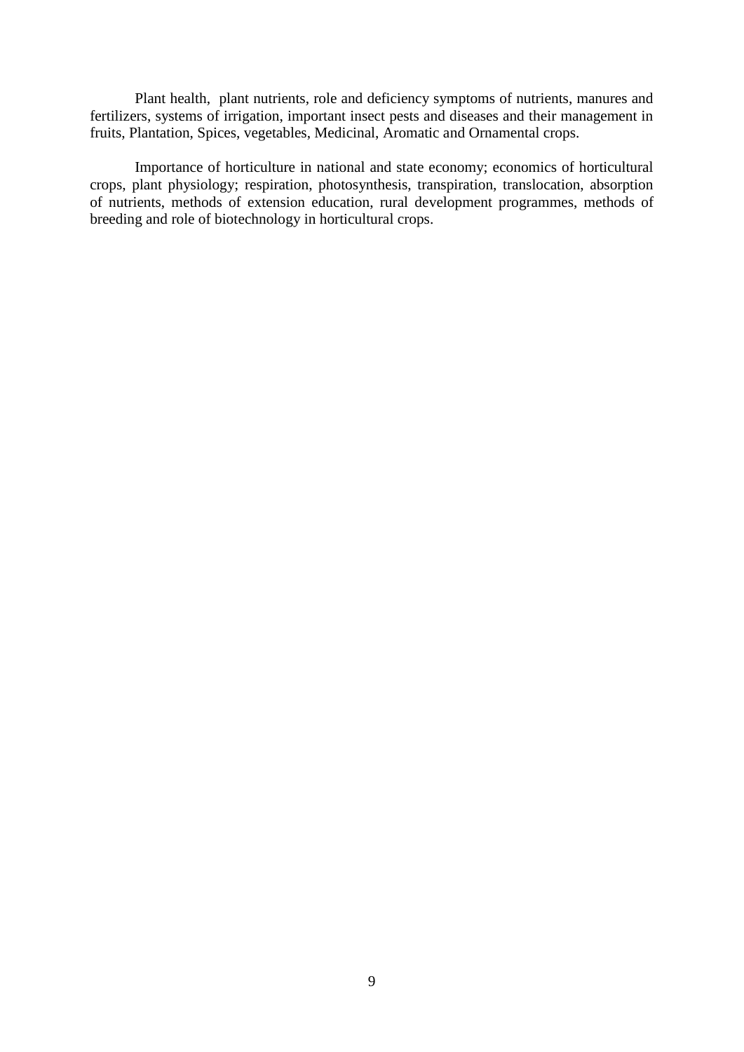Plant health, plant nutrients, role and deficiency symptoms of nutrients, manures and fertilizers, systems of irrigation, important insect pests and diseases and their management in fruits, Plantation, Spices, vegetables, Medicinal, Aromatic and Ornamental crops.

Importance of horticulture in national and state economy; economics of horticultural crops, plant physiology; respiration, photosynthesis, transpiration, translocation, absorption of nutrients, methods of extension education, rural development programmes, methods of breeding and role of biotechnology in horticultural crops.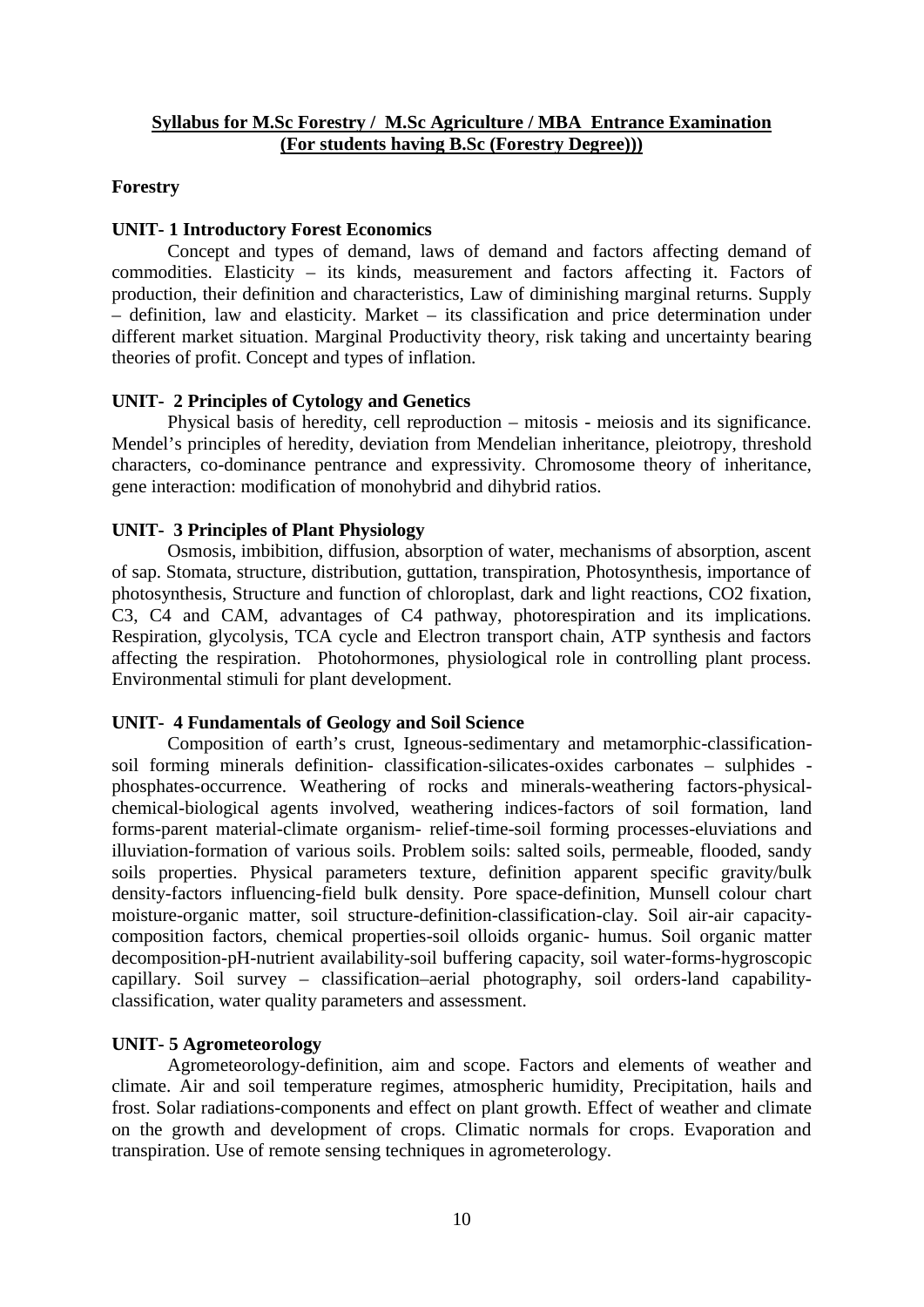## Syllabus for M.Sc Forestry / M.Sc Agriculture / MBA Entrance Examination (For students having B.Sc (Forestry Degree)))

**Forestry**

**UNIT- 1 Introductory Forest Economics**

Concept and types of demand, laws of demand and factors affecting demand of commodities. Elasticity – its kinds, measurement and factors affecting it. Factors of production, their definition and characteristics, Law of diminishing marginal returns. Supply – definition, law and elasticity. Market – its classification and price determination under different market situation. Marginal Productivity theory, risk taking and uncertainty bearing theories of profit. Concept and types of inflation.

**UNIT- 2 Principles of Cytology and Genetics**

Physical basis of heredity, cell reproduction – mitosis - meiosis and its significance. Mendel's principles of heredity, deviation from Mendelian inheritance, pleiotropy, threshold characters, co-dominance pentrance and expressivity. Chromosome theory of inheritance, gene interaction: modification of monohybrid and dihybrid ratios.

**UNIT- 3 Principles of Plant Physiology**

Osmosis, imbibition, diffusion, absorption of water, mechanisms of absorption, ascent of sap. Stomata, structure, distribution, guttation, transpiration, Photosynthesis, importance of photosynthesis, Structure and function of chloroplast, dark and light reactions, CO2 fixation, C3, C4 and CAM, advantages of C4 pathway, photorespiration and its implications. Respiration, glycolysis, TCA cycle and Electron transport chain, ATP synthesis and factors affecting the respiration. Photohormones, physiological role in controlling plant process. Environmental stimuli for plant development.

**UNIT- 4 Fundamentals of Geology and Soil Science**

Composition of earth's crust, Igneous-sedimentary and metamorphic-classification-soil forming minerals definition- classification-silicates-oxides carbonates – sulphides - phosphates-occurrence. Weathering of rocks and minerals-weathering factors-physical-chemical-biological agents involved, weathering indices-factors of soil formation, land forms-parent material-climate organism- relief-time-soil forming processes-eluviations and illuviation-formation of various soils. Problem soils: salted soils, permeable, flooded, sandy soils properties. Physical parameters texture, definition apparent specific gravity/bulk density-factors influencing-field bulk density. Pore space-definition, Munsell colour chart moisture-organic matter, soil structure-definition-classification-clay. Soil air-air capacity-composition factors, chemical properties-soil olloids organic- humus. Soil organic matter decomposition-pH-nutrient availability-soil buffering capacity, soil water-forms-hygroscopic capillary. Soil survey – classification–aerial photography, soil orders-land capability-classification, water quality parameters and assessment.

**UNIT- 5 Agrometeorology**

Agrometeorology-definition, aim and scope. Factors and elements of weather and climate. Air and soil temperature regimes, atmospheric humidity, Precipitation, hails and frost. Solar radiations-components and effect on plant growth. Effect of weather and climate on the growth and development of crops. Climatic normals for crops. Evaporation and transpiration. Use of remote sensing techniques in agrometerology.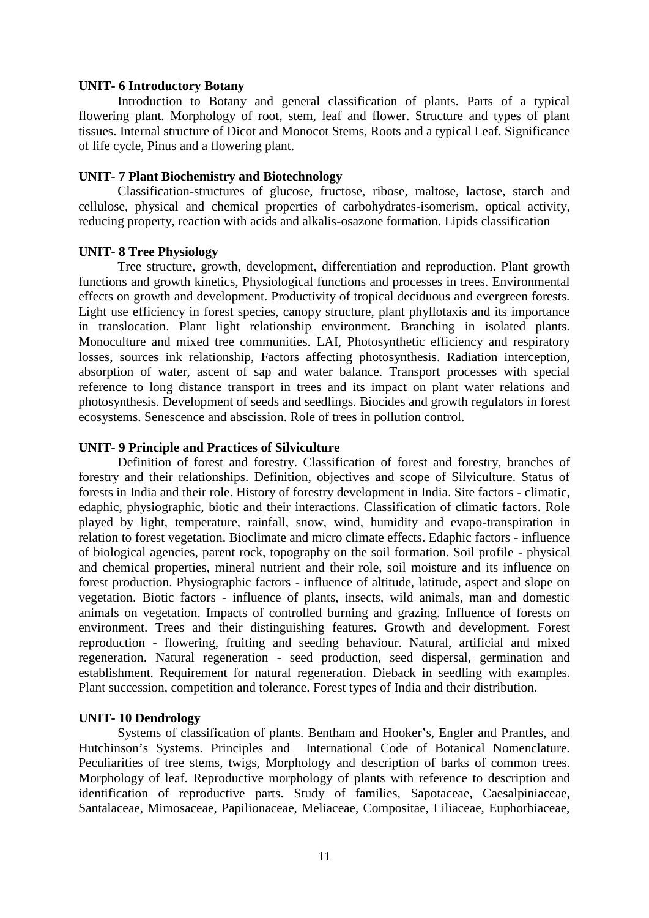**UNIT- 6 Introductory Botany**

Introduction to Botany and general classification of plants. Parts of a typical flowering plant. Morphology of root, stem, leaf and flower. Structure and types of plant tissues. Internal structure of Dicot and Monocot Stems, Roots and a typical Leaf. Significance of life cycle, Pinus and a flowering plant.

**UNIT- 7 Plant Biochemistry and Biotechnology**

Classification-structures of glucose, fructose, ribose, maltose, lactose, starch and cellulose, physical and chemical properties of carbohydrates-isomerism, optical activity, reducing property, reaction with acids and alkalis-osazone formation. Lipids classification

**UNIT- 8 Tree Physiology**

Tree structure, growth, development, differentiation and reproduction. Plant growth functions and growth kinetics, Physiological functions and processes in trees. Environmental effects on growth and development. Productivity of tropical deciduous and evergreen forests. Light use efficiency in forest species, canopy structure, plant phyllotaxis and its importance in translocation. Plant light relationship environment. Branching in isolated plants. Monoculture and mixed tree communities. LAI, Photosynthetic efficiency and respiratory losses, sources ink relationship, Factors affecting photosynthesis. Radiation interception, absorption of water, ascent of sap and water balance. Transport processes with special reference to long distance transport in trees and its impact on plant water relations and photosynthesis. Development of seeds and seedlings. Biocides and growth regulators in forest ecosystems. Senescence and abscission. Role of trees in pollution control.

**UNIT- 9 Principle and Practices of Silviculture**

Definition of forest and forestry. Classification of forest and forestry, branches of forestry and their relationships. Definition, objectives and scope of Silviculture. Status of forests in India and their role. History of forestry development in India. Site factors - climatic, edaphic, physiographic, biotic and their interactions. Classification of climatic factors. Role played by light, temperature, rainfall, snow, wind, humidity and evapo-transpiration in relation to forest vegetation. Bioclimate and micro climate effects. Edaphic factors - influence of biological agencies, parent rock, topography on the soil formation. Soil profile - physical and chemical properties, mineral nutrient and their role, soil moisture and its influence on forest production. Physiographic factors - influence of altitude, latitude, aspect and slope on vegetation. Biotic factors - influence of plants, insects, wild animals, man and domestic animals on vegetation. Impacts of controlled burning and grazing. Influence of forests on environment. Trees and their distinguishing features. Growth and development. Forest reproduction - flowering, fruiting and seeding behaviour. Natural, artificial and mixed regeneration. Natural regeneration - seed production, seed dispersal, germination and establishment. Requirement for natural regeneration. Dieback in seedling with examples. Plant succession, competition and tolerance. Forest types of India and their distribution.

**UNIT- 10 Dendrology**

Systems of classification of plants. Bentham and Hooker's, Engler and Prantles, and Hutchinson's Systems. Principles and International Code of Botanical Nomenclature. Peculiarities of tree stems, twigs, Morphology and description of barks of common trees. Morphology of leaf. Reproductive morphology of plants with reference to description and identification of reproductive parts. Study of families, Sapotaceae, Caesalpiniaceae, Santalaceae, Mimosaceae, Papilionaceae, Meliaceae, Compositae, Liliaceae, Euphorbiaceae,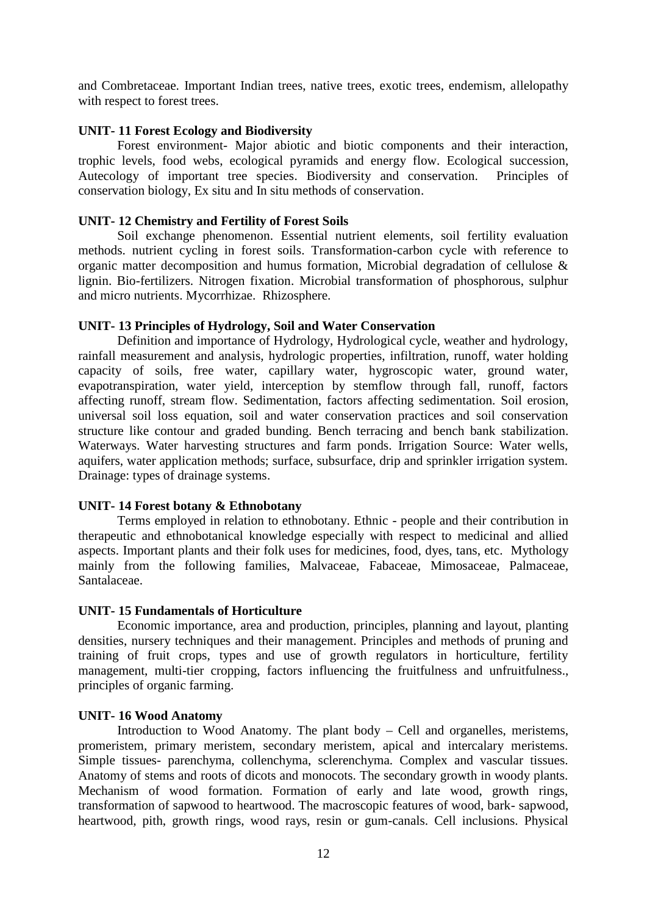and Combretaceae. Important Indian trees, native trees, exotic trees, endemism, allelopathy with respect to forest trees.

**UNIT- 11 Forest Ecology and Biodiversity**

Forest environment- Major abiotic and biotic components and their interaction, trophic levels, food webs, ecological pyramids and energy flow. Ecological succession, Autecology of important tree species. Biodiversity and conservation. Principles of conservation biology, Ex situ and In situ methods of conservation.

**UNIT- 12 Chemistry and Fertility of Forest Soils**

Soil exchange phenomenon. Essential nutrient elements, soil fertility evaluation methods. nutrient cycling in forest soils. Transformation-carbon cycle with reference to organic matter decomposition and humus formation, Microbial degradation of cellulose & lignin. Bio-fertilizers. Nitrogen fixation. Microbial transformation of phosphorous, sulphur and micro nutrients. Mycorrhizae. Rhizosphere.

**UNIT- 13 Principles of Hydrology, Soil and Water Conservation**

Definition and importance of Hydrology, Hydrological cycle, weather and hydrology, rainfall measurement and analysis, hydrologic properties, infiltration, runoff, water holding capacity of soils, free water, capillary water, hygroscopic water, ground water, evapotranspiration, water yield, interception by stemflow through fall, runoff, factors affecting runoff, stream flow. Sedimentation, factors affecting sedimentation. Soil erosion, universal soil loss equation, soil and water conservation practices and soil conservation structure like contour and graded bunding. Bench terracing and bench bank stabilization. Waterways. Water harvesting structures and farm ponds. Irrigation Source: Water wells, aquifers, water application methods; surface, subsurface, drip and sprinkler irrigation system. Drainage: types of drainage systems.

**UNIT- 14 Forest botany & Ethnobotany**

Terms employed in relation to ethnobotany. Ethnic - people and their contribution in therapeutic and ethnobotanical knowledge especially with respect to medicinal and allied aspects. Important plants and their folk uses for medicines, food, dyes, tans, etc. Mythology mainly from the following families, Malvaceae, Fabaceae, Mimosaceae, Palmaceae, Santalaceae.

**UNIT- 15 Fundamentals of Horticulture**

Economic importance, area and production, principles, planning and layout, planting densities, nursery techniques and their management. Principles and methods of pruning and training of fruit crops, types and use of growth regulators in horticulture, fertility management, multi-tier cropping, factors influencing the fruitfulness and unfruitfulness., principles of organic farming.

**UNIT- 16 Wood Anatomy**

Introduction to Wood Anatomy. The plant body – Cell and organelles, meristems, promeristem, primary meristem, secondary meristem, apical and intercalary meristems. Simple tissues- parenchyma, collenchyma, sclerenchyma. Complex and vascular tissues. Anatomy of stems and roots of dicots and monocots. The secondary growth in woody plants. Mechanism of wood formation. Formation of early and late wood, growth rings, transformation of sapwood to heartwood. The macroscopic features of wood, bark- sapwood, heartwood, pith, growth rings, wood rays, resin or gum-canals. Cell inclusions. Physical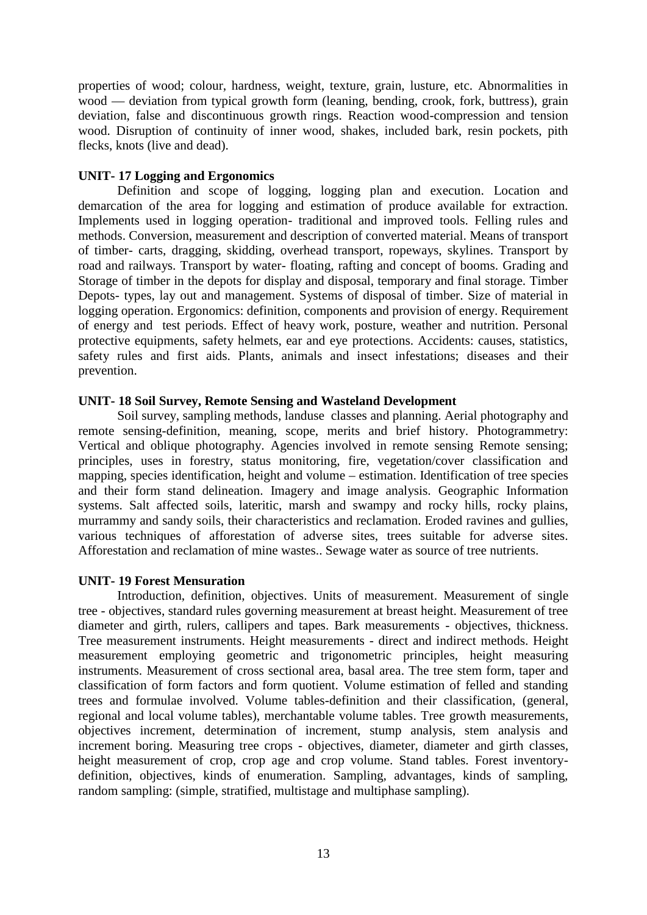properties of wood; colour, hardness, weight, texture, grain, lusture, etc. Abnormalities in wood — deviation from typical growth form (leaning, bending, crook, fork, buttress), grain deviation, false and discontinuous growth rings. Reaction wood-compression and tension wood. Disruption of continuity of inner wood, shakes, included bark, resin pockets, pith flecks, knots (live and dead).

**UNIT- 17 Logging and Ergonomics**

Definition and scope of logging, logging plan and execution. Location and demarcation of the area for logging and estimation of produce available for extraction. Implements used in logging operation- traditional and improved tools. Felling rules and methods. Conversion, measurement and description of converted material. Means of transport of timber- carts, dragging, skidding, overhead transport, ropeways, skylines. Transport by road and railways. Transport by water- floating, rafting and concept of booms. Grading and Storage of timber in the depots for display and disposal, temporary and final storage. Timber Depots- types, lay out and management. Systems of disposal of timber. Size of material in logging operation. Ergonomics: definition, components and provision of energy. Requirement of energy and test periods. Effect of heavy work, posture, weather and nutrition. Personal protective equipments, safety helmets, ear and eye protections. Accidents: causes, statistics, safety rules and first aids. Plants, animals and insect infestations; diseases and their prevention.

**UNIT- 18 Soil Survey, Remote Sensing and Wasteland Development**

Soil survey, sampling methods, landuse classes and planning. Aerial photography and remote sensing-definition, meaning, scope, merits and brief history. Photogrammetry: Vertical and oblique photography. Agencies involved in remote sensing Remote sensing; principles, uses in forestry, status monitoring, fire, vegetation/cover classification and mapping, species identification, height and volume – estimation. Identification of tree species and their form stand delineation. Imagery and image analysis. Geographic Information systems. Salt affected soils, lateritic, marsh and swampy and rocky hills, rocky plains, murrammy and sandy soils, their characteristics and reclamation. Eroded ravines and gullies, various techniques of afforestation of adverse sites, trees suitable for adverse sites. Afforestation and reclamation of mine wastes.. Sewage water as source of tree nutrients.

**UNIT- 19 Forest Mensuration**

Introduction, definition, objectives. Units of measurement. Measurement of single tree - objectives, standard rules governing measurement at breast height. Measurement of tree diameter and girth, rulers, callipers and tapes. Bark measurements - objectives, thickness. Tree measurement instruments. Height measurements - direct and indirect methods. Height measurement employing geometric and trigonometric principles, height measuring instruments. Measurement of cross sectional area, basal area. The tree stem form, taper and classification of form factors and form quotient. Volume estimation of felled and standing trees and formulae involved. Volume tables-definition and their classification, (general, regional and local volume tables), merchantable volume tables. Tree growth measurements, objectives increment, determination of increment, stump analysis, stem analysis and increment boring. Measuring tree crops - objectives, diameter, diameter and girth classes, height measurement of crop, crop age and crop volume. Stand tables. Forest inventory-definition, objectives, kinds of enumeration. Sampling, advantages, kinds of sampling, random sampling: (simple, stratified, multistage and multiphase sampling).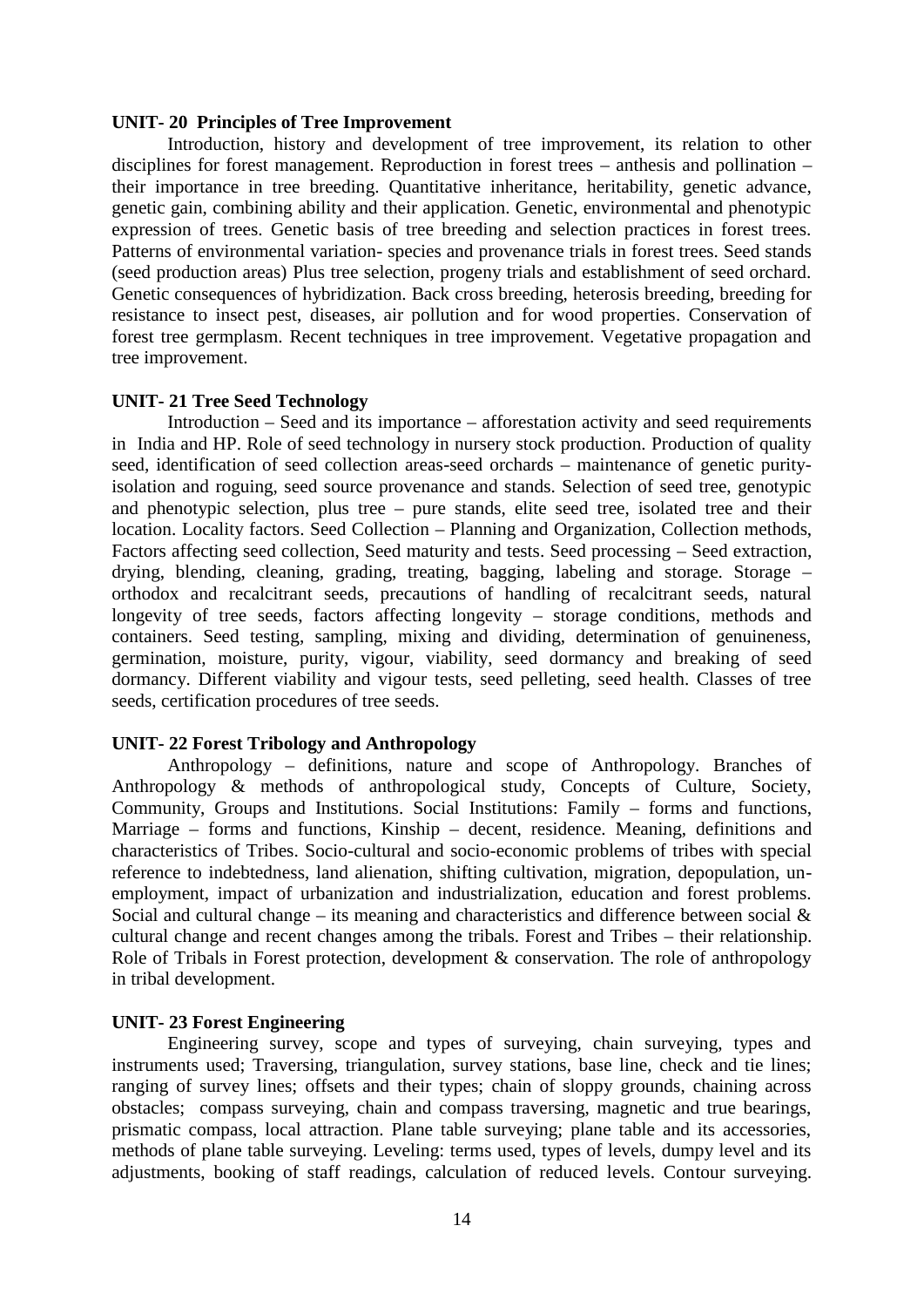**UNIT- 20 Principles of Tree Improvement**

Introduction, history and development of tree improvement, its relation to other disciplines for forest management. Reproduction in forest trees – anthesis and pollination – their importance in tree breeding. Quantitative inheritance, heritability, genetic advance, genetic gain, combining ability and their application. Genetic, environmental and phenotypic expression of trees. Genetic basis of tree breeding and selection practices in forest trees. Patterns of environmental variation- species and provenance trials in forest trees. Seed stands (seed production areas) Plus tree selection, progeny trials and establishment of seed orchard. Genetic consequences of hybridization. Back cross breeding, heterosis breeding, breeding for resistance to insect pest, diseases, air pollution and for wood properties. Conservation of forest tree germplasm. Recent techniques in tree improvement. Vegetative propagation and tree improvement.

**UNIT- 21 Tree Seed Technology**

Introduction – Seed and its importance – afforestation activity and seed requirements in India and HP. Role of seed technology in nursery stock production. Production of quality seed, identification of seed collection areas-seed orchards – maintenance of genetic purity-isolation and roguing, seed source provenance and stands. Selection of seed tree, genotypic and phenotypic selection, plus tree – pure stands, elite seed tree, isolated tree and their location. Locality factors. Seed Collection – Planning and Organization, Collection methods, Factors affecting seed collection, Seed maturity and tests. Seed processing – Seed extraction, drying, blending, cleaning, grading, treating, bagging, labeling and storage. Storage – orthodox and recalcitrant seeds, precautions of handling of recalcitrant seeds, natural longevity of tree seeds, factors affecting longevity – storage conditions, methods and containers. Seed testing, sampling, mixing and dividing, determination of genuineness, germination, moisture, purity, vigour, viability, seed dormancy and breaking of seed dormancy. Different viability and vigour tests, seed pelleting, seed health. Classes of tree seeds, certification procedures of tree seeds.

**UNIT- 22 Forest Tribology and Anthropology**

Anthropology – definitions, nature and scope of Anthropology. Branches of Anthropology & methods of anthropological study, Concepts of Culture, Society, Community, Groups and Institutions. Social Institutions: Family – forms and functions, Marriage – forms and functions, Kinship – decent, residence. Meaning, definitions and characteristics of Tribes. Socio-cultural and socio-economic problems of tribes with special reference to indebtedness, land alienation, shifting cultivation, migration, depopulation, un-employment, impact of urbanization and industrialization, education and forest problems. Social and cultural change – its meaning and characteristics and difference between social & cultural change and recent changes among the tribals. Forest and Tribes – their relationship. Role of Tribals in Forest protection, development & conservation. The role of anthropology in tribal development.

**UNIT- 23 Forest Engineering**

Engineering survey, scope and types of surveying, chain surveying, types and instruments used; Traversing, triangulation, survey stations, base line, check and tie lines; ranging of survey lines; offsets and their types; chain of sloppy grounds, chaining across obstacles; compass surveying, chain and compass traversing, magnetic and true bearings, prismatic compass, local attraction. Plane table surveying; plane table and its accessories, methods of plane table surveying. Leveling: terms used, types of levels, dumpy level and its adjustments, booking of staff readings, calculation of reduced levels. Contour surveying.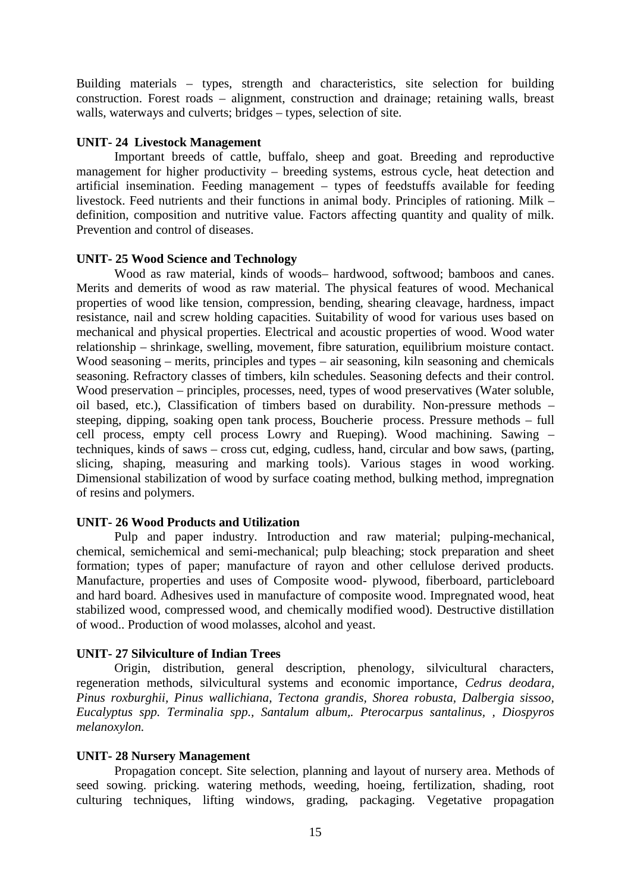Building materials – types, strength and characteristics, site selection for building construction. Forest roads – alignment, construction and drainage; retaining walls, breast walls, waterways and culverts; bridges – types, selection of site.

**UNIT- 24 Livestock Management**

Important breeds of cattle, buffalo, sheep and goat. Breeding and reproductive management for higher productivity – breeding systems, estrous cycle, heat detection and artificial insemination. Feeding management – types of feedstuffs available for feeding livestock. Feed nutrients and their functions in animal body. Principles of rationing. Milk – definition, composition and nutritive value. Factors affecting quantity and quality of milk. Prevention and control of diseases.

**UNIT- 25 Wood Science and Technology**

Wood as raw material, kinds of woods– hardwood, softwood; bamboos and canes. Merits and demerits of wood as raw material. The physical features of wood. Mechanical properties of wood like tension, compression, bending, shearing cleavage, hardness, impact resistance, nail and screw holding capacities. Suitability of wood for various uses based on mechanical and physical properties. Electrical and acoustic properties of wood. Wood water relationship – shrinkage, swelling, movement, fibre saturation, equilibrium moisture contact. Wood seasoning – merits, principles and types – air seasoning, kiln seasoning and chemicals seasoning. Refractory classes of timbers, kiln schedules. Seasoning defects and their control. Wood preservation – principles, processes, need, types of wood preservatives (Water soluble, oil based, etc.), Classification of timbers based on durability. Non-pressure methods – steeping, dipping, soaking open tank process, Boucherie process. Pressure methods – full cell process, empty cell process Lowry and Rueping). Wood machining. Sawing – techniques, kinds of saws – cross cut, edging, cudless, hand, circular and bow saws, (parting, slicing, shaping, measuring and marking tools). Various stages in wood working. Dimensional stabilization of wood by surface coating method, bulking method, impregnation of resins and polymers.

**UNIT- 26 Wood Products and Utilization**

Pulp and paper industry. Introduction and raw material; pulping-mechanical, chemical, semichemical and semi-mechanical; pulp bleaching; stock preparation and sheet formation; types of paper; manufacture of rayon and other cellulose derived products. Manufacture, properties and uses of Composite wood- plywood, fiberboard, particleboard and hard board. Adhesives used in manufacture of composite wood. Impregnated wood, heat stabilized wood, compressed wood, and chemically modified wood). Destructive distillation of wood.. Production of wood molasses, alcohol and yeast.

**UNIT- 27 Silviculture of Indian Trees**

Origin, distribution, general description, phenology, silvicultural characters, regeneration methods, silvicultural systems and economic importance, *Cedrus deodara, Pinus roxburghii, Pinus wallichiana, Tectona grandis, Shorea robusta, Dalbergia sissoo, Eucalyptus spp. Terminalia spp., Santalum album,. Pterocarpus santalinus, , Diospyros melanoxylon.*

**UNIT- 28 Nursery Management**

Propagation concept. Site selection, planning and layout of nursery area. Methods of seed sowing. pricking. watering methods, weeding, hoeing, fertilization, shading, root culturing techniques, lifting windows, grading, packaging. Vegetative propagation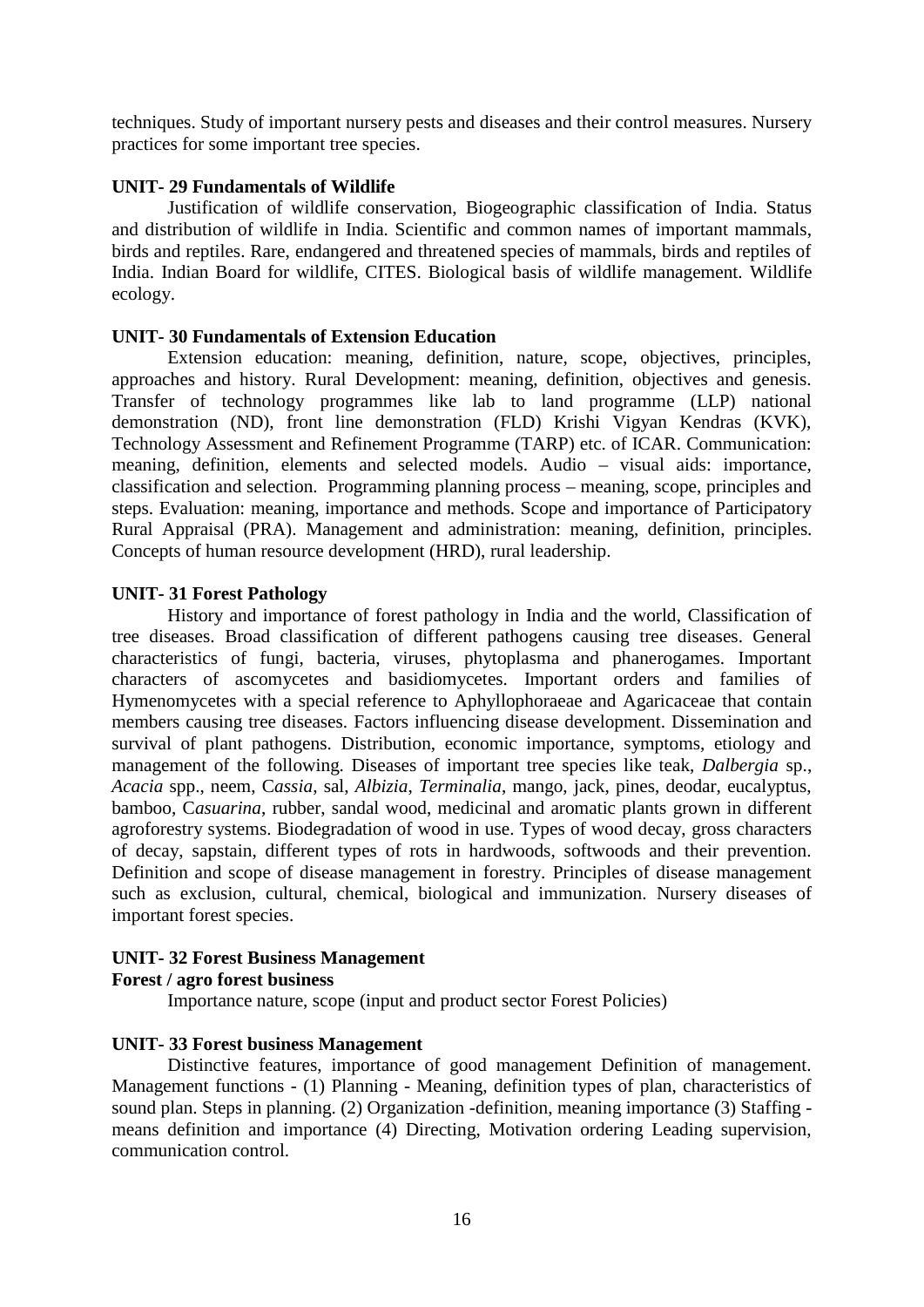techniques. Study of important nursery pests and diseases and their control measures. Nursery practices for some important tree species.

**UNIT- 29 Fundamentals of Wildlife**

Justification of wildlife conservation, Biogeographic classification of India. Status and distribution of wildlife in India. Scientific and common names of important mammals, birds and reptiles. Rare, endangered and threatened species of mammals, birds and reptiles of India. Indian Board for wildlife, CITES. Biological basis of wildlife management. Wildlife ecology.

**UNIT- 30 Fundamentals of Extension Education**

Extension education: meaning, definition, nature, scope, objectives, principles, approaches and history. Rural Development: meaning, definition, objectives and genesis. Transfer of technology programmes like lab to land programme (LLP) national demonstration (ND), front line demonstration (FLD) Krishi Vigyan Kendras (KVK), Technology Assessment and Refinement Programme (TARP) etc. of ICAR. Communication: meaning, definition, elements and selected models. Audio – visual aids: importance, classification and selection. Programming planning process – meaning, scope, principles and steps. Evaluation: meaning, importance and methods. Scope and importance of Participatory Rural Appraisal (PRA). Management and administration: meaning, definition, principles. Concepts of human resource development (HRD), rural leadership.

**UNIT- 31 Forest Pathology**

History and importance of forest pathology in India and the world, Classification of tree diseases. Broad classification of different pathogens causing tree diseases. General characteristics of fungi, bacteria, viruses, phytoplasma and phanerogames. Important characters of ascomycetes and basidiomycetes. Important orders and families of Hymenomycetes with a special reference to Aphyllophoraeae and Agaricaceae that contain members causing tree diseases. Factors influencing disease development. Dissemination and survival of plant pathogens. Distribution, economic importance, symptoms, etiology and management of the following. Diseases of important tree species like teak, *Dalbergia* sp., *Acacia* spp., neem, C*assia*, sal, *Albizia*, *Terminalia*, mango, jack, pines, deodar, eucalyptus, bamboo, C*asuarina*, rubber, sandal wood, medicinal and aromatic plants grown in different agroforestry systems. Biodegradation of wood in use. Types of wood decay, gross characters of decay, sapstain, different types of rots in hardwoods, softwoods and their prevention. Definition and scope of disease management in forestry. Principles of disease management such as exclusion, cultural, chemical, biological and immunization. Nursery diseases of important forest species.

**UNIT- 32 Forest Business Management**

**Forest / agro forest business**

Importance nature, scope (input and product sector Forest Policies)

**UNIT- 33 Forest business Management**

Distinctive features, importance of good management Definition of management. Management functions - (1) Planning - Meaning, definition types of plan, characteristics of sound plan. Steps in planning. (2) Organization -definition, meaning importance (3) Staffing - means definition and importance (4) Directing, Motivation ordering Leading supervision, communication control.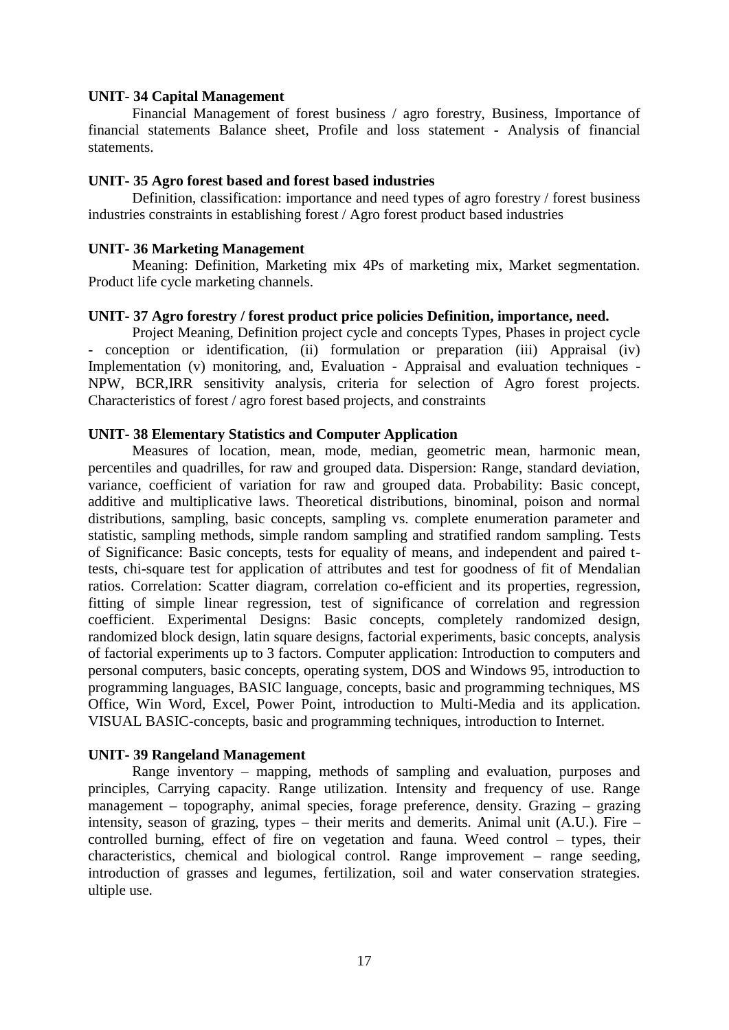**UNIT- 34 Capital Management**

Financial Management of forest business / agro forestry, Business, Importance of financial statements Balance sheet, Profile and loss statement - Analysis of financial statements.

**UNIT- 35 Agro forest based and forest based industries**

Definition, classification: importance and need types of agro forestry / forest business industries constraints in establishing forest / Agro forest product based industries

**UNIT- 36 Marketing Management**

Meaning: Definition, Marketing mix 4Ps of marketing mix, Market segmentation. Product life cycle marketing channels.

**UNIT- 37 Agro forestry / forest product price policies Definition, importance, need.**

Project Meaning, Definition project cycle and concepts Types, Phases in project cycle - conception or identification, (ii) formulation or preparation (iii) Appraisal (iv) Implementation (v) monitoring, and, Evaluation - Appraisal and evaluation techniques - NPW, BCR,IRR sensitivity analysis, criteria for selection of Agro forest projects. Characteristics of forest / agro forest based projects, and constraints

**UNIT- 38 Elementary Statistics and Computer Application**

Measures of location, mean, mode, median, geometric mean, harmonic mean, percentiles and quadrilles, for raw and grouped data. Dispersion: Range, standard deviation, variance, coefficient of variation for raw and grouped data. Probability: Basic concept, additive and multiplicative laws. Theoretical distributions, binominal, poison and normal distributions, sampling, basic concepts, sampling vs. complete enumeration parameter and statistic, sampling methods, simple random sampling and stratified random sampling. Tests of Significance: Basic concepts, tests for equality of means, and independent and paired t-tests, chi-square test for application of attributes and test for goodness of fit of Mendalian ratios. Correlation: Scatter diagram, correlation co-efficient and its properties, regression, fitting of simple linear regression, test of significance of correlation and regression coefficient. Experimental Designs: Basic concepts, completely randomized design, randomized block design, latin square designs, factorial experiments, basic concepts, analysis of factorial experiments up to 3 factors. Computer application: Introduction to computers and personal computers, basic concepts, operating system, DOS and Windows 95, introduction to programming languages, BASIC language, concepts, basic and programming techniques, MS Office, Win Word, Excel, Power Point, introduction to Multi-Media and its application. VISUAL BASIC-concepts, basic and programming techniques, introduction to Internet.

**UNIT- 39 Rangeland Management**

Range inventory – mapping, methods of sampling and evaluation, purposes and principles, Carrying capacity. Range utilization. Intensity and frequency of use. Range management – topography, animal species, forage preference, density. Grazing – grazing intensity, season of grazing, types – their merits and demerits. Animal unit (A.U.). Fire – controlled burning, effect of fire on vegetation and fauna. Weed control – types, their characteristics, chemical and biological control. Range improvement – range seeding, introduction of grasses and legumes, fertilization, soil and water conservation strategies. ultiple use.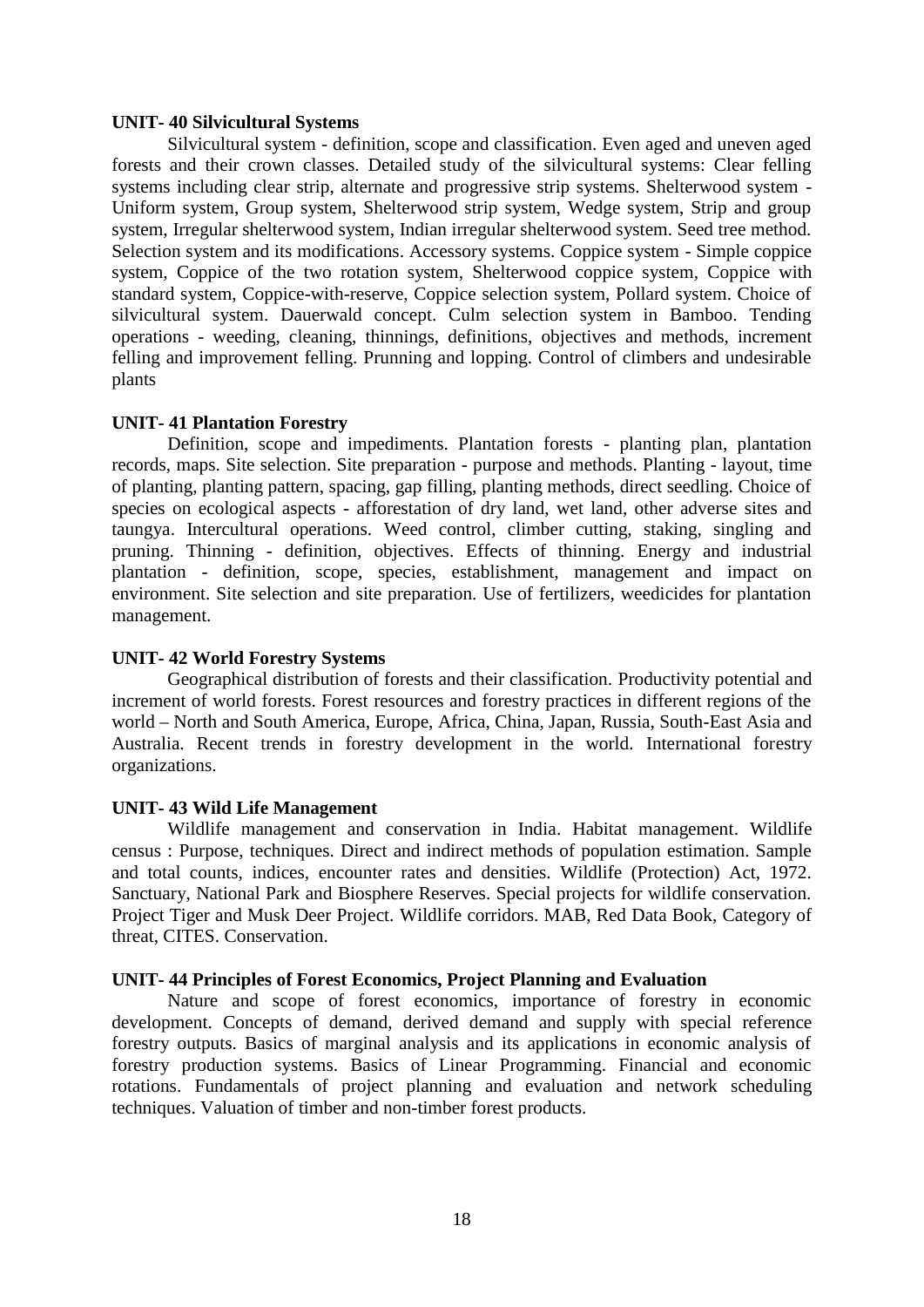**UNIT- 40 Silvicultural Systems**

Silvicultural system - definition, scope and classification. Even aged and uneven aged forests and their crown classes. Detailed study of the silvicultural systems: Clear felling systems including clear strip, alternate and progressive strip systems. Shelterwood system - Uniform system, Group system, Shelterwood strip system, Wedge system, Strip and group system, Irregular shelterwood system, Indian irregular shelterwood system. Seed tree method. Selection system and its modifications. Accessory systems. Coppice system - Simple coppice system, Coppice of the two rotation system, Shelterwood coppice system, Coppice with standard system, Coppice-with-reserve, Coppice selection system, Pollard system. Choice of silvicultural system. Dauerwald concept. Culm selection system in Bamboo. Tending operations - weeding, cleaning, thinnings, definitions, objectives and methods, increment felling and improvement felling. Prunning and lopping. Control of climbers and undesirable plants

**UNIT- 41 Plantation Forestry**

Definition, scope and impediments. Plantation forests - planting plan, plantation records, maps. Site selection. Site preparation - purpose and methods. Planting - layout, time of planting, planting pattern, spacing, gap filling, planting methods, direct seedling. Choice of species on ecological aspects - afforestation of dry land, wet land, other adverse sites and taungya. Intercultural operations. Weed control, climber cutting, staking, singling and pruning. Thinning - definition, objectives. Effects of thinning. Energy and industrial plantation - definition, scope, species, establishment, management and impact on environment. Site selection and site preparation. Use of fertilizers, weedicides for plantation management.

**UNIT- 42 World Forestry Systems**

Geographical distribution of forests and their classification. Productivity potential and increment of world forests. Forest resources and forestry practices in different regions of the world – North and South America, Europe, Africa, China, Japan, Russia, South-East Asia and Australia. Recent trends in forestry development in the world. International forestry organizations.

**UNIT- 43 Wild Life Management**

Wildlife management and conservation in India. Habitat management. Wildlife census : Purpose, techniques. Direct and indirect methods of population estimation. Sample and total counts, indices, encounter rates and densities. Wildlife (Protection) Act, 1972. Sanctuary, National Park and Biosphere Reserves. Special projects for wildlife conservation. Project Tiger and Musk Deer Project. Wildlife corridors. MAB, Red Data Book, Category of threat, CITES. Conservation.

**UNIT- 44 Principles of Forest Economics, Project Planning and Evaluation**

Nature and scope of forest economics, importance of forestry in economic development. Concepts of demand, derived demand and supply with special reference forestry outputs. Basics of marginal analysis and its applications in economic analysis of forestry production systems. Basics of Linear Programming. Financial and economic rotations. Fundamentals of project planning and evaluation and network scheduling techniques. Valuation of timber and non-timber forest products.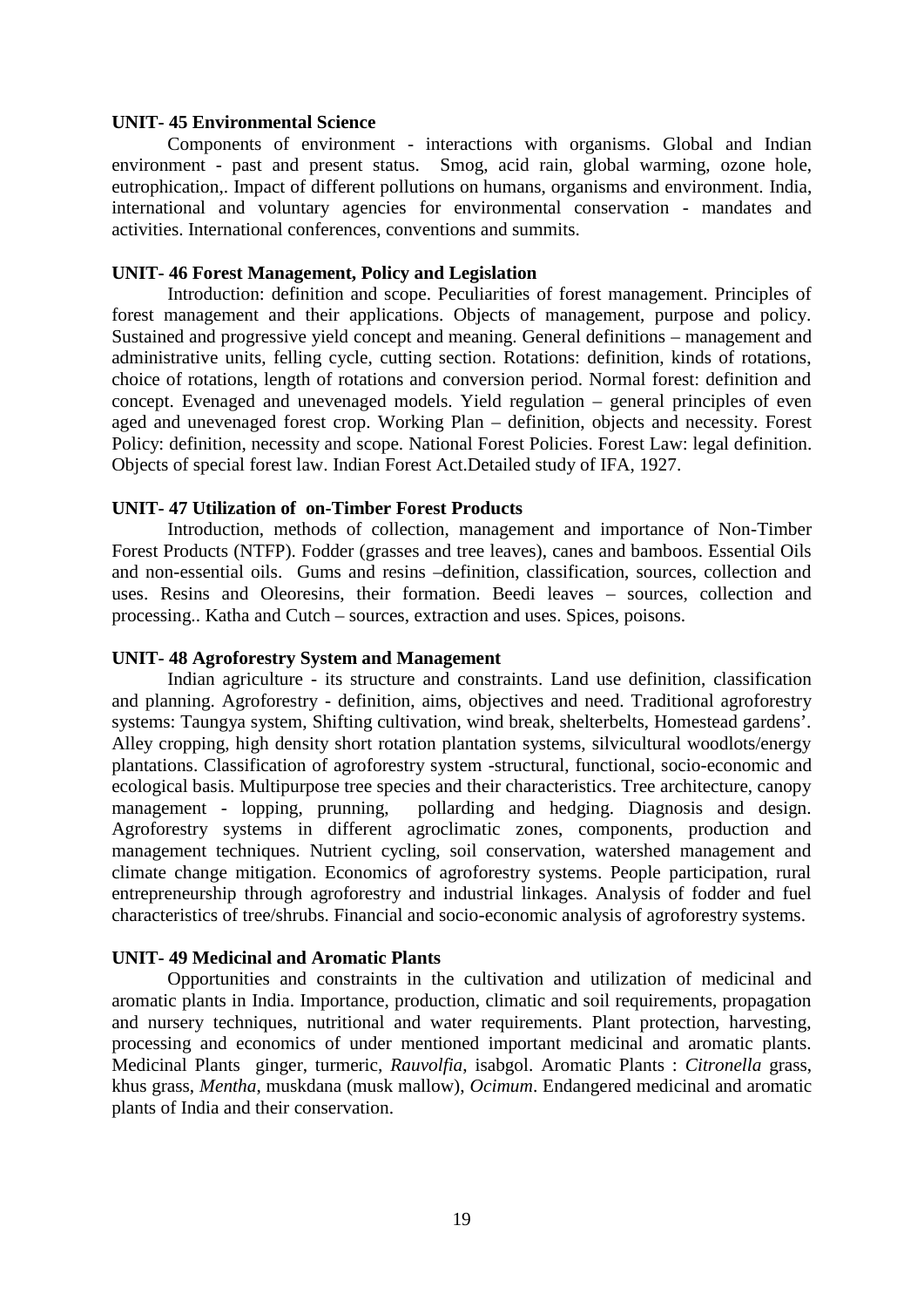**UNIT- 45 Environmental Science**

Components of environment - interactions with organisms. Global and Indian environment - past and present status. Smog, acid rain, global warming, ozone hole, eutrophication,. Impact of different pollutions on humans, organisms and environment. India, international and voluntary agencies for environmental conservation - mandates and activities. International conferences, conventions and summits.

**UNIT- 46 Forest Management, Policy and Legislation**

Introduction: definition and scope. Peculiarities of forest management. Principles of forest management and their applications. Objects of management, purpose and policy. Sustained and progressive yield concept and meaning. General definitions – management and administrative units, felling cycle, cutting section. Rotations: definition, kinds of rotations, choice of rotations, length of rotations and conversion period. Normal forest: definition and concept. Evenaged and unevenaged models. Yield regulation – general principles of even aged and unevenaged forest crop. Working Plan – definition, objects and necessity. Forest Policy: definition, necessity and scope. National Forest Policies. Forest Law: legal definition. Objects of special forest law. Indian Forest Act.Detailed study of IFA, 1927.

**UNIT- 47 Utilization of on-Timber Forest Products**

Introduction, methods of collection, management and importance of Non-Timber Forest Products (NTFP). Fodder (grasses and tree leaves), canes and bamboos. Essential Oils and non-essential oils. Gums and resins –definition, classification, sources, collection and uses. Resins and Oleoresins, their formation. Beedi leaves – sources, collection and processing.. Katha and Cutch – sources, extraction and uses. Spices, poisons.

**UNIT- 48 Agroforestry System and Management**

Indian agriculture - its structure and constraints. Land use definition, classification and planning. Agroforestry - definition, aims, objectives and need. Traditional agroforestry systems: Taungya system, Shifting cultivation, wind break, shelterbelts, Homestead gardens'. Alley cropping, high density short rotation plantation systems, silvicultural woodlots/energy plantations. Classification of agroforestry system -structural, functional, socio-economic and ecological basis. Multipurpose tree species and their characteristics. Tree architecture, canopy management - lopping, prunning, pollarding and hedging. Diagnosis and design. Agroforestry systems in different agroclimatic zones, components, production and management techniques. Nutrient cycling, soil conservation, watershed management and climate change mitigation. Economics of agroforestry systems. People participation, rural entrepreneurship through agroforestry and industrial linkages. Analysis of fodder and fuel characteristics of tree/shrubs. Financial and socio-economic analysis of agroforestry systems.

**UNIT- 49 Medicinal and Aromatic Plants**

Opportunities and constraints in the cultivation and utilization of medicinal and aromatic plants in India. Importance, production, climatic and soil requirements, propagation and nursery techniques, nutritional and water requirements. Plant protection, harvesting, processing and economics of under mentioned important medicinal and aromatic plants. Medicinal Plants ginger, turmeric, *Rauvolfia*, isabgol. Aromatic Plants : *Citronella* grass, khus grass, *Mentha*, muskdana (musk mallow), *Ocimum*. Endangered medicinal and aromatic plants of India and their conservation.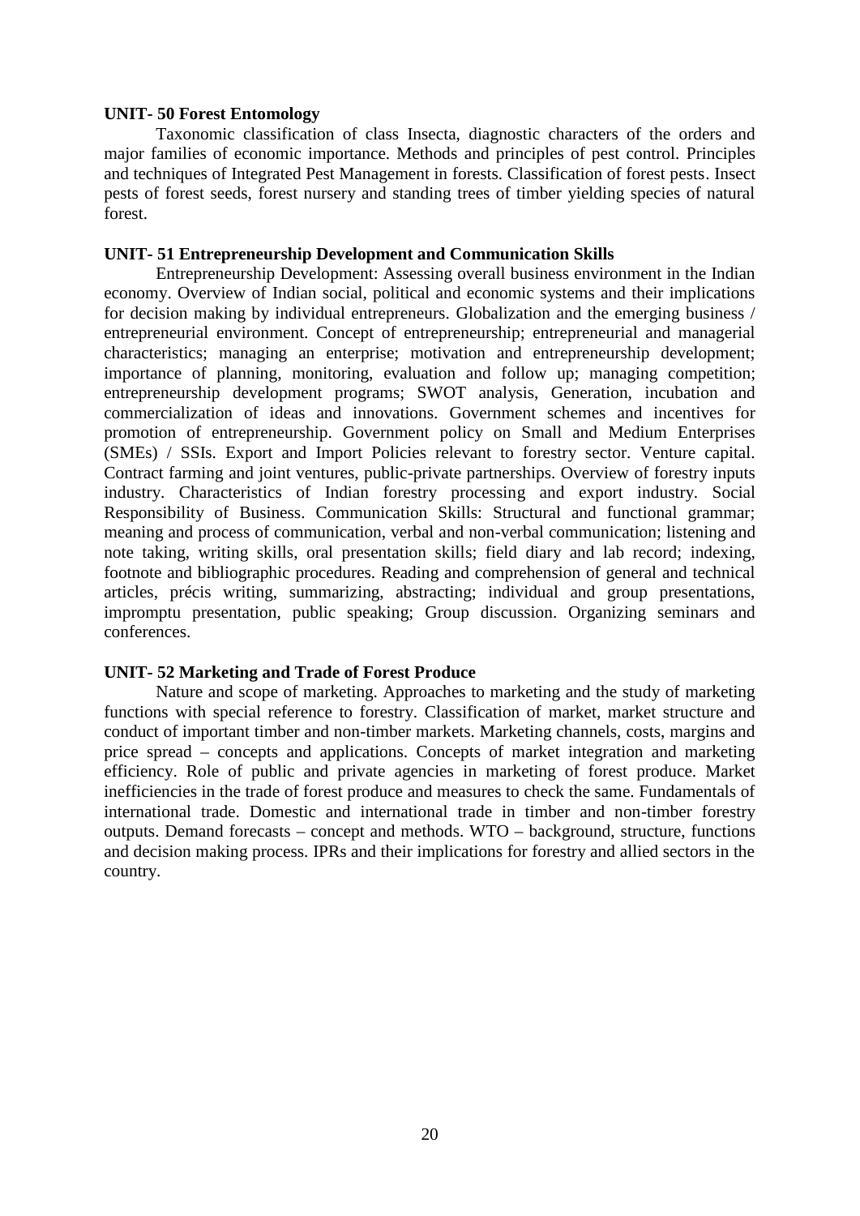**UNIT- 50 Forest Entomology**

Taxonomic classification of class Insecta, diagnostic characters of the orders and major families of economic importance. Methods and principles of pest control. Principles and techniques of Integrated Pest Management in forests. Classification of forest pests. Insect pests of forest seeds, forest nursery and standing trees of timber yielding species of natural forest.

**UNIT- 51 Entrepreneurship Development and Communication Skills**

Entrepreneurship Development: Assessing overall business environment in the Indian economy. Overview of Indian social, political and economic systems and their implications for decision making by individual entrepreneurs. Globalization and the emerging business / entrepreneurial environment. Concept of entrepreneurship; entrepreneurial and managerial characteristics; managing an enterprise; motivation and entrepreneurship development; importance of planning, monitoring, evaluation and follow up; managing competition; entrepreneurship development programs; SWOT analysis, Generation, incubation and commercialization of ideas and innovations. Government schemes and incentives for promotion of entrepreneurship. Government policy on Small and Medium Enterprises (SMEs) / SSIs. Export and Import Policies relevant to forestry sector. Venture capital. Contract farming and joint ventures, public-private partnerships. Overview of forestry inputs industry. Characteristics of Indian forestry processing and export industry. Social Responsibility of Business. Communication Skills: Structural and functional grammar; meaning and process of communication, verbal and non-verbal communication; listening and note taking, writing skills, oral presentation skills; field diary and lab record; indexing, footnote and bibliographic procedures. Reading and comprehension of general and technical articles, précis writing, summarizing, abstracting; individual and group presentations, impromptu presentation, public speaking; Group discussion. Organizing seminars and conferences.

**UNIT- 52 Marketing and Trade of Forest Produce**

Nature and scope of marketing. Approaches to marketing and the study of marketing functions with special reference to forestry. Classification of market, market structure and conduct of important timber and non-timber markets. Marketing channels, costs, margins and price spread – concepts and applications. Concepts of market integration and marketing efficiency. Role of public and private agencies in marketing of forest produce. Market inefficiencies in the trade of forest produce and measures to check the same. Fundamentals of international trade. Domestic and international trade in timber and non-timber forestry outputs. Demand forecasts – concept and methods. WTO – background, structure, functions and decision making process. IPRs and their implications for forestry and allied sectors in the country.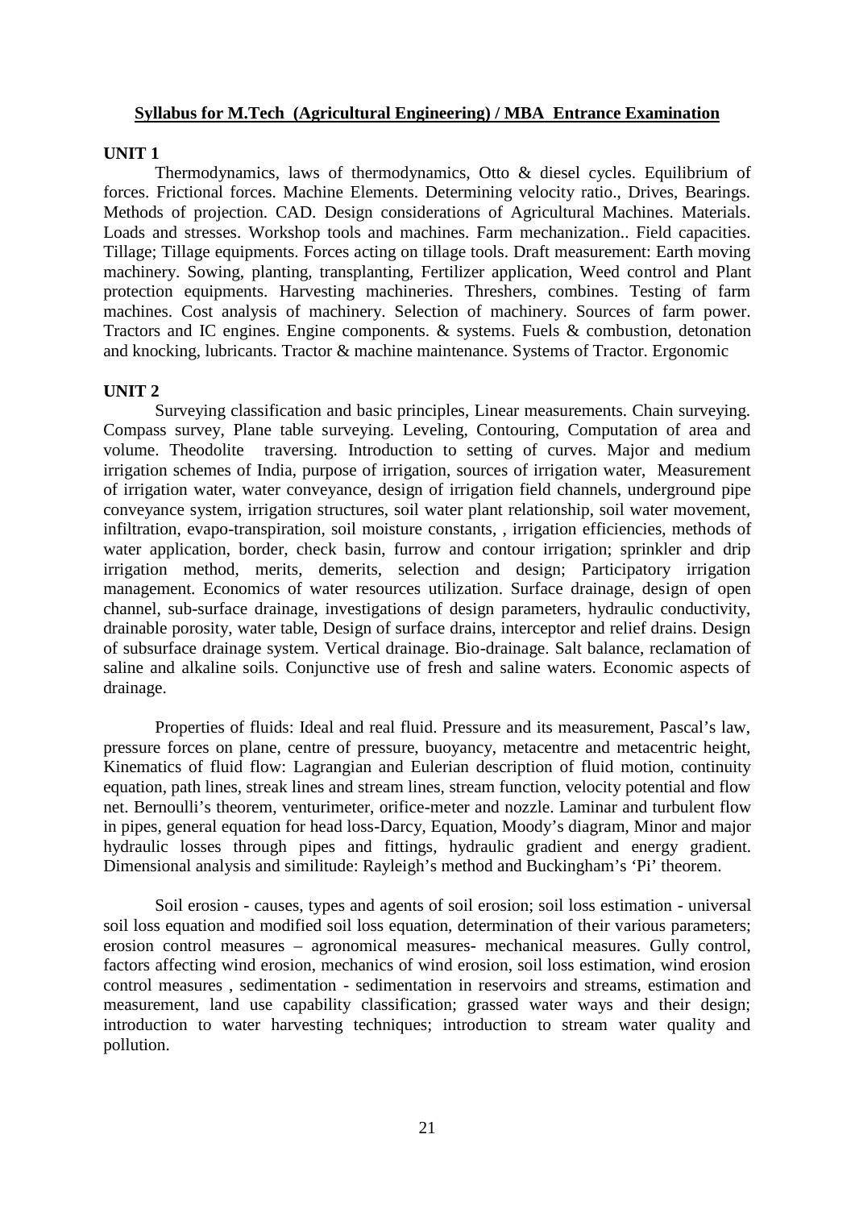## Syllabus for M.Tech (Agricultural Engineering) / MBA Entrance Examination

### UNIT 1

Thermodynamics, laws of thermodynamics, Otto & diesel cycles. Equilibrium of forces. Frictional forces. Machine Elements. Determining velocity ratio., Drives, Bearings. Methods of projection. CAD. Design considerations of Agricultural Machines. Materials. Loads and stresses. Workshop tools and machines. Farm mechanization.. Field capacities. Tillage; Tillage equipments. Forces acting on tillage tools. Draft measurement: Earth moving machinery. Sowing, planting, transplanting, Fertilizer application, Weed control and Plant protection equipments. Harvesting machineries. Threshers, combines. Testing of farm machines. Cost analysis of machinery. Selection of machinery. Sources of farm power. Tractors and IC engines. Engine components. & systems. Fuels & combustion, detonation and knocking, lubricants. Tractor & machine maintenance. Systems of Tractor. Ergonomic

### UNIT 2

Surveying classification and basic principles, Linear measurements. Chain surveying. Compass survey, Plane table surveying. Leveling, Contouring, Computation of area and volume. Theodolite traversing. Introduction to setting of curves. Major and medium irrigation schemes of India, purpose of irrigation, sources of irrigation water, Measurement of irrigation water, water conveyance, design of irrigation field channels, underground pipe conveyance system, irrigation structures, soil water plant relationship, soil water movement, infiltration, evapo-transpiration, soil moisture constants, , irrigation efficiencies, methods of water application, border, check basin, furrow and contour irrigation; sprinkler and drip irrigation method, merits, demerits, selection and design; Participatory irrigation management. Economics of water resources utilization. Surface drainage, design of open channel, sub-surface drainage, investigations of design parameters, hydraulic conductivity, drainable porosity, water table, Design of surface drains, interceptor and relief drains. Design of subsurface drainage system. Vertical drainage. Bio-drainage. Salt balance, reclamation of saline and alkaline soils. Conjunctive use of fresh and saline waters. Economic aspects of drainage.

Properties of fluids: Ideal and real fluid. Pressure and its measurement, Pascal's law, pressure forces on plane, centre of pressure, buoyancy, metacentre and metacentric height, Kinematics of fluid flow: Lagrangian and Eulerian description of fluid motion, continuity equation, path lines, streak lines and stream lines, stream function, velocity potential and flow net. Bernoulli's theorem, venturimeter, orifice-meter and nozzle. Laminar and turbulent flow in pipes, general equation for head loss-Darcy, Equation, Moody's diagram, Minor and major hydraulic losses through pipes and fittings, hydraulic gradient and energy gradient. Dimensional analysis and similitude: Rayleigh's method and Buckingham's 'Pi' theorem.

Soil erosion - causes, types and agents of soil erosion; soil loss estimation - universal soil loss equation and modified soil loss equation, determination of their various parameters; erosion control measures – agronomical measures- mechanical measures. Gully control, factors affecting wind erosion, mechanics of wind erosion, soil loss estimation, wind erosion control measures , sedimentation - sedimentation in reservoirs and streams, estimation and measurement, land use capability classification; grassed water ways and their design; introduction to water harvesting techniques; introduction to stream water quality and pollution.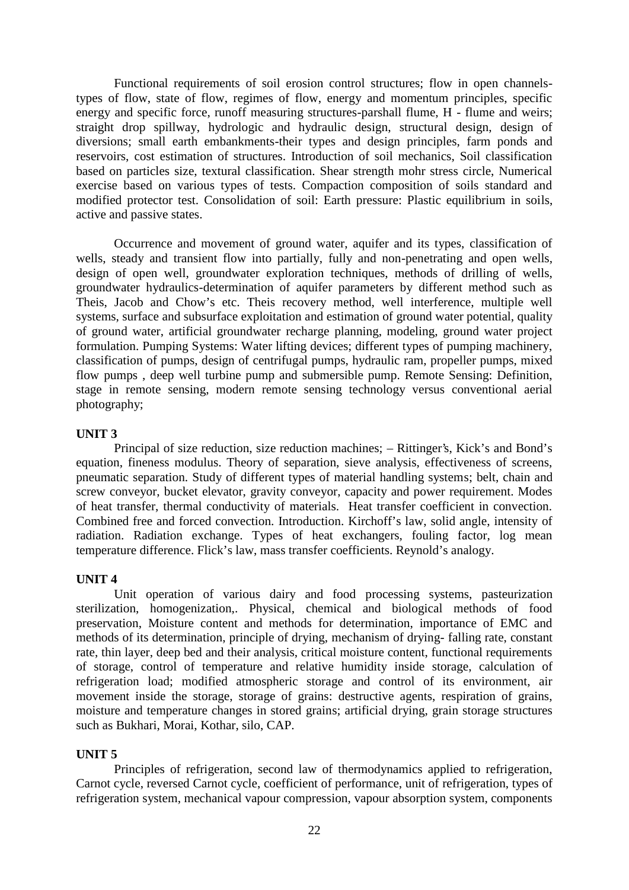Functional requirements of soil erosion control structures; flow in open channels-types of flow, state of flow, regimes of flow, energy and momentum principles, specific energy and specific force, runoff measuring structures-parshall flume, H - flume and weirs; straight drop spillway, hydrologic and hydraulic design, structural design, design of diversions; small earth embankments-their types and design principles, farm ponds and reservoirs, cost estimation of structures. Introduction of soil mechanics, Soil classification based on particles size, textural classification. Shear strength mohr stress circle, Numerical exercise based on various types of tests. Compaction composition of soils standard and modified protector test. Consolidation of soil: Earth pressure: Plastic equilibrium in soils, active and passive states.

Occurrence and movement of ground water, aquifer and its types, classification of wells, steady and transient flow into partially, fully and non-penetrating and open wells, design of open well, groundwater exploration techniques, methods of drilling of wells, groundwater hydraulics-determination of aquifer parameters by different method such as Theis, Jacob and Chow's etc. Theis recovery method, well interference, multiple well systems, surface and subsurface exploitation and estimation of ground water potential, quality of ground water, artificial groundwater recharge planning, modeling, ground water project formulation. Pumping Systems: Water lifting devices; different types of pumping machinery, classification of pumps, design of centrifugal pumps, hydraulic ram, propeller pumps, mixed flow pumps , deep well turbine pump and submersible pump. Remote Sensing: Definition, stage in remote sensing, modern remote sensing technology versus conventional aerial photography;

**UNIT 3**

Principal of size reduction, size reduction machines; – Rittinger's, Kick's and Bond's equation, fineness modulus. Theory of separation, sieve analysis, effectiveness of screens, pneumatic separation. Study of different types of material handling systems; belt, chain and screw conveyor, bucket elevator, gravity conveyor, capacity and power requirement. Modes of heat transfer, thermal conductivity of materials. Heat transfer coefficient in convection. Combined free and forced convection. Introduction. Kirchoff's law, solid angle, intensity of radiation. Radiation exchange. Types of heat exchangers, fouling factor, log mean temperature difference. Flick's law, mass transfer coefficients. Reynold's analogy.

**UNIT 4**

Unit operation of various dairy and food processing systems, pasteurization sterilization, homogenization,. Physical, chemical and biological methods of food preservation, Moisture content and methods for determination, importance of EMC and methods of its determination, principle of drying, mechanism of drying- falling rate, constant rate, thin layer, deep bed and their analysis, critical moisture content, functional requirements of storage, control of temperature and relative humidity inside storage, calculation of refrigeration load; modified atmospheric storage and control of its environment, air movement inside the storage, storage of grains: destructive agents, respiration of grains, moisture and temperature changes in stored grains; artificial drying, grain storage structures such as Bukhari, Morai, Kothar, silo, CAP.

**UNIT 5**

Principles of refrigeration, second law of thermodynamics applied to refrigeration, Carnot cycle, reversed Carnot cycle, coefficient of performance, unit of refrigeration, types of refrigeration system, mechanical vapour compression, vapour absorption system, components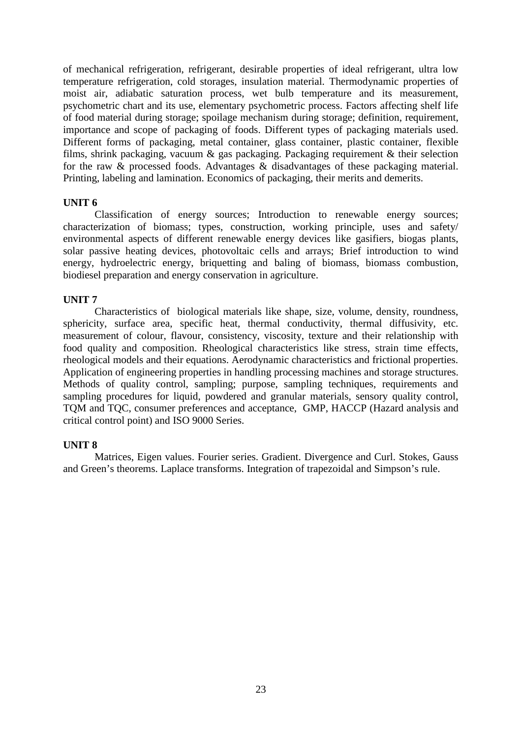of mechanical refrigeration, refrigerant, desirable properties of ideal refrigerant, ultra low temperature refrigeration, cold storages, insulation material. Thermodynamic properties of moist air, adiabatic saturation process, wet bulb temperature and its measurement, psychometric chart and its use, elementary psychometric process. Factors affecting shelf life of food material during storage; spoilage mechanism during storage; definition, requirement, importance and scope of packaging of foods. Different types of packaging materials used. Different forms of packaging, metal container, glass container, plastic container, flexible films, shrink packaging, vacuum & gas packaging. Packaging requirement & their selection for the raw & processed foods. Advantages & disadvantages of these packaging material. Printing, labeling and lamination. Economics of packaging, their merits and demerits.

**UNIT 6**

Classification of energy sources; Introduction to renewable energy sources; characterization of biomass; types, construction, working principle, uses and safety/ environmental aspects of different renewable energy devices like gasifiers, biogas plants, solar passive heating devices, photovoltaic cells and arrays; Brief introduction to wind energy, hydroelectric energy, briquetting and baling of biomass, biomass combustion, biodiesel preparation and energy conservation in agriculture.

**UNIT 7**

Characteristics of biological materials like shape, size, volume, density, roundness, sphericity, surface area, specific heat, thermal conductivity, thermal diffusivity, etc. measurement of colour, flavour, consistency, viscosity, texture and their relationship with food quality and composition. Rheological characteristics like stress, strain time effects, rheological models and their equations. Aerodynamic characteristics and frictional properties. Application of engineering properties in handling processing machines and storage structures. Methods of quality control, sampling; purpose, sampling techniques, requirements and sampling procedures for liquid, powdered and granular materials, sensory quality control, TQM and TQC, consumer preferences and acceptance, GMP, HACCP (Hazard analysis and critical control point) and ISO 9000 Series.

**UNIT 8**

Matrices, Eigen values. Fourier series. Gradient. Divergence and Curl. Stokes, Gauss and Green's theorems. Laplace transforms. Integration of trapezoidal and Simpson's rule.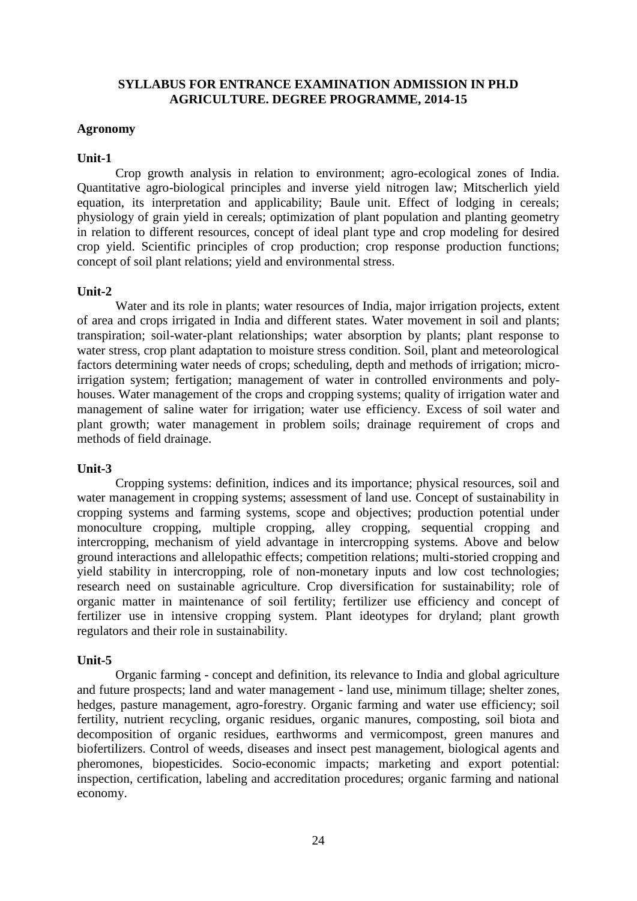**SYLLABUS FOR ENTRANCE EXAMINATION ADMISSION IN PH.D AGRICULTURE. DEGREE PROGRAMME, 2014-15**

## Agronomy

### Unit-1

Crop growth analysis in relation to environment; agro-ecological zones of India. Quantitative agro-biological principles and inverse yield nitrogen law; Mitscherlich yield equation, its interpretation and applicability; Baule unit. Effect of lodging in cereals; physiology of grain yield in cereals; optimization of plant population and planting geometry in relation to different resources, concept of ideal plant type and crop modeling for desired crop yield. Scientific principles of crop production; crop response production functions; concept of soil plant relations; yield and environmental stress.

### Unit-2

Water and its role in plants; water resources of India, major irrigation projects, extent of area and crops irrigated in India and different states. Water movement in soil and plants; transpiration; soil-water-plant relationships; water absorption by plants; plant response to water stress, crop plant adaptation to moisture stress condition. Soil, plant and meteorological factors determining water needs of crops; scheduling, depth and methods of irrigation; micro-irrigation system; fertigation; management of water in controlled environments and poly-houses. Water management of the crops and cropping systems; quality of irrigation water and management of saline water for irrigation; water use efficiency. Excess of soil water and plant growth; water management in problem soils; drainage requirement of crops and methods of field drainage.

### Unit-3

Cropping systems: definition, indices and its importance; physical resources, soil and water management in cropping systems; assessment of land use. Concept of sustainability in cropping systems and farming systems, scope and objectives; production potential under monoculture cropping, multiple cropping, alley cropping, sequential cropping and intercropping, mechanism of yield advantage in intercropping systems. Above and below ground interactions and allelopathic effects; competition relations; multi-storied cropping and yield stability in intercropping, role of non-monetary inputs and low cost technologies; research need on sustainable agriculture. Crop diversification for sustainability; role of organic matter in maintenance of soil fertility; fertilizer use efficiency and concept of fertilizer use in intensive cropping system. Plant ideotypes for dryland; plant growth regulators and their role in sustainability.

### Unit-5

Organic farming - concept and definition, its relevance to India and global agriculture and future prospects; land and water management - land use, minimum tillage; shelter zones, hedges, pasture management, agro-forestry. Organic farming and water use efficiency; soil fertility, nutrient recycling, organic residues, organic manures, composting, soil biota and decomposition of organic residues, earthworms and vermicompost, green manures and biofertilizers. Control of weeds, diseases and insect pest management, biological agents and pheromones, biopesticides. Socio-economic impacts; marketing and export potential: inspection, certification, labeling and accreditation procedures; organic farming and national economy.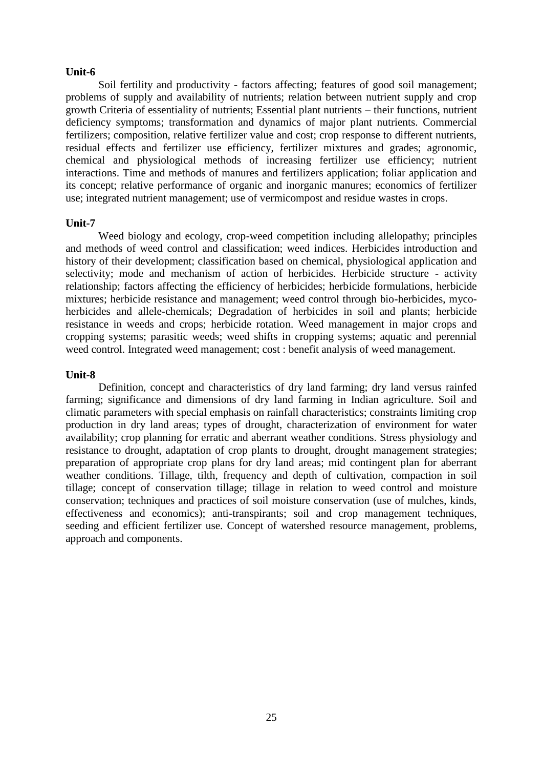**Unit-6**

Soil fertility and productivity - factors affecting; features of good soil management; problems of supply and availability of nutrients; relation between nutrient supply and crop growth Criteria of essentiality of nutrients; Essential plant nutrients – their functions, nutrient deficiency symptoms; transformation and dynamics of major plant nutrients. Commercial fertilizers; composition, relative fertilizer value and cost; crop response to different nutrients, residual effects and fertilizer use efficiency, fertilizer mixtures and grades; agronomic, chemical and physiological methods of increasing fertilizer use efficiency; nutrient interactions. Time and methods of manures and fertilizers application; foliar application and its concept; relative performance of organic and inorganic manures; economics of fertilizer use; integrated nutrient management; use of vermicompost and residue wastes in crops.

**Unit-7**

Weed biology and ecology, crop-weed competition including allelopathy; principles and methods of weed control and classification; weed indices. Herbicides introduction and history of their development; classification based on chemical, physiological application and selectivity; mode and mechanism of action of herbicides. Herbicide structure - activity relationship; factors affecting the efficiency of herbicides; herbicide formulations, herbicide mixtures; herbicide resistance and management; weed control through bio-herbicides, myco-herbicides and allele-chemicals; Degradation of herbicides in soil and plants; herbicide resistance in weeds and crops; herbicide rotation. Weed management in major crops and cropping systems; parasitic weeds; weed shifts in cropping systems; aquatic and perennial weed control. Integrated weed management; cost : benefit analysis of weed management.

**Unit-8**

Definition, concept and characteristics of dry land farming; dry land versus rainfed farming; significance and dimensions of dry land farming in Indian agriculture. Soil and climatic parameters with special emphasis on rainfall characteristics; constraints limiting crop production in dry land areas; types of drought, characterization of environment for water availability; crop planning for erratic and aberrant weather conditions. Stress physiology and resistance to drought, adaptation of crop plants to drought, drought management strategies; preparation of appropriate crop plans for dry land areas; mid contingent plan for aberrant weather conditions. Tillage, tilth, frequency and depth of cultivation, compaction in soil tillage; concept of conservation tillage; tillage in relation to weed control and moisture conservation; techniques and practices of soil moisture conservation (use of mulches, kinds, effectiveness and economics); anti-transpirants; soil and crop management techniques, seeding and efficient fertilizer use. Concept of watershed resource management, problems, approach and components.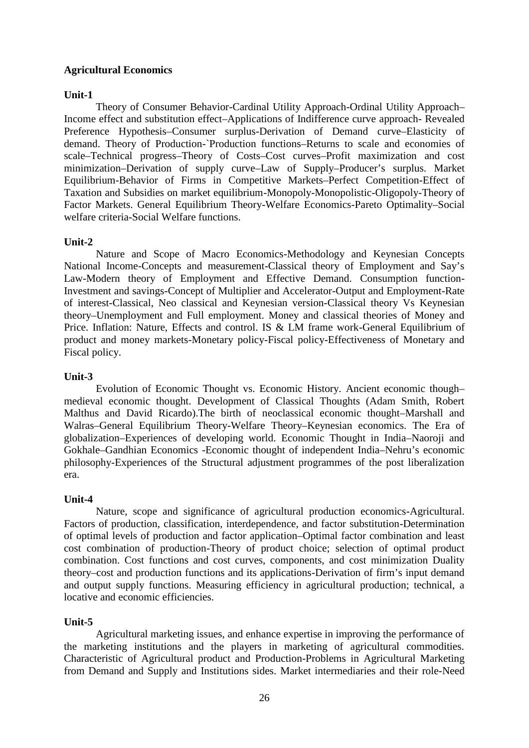**Agricultural Economics**

**Unit-1**

Theory of Consumer Behavior-Cardinal Utility Approach-Ordinal Utility Approach–Income effect and substitution effect–Applications of Indifference curve approach- Revealed Preference Hypothesis–Consumer surplus-Derivation of Demand curve–Elasticity of demand. Theory of Production-`Production functions–Returns to scale and economies of scale–Technical progress–Theory of Costs–Cost curves–Profit maximization and cost minimization–Derivation of supply curve–Law of Supply–Producer's surplus. Market Equilibrium-Behavior of Firms in Competitive Markets–Perfect Competition-Effect of Taxation and Subsidies on market equilibrium-Monopoly-Monopolistic-Oligopoly-Theory of Factor Markets. General Equilibrium Theory-Welfare Economics-Pareto Optimality–Social welfare criteria-Social Welfare functions.

**Unit-2**

Nature and Scope of Macro Economics-Methodology and Keynesian Concepts National Income-Concepts and measurement-Classical theory of Employment and Say's Law-Modern theory of Employment and Effective Demand. Consumption function-Investment and savings-Concept of Multiplier and Accelerator-Output and Employment-Rate of interest-Classical, Neo classical and Keynesian version-Classical theory Vs Keynesian theory–Unemployment and Full employment. Money and classical theories of Money and Price. Inflation: Nature, Effects and control. IS & LM frame work-General Equilibrium of product and money markets-Monetary policy-Fiscal policy-Effectiveness of Monetary and Fiscal policy.

**Unit-3**

Evolution of Economic Thought vs. Economic History. Ancient economic though–medieval economic thought. Development of Classical Thoughts (Adam Smith, Robert Malthus and David Ricardo).The birth of neoclassical economic thought–Marshall and Walras–General Equilibrium Theory-Welfare Theory–Keynesian economics. The Era of globalization–Experiences of developing world. Economic Thought in India–Naoroji and Gokhale–Gandhian Economics -Economic thought of independent India–Nehru's economic philosophy-Experiences of the Structural adjustment programmes of the post liberalization era.

**Unit-4**

Nature, scope and significance of agricultural production economics-Agricultural. Factors of production, classification, interdependence, and factor substitution-Determination of optimal levels of production and factor application–Optimal factor combination and least cost combination of production-Theory of product choice; selection of optimal product combination. Cost functions and cost curves, components, and cost minimization Duality theory–cost and production functions and its applications-Derivation of firm's input demand and output supply functions. Measuring efficiency in agricultural production; technical, a locative and economic efficiencies.

**Unit-5**

Agricultural marketing issues, and enhance expertise in improving the performance of the marketing institutions and the players in marketing of agricultural commodities. Characteristic of Agricultural product and Production-Problems in Agricultural Marketing from Demand and Supply and Institutions sides. Market intermediaries and their role-Need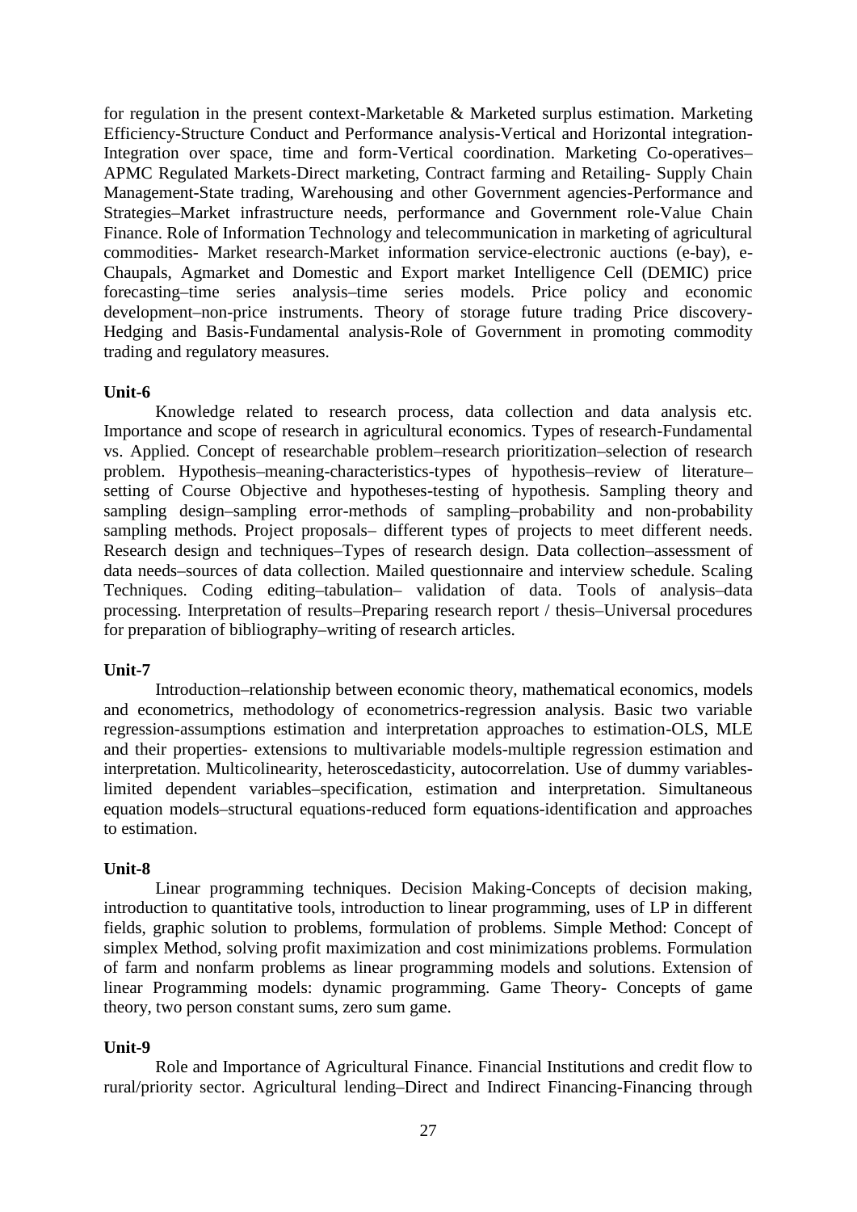for regulation in the present context-Marketable & Marketed surplus estimation. Marketing Efficiency-Structure Conduct and Performance analysis-Vertical and Horizontal integration-Integration over space, time and form-Vertical coordination. Marketing Co-operatives–APMC Regulated Markets-Direct marketing, Contract farming and Retailing- Supply Chain Management-State trading, Warehousing and other Government agencies-Performance and Strategies–Market infrastructure needs, performance and Government role-Value Chain Finance. Role of Information Technology and telecommunication in marketing of agricultural commodities- Market research-Market information service-electronic auctions (e-bay), e-Chaupals, Agmarket and Domestic and Export market Intelligence Cell (DEMIC) price forecasting–time series analysis–time series models. Price policy and economic development–non-price instruments. Theory of storage future trading Price discovery-Hedging and Basis-Fundamental analysis-Role of Government in promoting commodity trading and regulatory measures.

**Unit-6**

Knowledge related to research process, data collection and data analysis etc. Importance and scope of research in agricultural economics. Types of research-Fundamental vs. Applied. Concept of researchable problem–research prioritization–selection of research problem. Hypothesis–meaning-characteristics-types of hypothesis–review of literature–setting of Course Objective and hypotheses-testing of hypothesis. Sampling theory and sampling design–sampling error-methods of sampling–probability and non-probability sampling methods. Project proposals– different types of projects to meet different needs. Research design and techniques–Types of research design. Data collection–assessment of data needs–sources of data collection. Mailed questionnaire and interview schedule. Scaling Techniques. Coding editing–tabulation– validation of data. Tools of analysis–data processing. Interpretation of results–Preparing research report / thesis–Universal procedures for preparation of bibliography–writing of research articles.

**Unit-7**

Introduction–relationship between economic theory, mathematical economics, models and econometrics, methodology of econometrics-regression analysis. Basic two variable regression-assumptions estimation and interpretation approaches to estimation-OLS, MLE and their properties- extensions to multivariable models-multiple regression estimation and interpretation. Multicolinearity, heteroscedasticity, autocorrelation. Use of dummy variables-limited dependent variables–specification, estimation and interpretation. Simultaneous equation models–structural equations-reduced form equations-identification and approaches to estimation.

**Unit-8**

Linear programming techniques. Decision Making-Concepts of decision making, introduction to quantitative tools, introduction to linear programming, uses of LP in different fields, graphic solution to problems, formulation of problems. Simple Method: Concept of simplex Method, solving profit maximization and cost minimizations problems. Formulation of farm and nonfarm problems as linear programming models and solutions. Extension of linear Programming models: dynamic programming. Game Theory- Concepts of game theory, two person constant sums, zero sum game.

**Unit-9**

Role and Importance of Agricultural Finance. Financial Institutions and credit flow to rural/priority sector. Agricultural lending–Direct and Indirect Financing-Financing through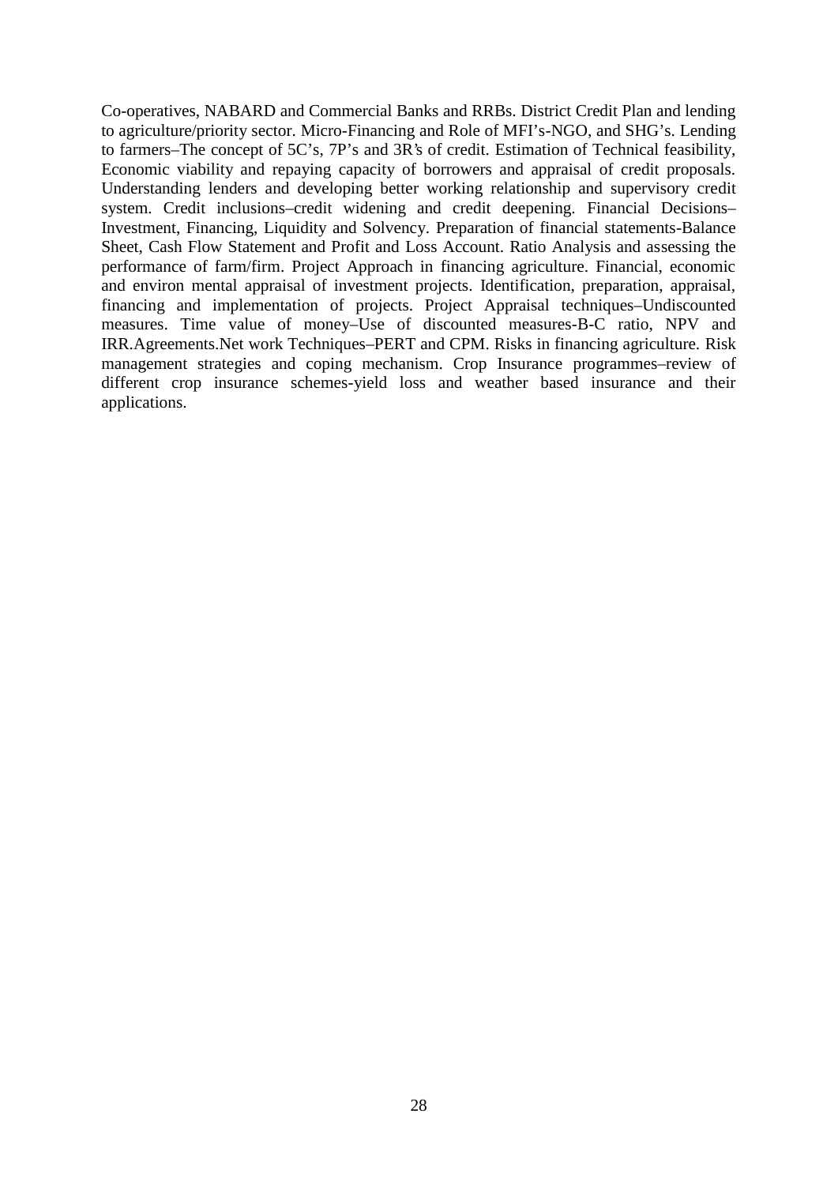Co-operatives, NABARD and Commercial Banks and RRBs. District Credit Plan and lending to agriculture/priority sector. Micro-Financing and Role of MFI's-NGO, and SHG's. Lending to farmers–The concept of 5C's, 7P's and 3R's of credit. Estimation of Technical feasibility, Economic viability and repaying capacity of borrowers and appraisal of credit proposals. Understanding lenders and developing better working relationship and supervisory credit system. Credit inclusions–credit widening and credit deepening. Financial Decisions–Investment, Financing, Liquidity and Solvency. Preparation of financial statements-Balance Sheet, Cash Flow Statement and Profit and Loss Account. Ratio Analysis and assessing the performance of farm/firm. Project Approach in financing agriculture. Financial, economic and environ mental appraisal of investment projects. Identification, preparation, appraisal, financing and implementation of projects. Project Appraisal techniques–Undiscounted measures. Time value of money–Use of discounted measures-B-C ratio, NPV and IRR.Agreements.Net work Techniques–PERT and CPM. Risks in financing agriculture. Risk management strategies and coping mechanism. Crop Insurance programmes–review of different crop insurance schemes-yield loss and weather based insurance and their applications.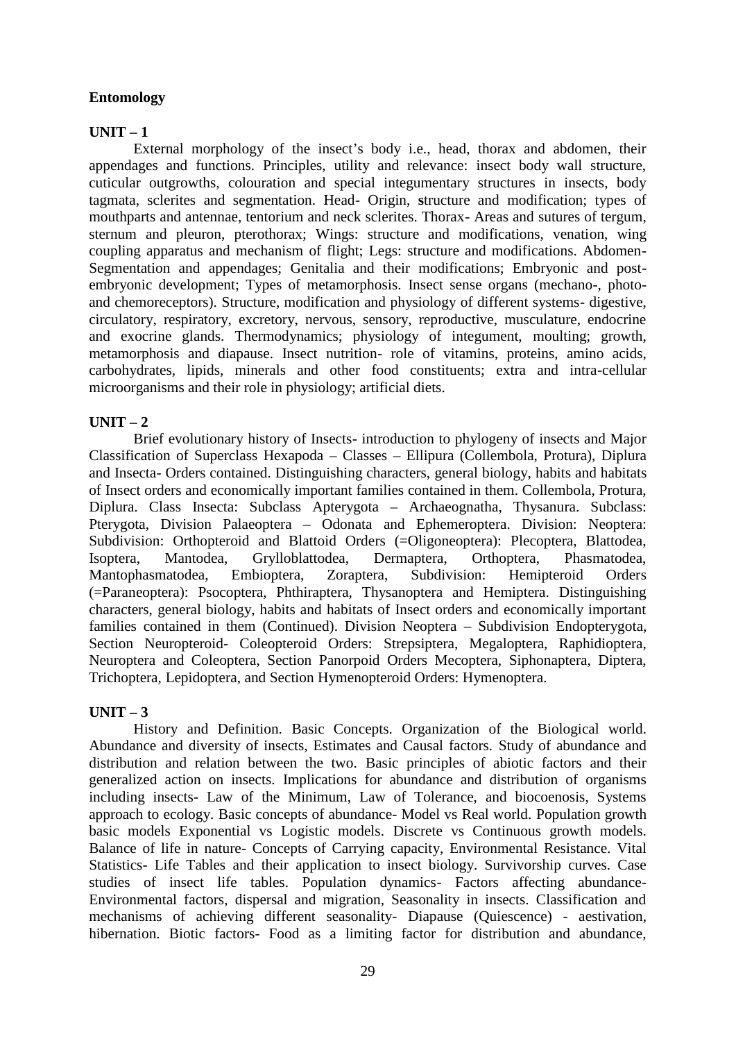**Entomology**

**UNIT – 1**

External morphology of the insect's body i.e., head, thorax and abdomen, their appendages and functions. Principles, utility and relevance: insect body wall structure, cuticular outgrowths, colouration and special integumentary structures in insects, body tagmata, sclerites and segmentation. Head- Origin, **s**tructure and modification; types of mouthparts and antennae, tentorium and neck sclerites. Thorax- Areas and sutures of tergum, sternum and pleuron, pterothorax; Wings: structure and modifications, venation, wing coupling apparatus and mechanism of flight; Legs: structure and modifications. Abdomen- Segmentation and appendages; Genitalia and their modifications; Embryonic and post-embryonic development; Types of metamorphosis. Insect sense organs (mechano-, photo- and chemoreceptors). Structure, modification and physiology of different systems- digestive, circulatory, respiratory, excretory, nervous, sensory, reproductive, musculature, endocrine and exocrine glands. Thermodynamics; physiology of integument, moulting; growth, metamorphosis and diapause. Insect nutrition- role of vitamins, proteins, amino acids, carbohydrates, lipids, minerals and other food constituents; extra and intra-cellular microorganisms and their role in physiology; artificial diets.

**UNIT – 2**

Brief evolutionary history of Insects- introduction to phylogeny of insects and Major Classification of Superclass Hexapoda – Classes – Ellipura (Collembola, Protura), Diplura and Insecta- Orders contained. Distinguishing characters, general biology, habits and habitats of Insect orders and economically important families contained in them. Collembola, Protura, Diplura. Class Insecta: Subclass Apterygota – Archaeognatha, Thysanura. Subclass: Pterygota, Division Palaeoptera – Odonata and Ephemeroptera. Division: Neoptera: Subdivision: Orthopteroid and Blattoid Orders (=Oligoneoptera): Plecoptera, Blattodea, Isoptera, Mantodea, Grylloblattodea, Dermaptera, Orthoptera, Phasmatodea, Mantophasmatodea, Embioptera, Zoraptera, Subdivision: Hemipteroid Orders (=Paraneoptera): Psocoptera, Phthiraptera, Thysanoptera and Hemiptera. Distinguishing characters, general biology, habits and habitats of Insect orders and economically important families contained in them (Continued). Division Neoptera – Subdivision Endopterygota, Section Neuropteroid- Coleopteroid Orders: Strepsiptera, Megaloptera, Raphidioptera, Neuroptera and Coleoptera, Section Panorpoid Orders Mecoptera, Siphonaptera, Diptera, Trichoptera, Lepidoptera, and Section Hymenopteroid Orders: Hymenoptera.

**UNIT – 3**

History and Definition. Basic Concepts. Organization of the Biological world. Abundance and diversity of insects, Estimates and Causal factors. Study of abundance and distribution and relation between the two. Basic principles of abiotic factors and their generalized action on insects. Implications for abundance and distribution of organisms including insects- Law of the Minimum, Law of Tolerance, and biocoenosis, Systems approach to ecology. Basic concepts of abundance- Model vs Real world. Population growth basic models Exponential vs Logistic models. Discrete vs Continuous growth models. Balance of life in nature- Concepts of Carrying capacity, Environmental Resistance. Vital Statistics- Life Tables and their application to insect biology. Survivorship curves. Case studies of insect life tables. Population dynamics- Factors affecting abundance- Environmental factors, dispersal and migration, Seasonality in insects. Classification and mechanisms of achieving different seasonality- Diapause (Quiescence) - aestivation, hibernation. Biotic factors- Food as a limiting factor for distribution and abundance,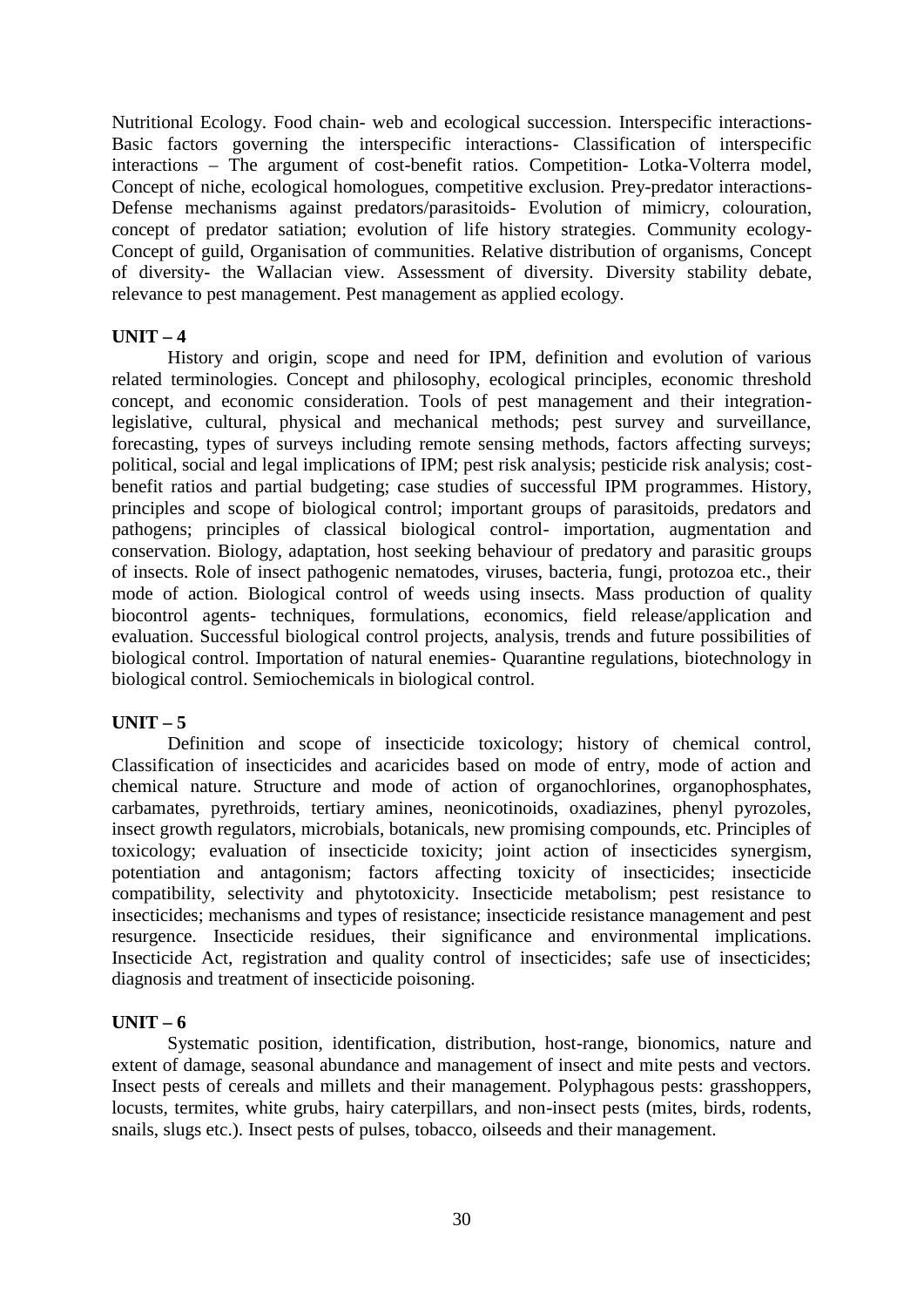Nutritional Ecology. Food chain- web and ecological succession. Interspecific interactions- Basic factors governing the interspecific interactions- Classification of interspecific interactions – The argument of cost-benefit ratios. Competition- Lotka-Volterra model, Concept of niche, ecological homologues, competitive exclusion. Prey-predator interactions- Defense mechanisms against predators/parasitoids- Evolution of mimicry, colouration, concept of predator satiation; evolution of life history strategies. Community ecology- Concept of guild, Organisation of communities. Relative distribution of organisms, Concept of diversity- the Wallacian view. Assessment of diversity. Diversity stability debate, relevance to pest management. Pest management as applied ecology.

**UNIT – 4**

History and origin, scope and need for IPM, definition and evolution of various related terminologies. Concept and philosophy, ecological principles, economic threshold concept, and economic consideration. Tools of pest management and their integration- legislative, cultural, physical and mechanical methods; pest survey and surveillance, forecasting, types of surveys including remote sensing methods, factors affecting surveys; political, social and legal implications of IPM; pest risk analysis; pesticide risk analysis; cost-benefit ratios and partial budgeting; case studies of successful IPM programmes. History, principles and scope of biological control; important groups of parasitoids, predators and pathogens; principles of classical biological control- importation, augmentation and conservation. Biology, adaptation, host seeking behaviour of predatory and parasitic groups of insects. Role of insect pathogenic nematodes, viruses, bacteria, fungi, protozoa etc., their mode of action. Biological control of weeds using insects. Mass production of quality biocontrol agents- techniques, formulations, economics, field release/application and evaluation. Successful biological control projects, analysis, trends and future possibilities of biological control. Importation of natural enemies- Quarantine regulations, biotechnology in biological control. Semiochemicals in biological control.

**UNIT – 5**

Definition and scope of insecticide toxicology; history of chemical control, Classification of insecticides and acaricides based on mode of entry, mode of action and chemical nature. Structure and mode of action of organochlorines, organophosphates, carbamates, pyrethroids, tertiary amines, neonicotinoids, oxadiazines, phenyl pyrozoles, insect growth regulators, microbials, botanicals, new promising compounds, etc. Principles of toxicology; evaluation of insecticide toxicity; joint action of insecticides synergism, potentiation and antagonism; factors affecting toxicity of insecticides; insecticide compatibility, selectivity and phytotoxicity. Insecticide metabolism; pest resistance to insecticides; mechanisms and types of resistance; insecticide resistance management and pest resurgence. Insecticide residues, their significance and environmental implications. Insecticide Act, registration and quality control of insecticides; safe use of insecticides; diagnosis and treatment of insecticide poisoning.

**UNIT – 6**

Systematic position, identification, distribution, host-range, bionomics, nature and extent of damage, seasonal abundance and management of insect and mite pests and vectors. Insect pests of cereals and millets and their management. Polyphagous pests: grasshoppers, locusts, termites, white grubs, hairy caterpillars, and non-insect pests (mites, birds, rodents, snails, slugs etc.). Insect pests of pulses, tobacco, oilseeds and their management.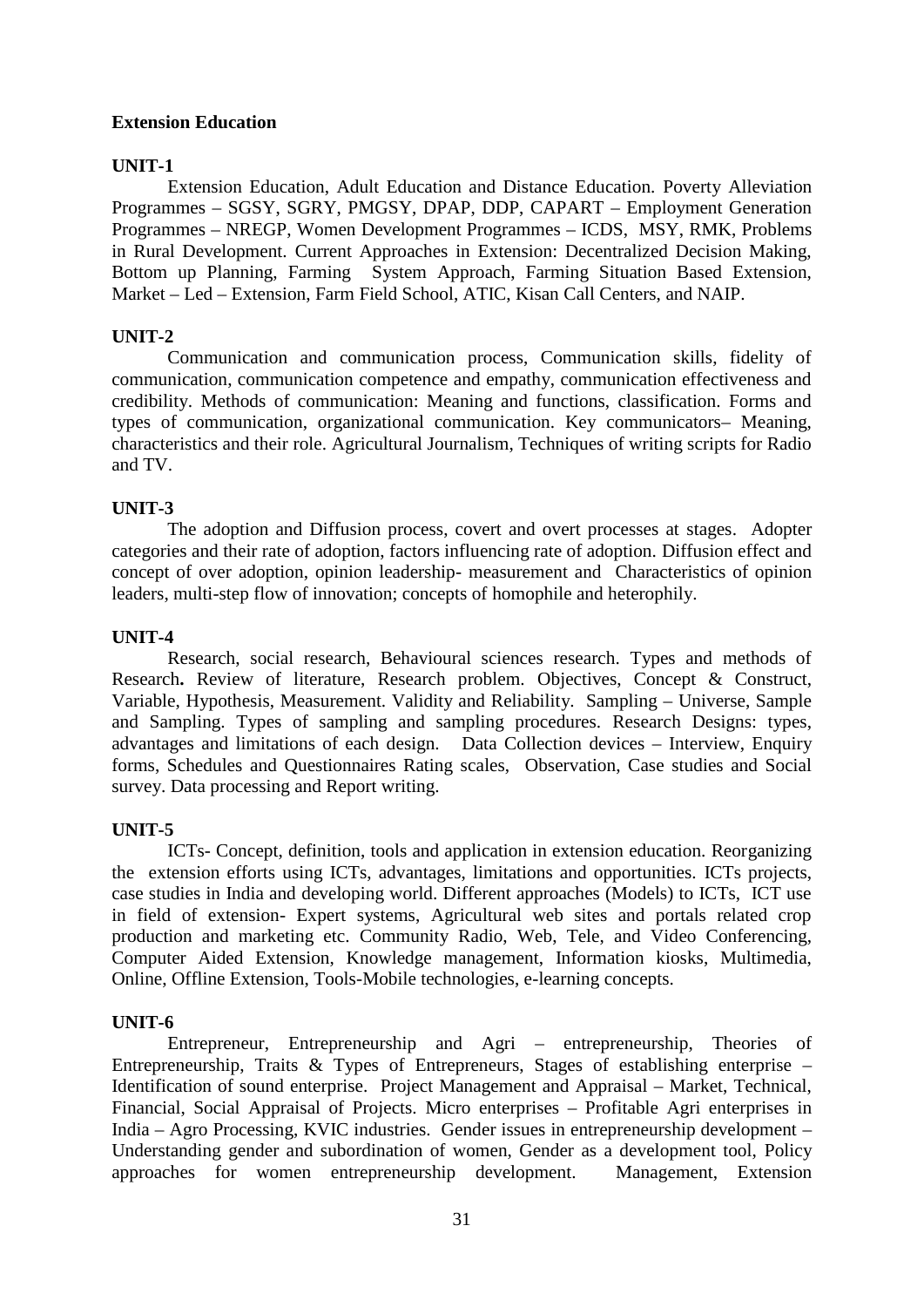**Extension Education**

**UNIT-1**

Extension Education, Adult Education and Distance Education. Poverty Alleviation Programmes – SGSY, SGRY, PMGSY, DPAP, DDP, CAPART – Employment Generation Programmes – NREGP, Women Development Programmes – ICDS, MSY, RMK, Problems in Rural Development. Current Approaches in Extension: Decentralized Decision Making, Bottom up Planning, Farming System Approach, Farming Situation Based Extension, Market – Led – Extension, Farm Field School, ATIC, Kisan Call Centers, and NAIP.

**UNIT-2**

Communication and communication process, Communication skills, fidelity of communication, communication competence and empathy, communication effectiveness and credibility. Methods of communication: Meaning and functions, classification. Forms and types of communication, organizational communication. Key communicators– Meaning, characteristics and their role. Agricultural Journalism, Techniques of writing scripts for Radio and TV.

**UNIT-3**

The adoption and Diffusion process, covert and overt processes at stages. Adopter categories and their rate of adoption, factors influencing rate of adoption. Diffusion effect and concept of over adoption, opinion leadership- measurement and Characteristics of opinion leaders, multi-step flow of innovation; concepts of homophile and heterophily.

**UNIT-4**

Research, social research, Behavioural sciences research. Types and methods of Research**.** Review of literature, Research problem. Objectives, Concept & Construct, Variable, Hypothesis, Measurement. Validity and Reliability. Sampling – Universe, Sample and Sampling. Types of sampling and sampling procedures. Research Designs: types, advantages and limitations of each design. Data Collection devices – Interview, Enquiry forms, Schedules and Questionnaires Rating scales, Observation, Case studies and Social survey. Data processing and Report writing.

**UNIT-5**

ICTs- Concept, definition, tools and application in extension education. Reorganizing the extension efforts using ICTs, advantages, limitations and opportunities. ICTs projects, case studies in India and developing world. Different approaches (Models) to ICTs, ICT use in field of extension- Expert systems, Agricultural web sites and portals related crop production and marketing etc. Community Radio, Web, Tele, and Video Conferencing, Computer Aided Extension, Knowledge management, Information kiosks, Multimedia, Online, Offline Extension, Tools-Mobile technologies, e-learning concepts.

**UNIT-6**

Entrepreneur, Entrepreneurship and Agri – entrepreneurship, Theories of Entrepreneurship, Traits & Types of Entrepreneurs, Stages of establishing enterprise – Identification of sound enterprise. Project Management and Appraisal – Market, Technical, Financial, Social Appraisal of Projects. Micro enterprises – Profitable Agri enterprises in India – Agro Processing, KVIC industries. Gender issues in entrepreneurship development – Understanding gender and subordination of women, Gender as a development tool, Policy approaches for women entrepreneurship development. Management, Extension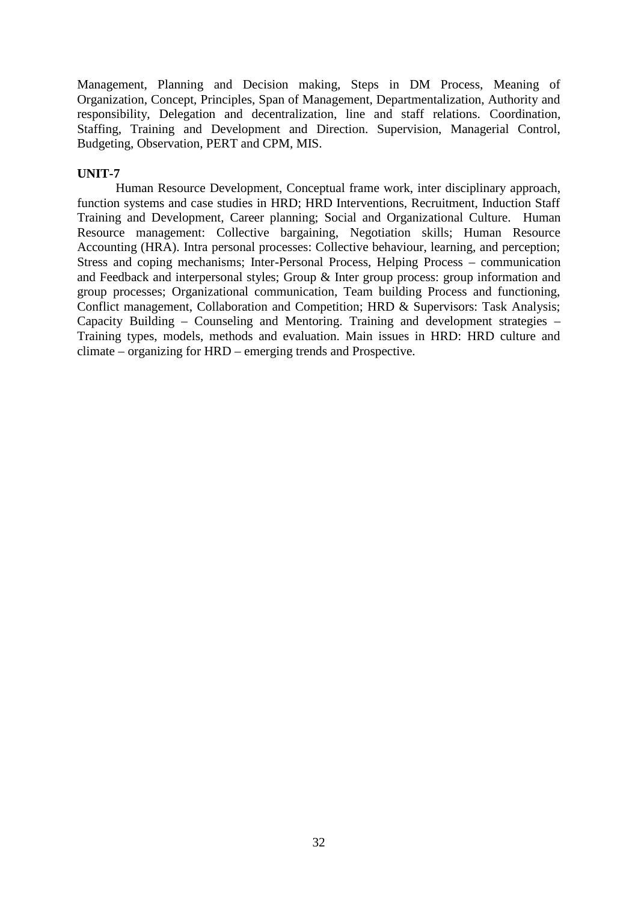Management, Planning and Decision making, Steps in DM Process, Meaning of Organization, Concept, Principles, Span of Management, Departmentalization, Authority and responsibility, Delegation and decentralization, line and staff relations. Coordination, Staffing, Training and Development and Direction. Supervision, Managerial Control, Budgeting, Observation, PERT and CPM, MIS.

**UNIT-7**

Human Resource Development, Conceptual frame work, inter disciplinary approach, function systems and case studies in HRD; HRD Interventions, Recruitment, Induction Staff Training and Development, Career planning; Social and Organizational Culture. Human Resource management: Collective bargaining, Negotiation skills; Human Resource Accounting (HRA). Intra personal processes: Collective behaviour, learning, and perception; Stress and coping mechanisms; Inter-Personal Process, Helping Process – communication and Feedback and interpersonal styles; Group & Inter group process: group information and group processes; Organizational communication, Team building Process and functioning, Conflict management, Collaboration and Competition; HRD & Supervisors: Task Analysis; Capacity Building – Counseling and Mentoring. Training and development strategies – Training types, models, methods and evaluation. Main issues in HRD: HRD culture and climate – organizing for HRD – emerging trends and Prospective.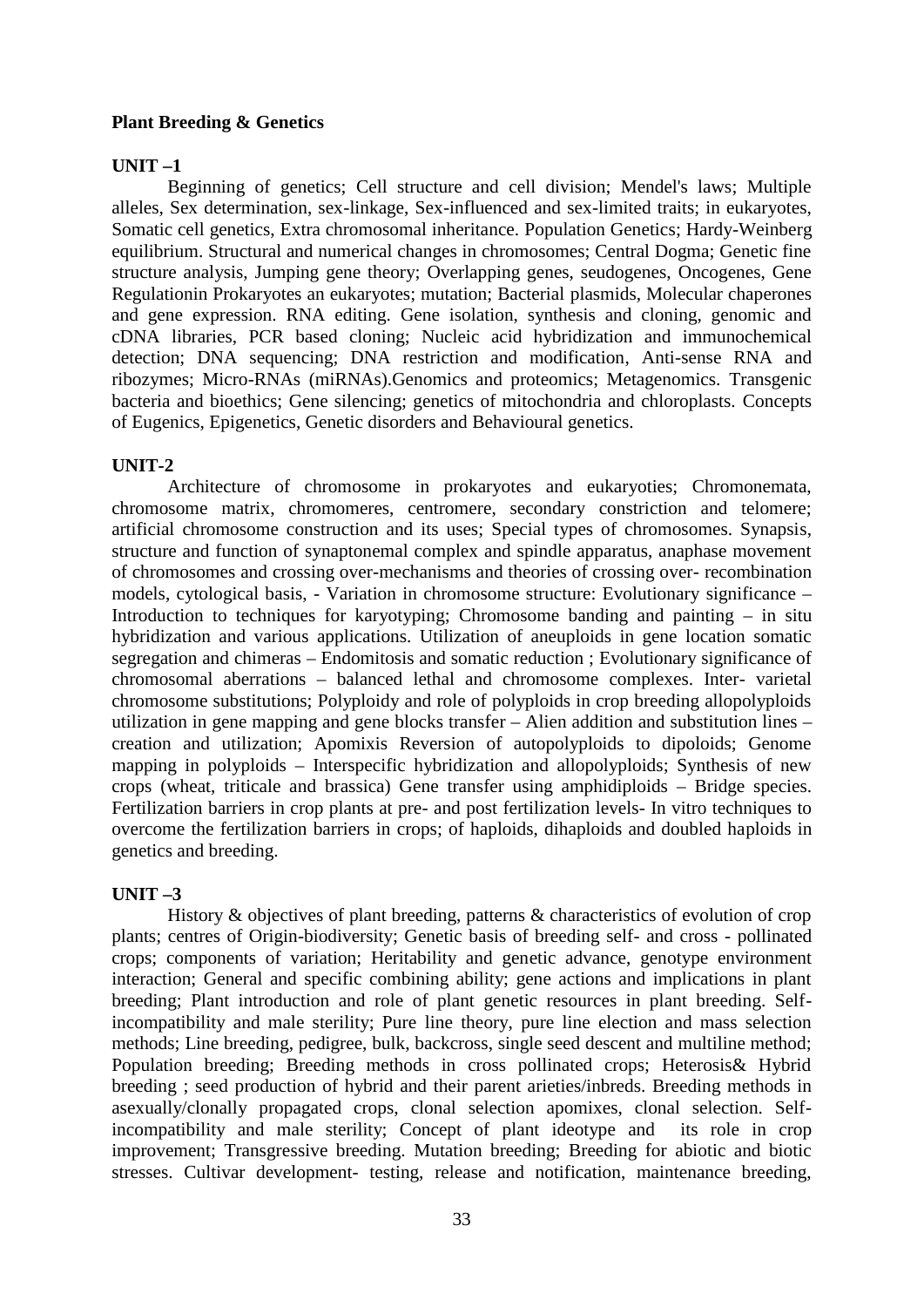**Plant Breeding & Genetics**

**UNIT –1**

Beginning of genetics; Cell structure and cell division; Mendel's laws; Multiple alleles, Sex determination, sex-linkage, Sex-influenced and sex-limited traits; in eukaryotes, Somatic cell genetics, Extra chromosomal inheritance. Population Genetics; Hardy-Weinberg equilibrium. Structural and numerical changes in chromosomes; Central Dogma; Genetic fine structure analysis, Jumping gene theory; Overlapping genes, seudogenes, Oncogenes, Gene Regulationin Prokaryotes an eukaryotes; mutation; Bacterial plasmids, Molecular chaperones and gene expression. RNA editing. Gene isolation, synthesis and cloning, genomic and cDNA libraries, PCR based cloning; Nucleic acid hybridization and immunochemical detection; DNA sequencing; DNA restriction and modification, Anti-sense RNA and ribozymes; Micro-RNAs (miRNAs).Genomics and proteomics; Metagenomics. Transgenic bacteria and bioethics; Gene silencing; genetics of mitochondria and chloroplasts. Concepts of Eugenics, Epigenetics, Genetic disorders and Behavioural genetics.

**UNIT-2**

Architecture of chromosome in prokaryotes and eukaryoties; Chromonemata, chromosome matrix, chromomeres, centromere, secondary constriction and telomere; artificial chromosome construction and its uses; Special types of chromosomes. Synapsis, structure and function of synaptonemal complex and spindle apparatus, anaphase movement of chromosomes and crossing over-mechanisms and theories of crossing over- recombination models, cytological basis, - Variation in chromosome structure: Evolutionary significance – Introduction to techniques for karyotyping; Chromosome banding and painting – in situ hybridization and various applications. Utilization of aneuploids in gene location somatic segregation and chimeras – Endomitosis and somatic reduction ; Evolutionary significance of chromosomal aberrations – balanced lethal and chromosome complexes. Inter- varietal chromosome substitutions; Polyploidy and role of polyploids in crop breeding allopolyploids utilization in gene mapping and gene blocks transfer – Alien addition and substitution lines – creation and utilization; Apomixis Reversion of autopolyploids to dipoloids; Genome mapping in polyploids – Interspecific hybridization and allopolyploids; Synthesis of new crops (wheat, triticale and brassica) Gene transfer using amphidiploids – Bridge species. Fertilization barriers in crop plants at pre- and post fertilization levels- In vitro techniques to overcome the fertilization barriers in crops; of haploids, dihaploids and doubled haploids in genetics and breeding.

**UNIT –3**

History & objectives of plant breeding, patterns & characteristics of evolution of crop plants; centres of Origin-biodiversity; Genetic basis of breeding self- and cross - pollinated crops; components of variation; Heritability and genetic advance, genotype environment interaction; General and specific combining ability; gene actions and implications in plant breeding; Plant introduction and role of plant genetic resources in plant breeding. Self-incompatibility and male sterility; Pure line theory, pure line election and mass selection methods; Line breeding, pedigree, bulk, backcross, single seed descent and multiline method; Population breeding; Breeding methods in cross pollinated crops; Heterosis& Hybrid breeding ; seed production of hybrid and their parent arieties/inbreds. Breeding methods in asexually/clonally propagated crops, clonal selection apomixes, clonal selection. Self-incompatibility and male sterility; Concept of plant ideotype and its role in crop improvement; Transgressive breeding. Mutation breeding; Breeding for abiotic and biotic stresses. Cultivar development- testing, release and notification, maintenance breeding,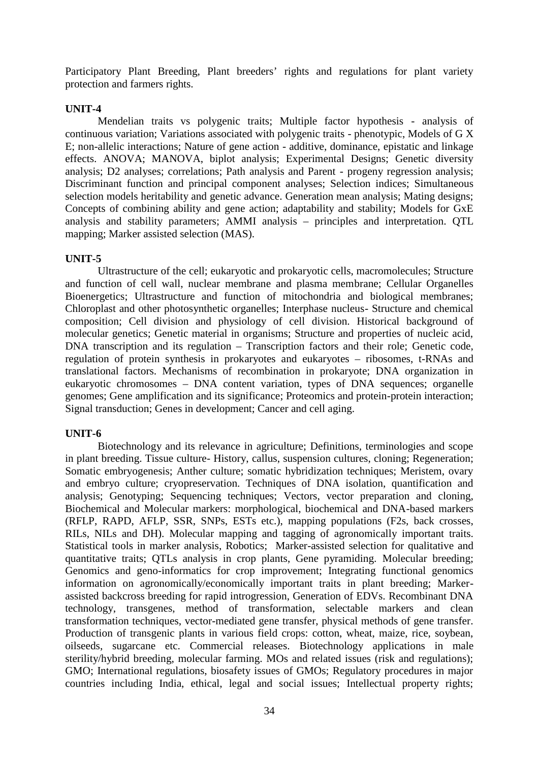Participatory Plant Breeding, Plant breeders' rights and regulations for plant variety protection and farmers rights.

**UNIT-4**

Mendelian traits vs polygenic traits; Multiple factor hypothesis - analysis of continuous variation; Variations associated with polygenic traits - phenotypic, Models of G X E; non-allelic interactions; Nature of gene action - additive, dominance, epistatic and linkage effects. ANOVA; MANOVA, biplot analysis; Experimental Designs; Genetic diversity analysis; D2 analyses; correlations; Path analysis and Parent - progeny regression analysis; Discriminant function and principal component analyses; Selection indices; Simultaneous selection models heritability and genetic advance. Generation mean analysis; Mating designs; Concepts of combining ability and gene action; adaptability and stability; Models for GxE analysis and stability parameters; AMMI analysis – principles and interpretation. QTL mapping; Marker assisted selection (MAS).

**UNIT-5**

Ultrastructure of the cell; eukaryotic and prokaryotic cells, macromolecules; Structure and function of cell wall, nuclear membrane and plasma membrane; Cellular Organelles Bioenergetics; Ultrastructure and function of mitochondria and biological membranes; Chloroplast and other photosynthetic organelles; Interphase nucleus- Structure and chemical composition; Cell division and physiology of cell division. Historical background of molecular genetics; Genetic material in organisms; Structure and properties of nucleic acid, DNA transcription and its regulation – Transcription factors and their role; Genetic code, regulation of protein synthesis in prokaryotes and eukaryotes – ribosomes, t-RNAs and translational factors. Mechanisms of recombination in prokaryote; DNA organization in eukaryotic chromosomes – DNA content variation, types of DNA sequences; organelle genomes; Gene amplification and its significance; Proteomics and protein-protein interaction; Signal transduction; Genes in development; Cancer and cell aging.

**UNIT-6**

Biotechnology and its relevance in agriculture; Definitions, terminologies and scope in plant breeding. Tissue culture- History, callus, suspension cultures, cloning; Regeneration; Somatic embryogenesis; Anther culture; somatic hybridization techniques; Meristem, ovary and embryo culture; cryopreservation. Techniques of DNA isolation, quantification and analysis; Genotyping; Sequencing techniques; Vectors, vector preparation and cloning, Biochemical and Molecular markers: morphological, biochemical and DNA-based markers (RFLP, RAPD, AFLP, SSR, SNPs, ESTs etc.), mapping populations (F2s, back crosses, RILs, NILs and DH). Molecular mapping and tagging of agronomically important traits. Statistical tools in marker analysis, Robotics; Marker-assisted selection for qualitative and quantitative traits; QTLs analysis in crop plants, Gene pyramiding. Molecular breeding; Genomics and geno-informatics for crop improvement; Integrating functional genomics information on agronomically/economically important traits in plant breeding; Marker-assisted backcross breeding for rapid introgression, Generation of EDVs. Recombinant DNA technology, transgenes, method of transformation, selectable markers and clean transformation techniques, vector-mediated gene transfer, physical methods of gene transfer. Production of transgenic plants in various field crops: cotton, wheat, maize, rice, soybean, oilseeds, sugarcane etc. Commercial releases. Biotechnology applications in male sterility/hybrid breeding, molecular farming. MOs and related issues (risk and regulations); GMO; International regulations, biosafety issues of GMOs; Regulatory procedures in major countries including India, ethical, legal and social issues; Intellectual property rights;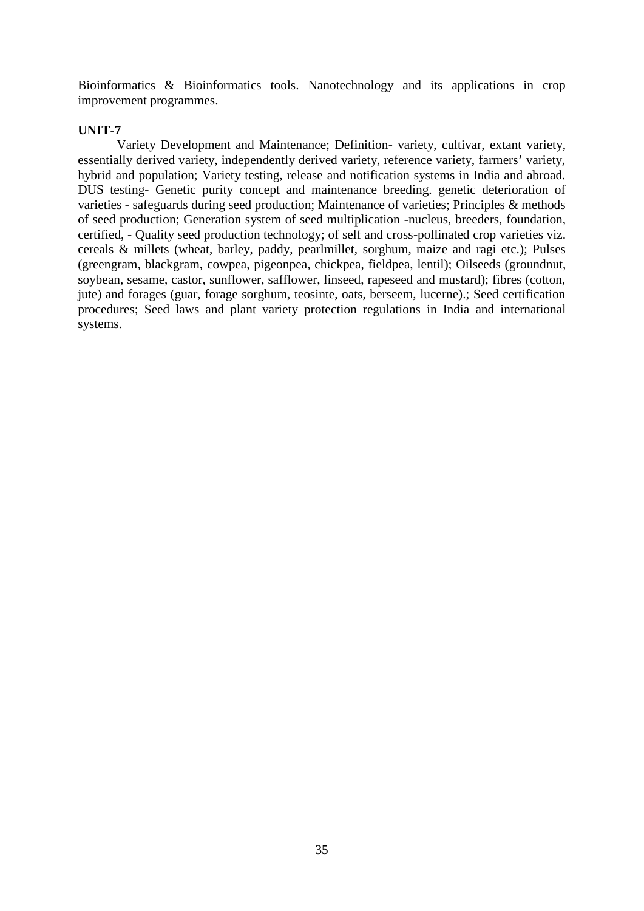Bioinformatics & Bioinformatics tools. Nanotechnology and its applications in crop improvement programmes.

**UNIT-7**

Variety Development and Maintenance; Definition- variety, cultivar, extant variety, essentially derived variety, independently derived variety, reference variety, farmers' variety, hybrid and population; Variety testing, release and notification systems in India and abroad. DUS testing- Genetic purity concept and maintenance breeding. genetic deterioration of varieties - safeguards during seed production; Maintenance of varieties; Principles & methods of seed production; Generation system of seed multiplication -nucleus, breeders, foundation, certified, - Quality seed production technology; of self and cross-pollinated crop varieties viz. cereals & millets (wheat, barley, paddy, pearlmillet, sorghum, maize and ragi etc.); Pulses (greengram, blackgram, cowpea, pigeonpea, chickpea, fieldpea, lentil); Oilseeds (groundnut, soybean, sesame, castor, sunflower, safflower, linseed, rapeseed and mustard); fibres (cotton, jute) and forages (guar, forage sorghum, teosinte, oats, berseem, lucerne).; Seed certification procedures; Seed laws and plant variety protection regulations in India and international systems.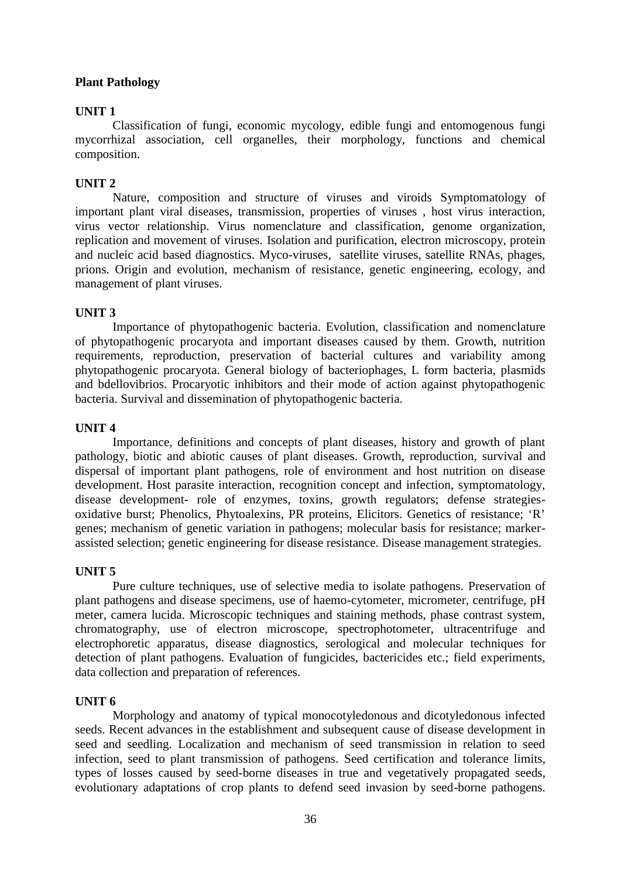**Plant Pathology**

**UNIT 1**

Classification of fungi, economic mycology, edible fungi and entomogenous fungi mycorrhizal association, cell organelles, their morphology, functions and chemical composition.

**UNIT 2**

Nature, composition and structure of viruses and viroids Symptomatology of important plant viral diseases, transmission, properties of viruses , host virus interaction, virus vector relationship. Virus nomenclature and classification, genome organization, replication and movement of viruses. Isolation and purification, electron microscopy, protein and nucleic acid based diagnostics. Myco-viruses, satellite viruses, satellite RNAs, phages, prions. Origin and evolution, mechanism of resistance, genetic engineering, ecology, and management of plant viruses.

**UNIT 3**

Importance of phytopathogenic bacteria. Evolution, classification and nomenclature of phytopathogenic procaryota and important diseases caused by them. Growth, nutrition requirements, reproduction, preservation of bacterial cultures and variability among phytopathogenic procaryota. General biology of bacteriophages, L form bacteria, plasmids and bdellovibrios. Procaryotic inhibitors and their mode of action against phytopathogenic bacteria. Survival and dissemination of phytopathogenic bacteria.

**UNIT 4**

Importance, definitions and concepts of plant diseases, history and growth of plant pathology, biotic and abiotic causes of plant diseases. Growth, reproduction, survival and dispersal of important plant pathogens, role of environment and host nutrition on disease development. Host parasite interaction, recognition concept and infection, symptomatology, disease development- role of enzymes, toxins, growth regulators; defense strategies- oxidative burst; Phenolics, Phytoalexins, PR proteins, Elicitors. Genetics of resistance; 'R' genes; mechanism of genetic variation in pathogens; molecular basis for resistance; marker-assisted selection; genetic engineering for disease resistance. Disease management strategies.

**UNIT 5**

Pure culture techniques, use of selective media to isolate pathogens. Preservation of plant pathogens and disease specimens, use of haemo-cytometer, micrometer, centrifuge, pH meter, camera lucida. Microscopic techniques and staining methods, phase contrast system, chromatography, use of electron microscope, spectrophotometer, ultracentrifuge and electrophoretic apparatus, disease diagnostics, serological and molecular techniques for detection of plant pathogens. Evaluation of fungicides, bactericides etc.; field experiments, data collection and preparation of references.

**UNIT 6**

Morphology and anatomy of typical monocotyledonous and dicotyledonous infected seeds. Recent advances in the establishment and subsequent cause of disease development in seed and seedling. Localization and mechanism of seed transmission in relation to seed infection, seed to plant transmission of pathogens. Seed certification and tolerance limits, types of losses caused by seed-borne diseases in true and vegetatively propagated seeds, evolutionary adaptations of crop plants to defend seed invasion by seed-borne pathogens.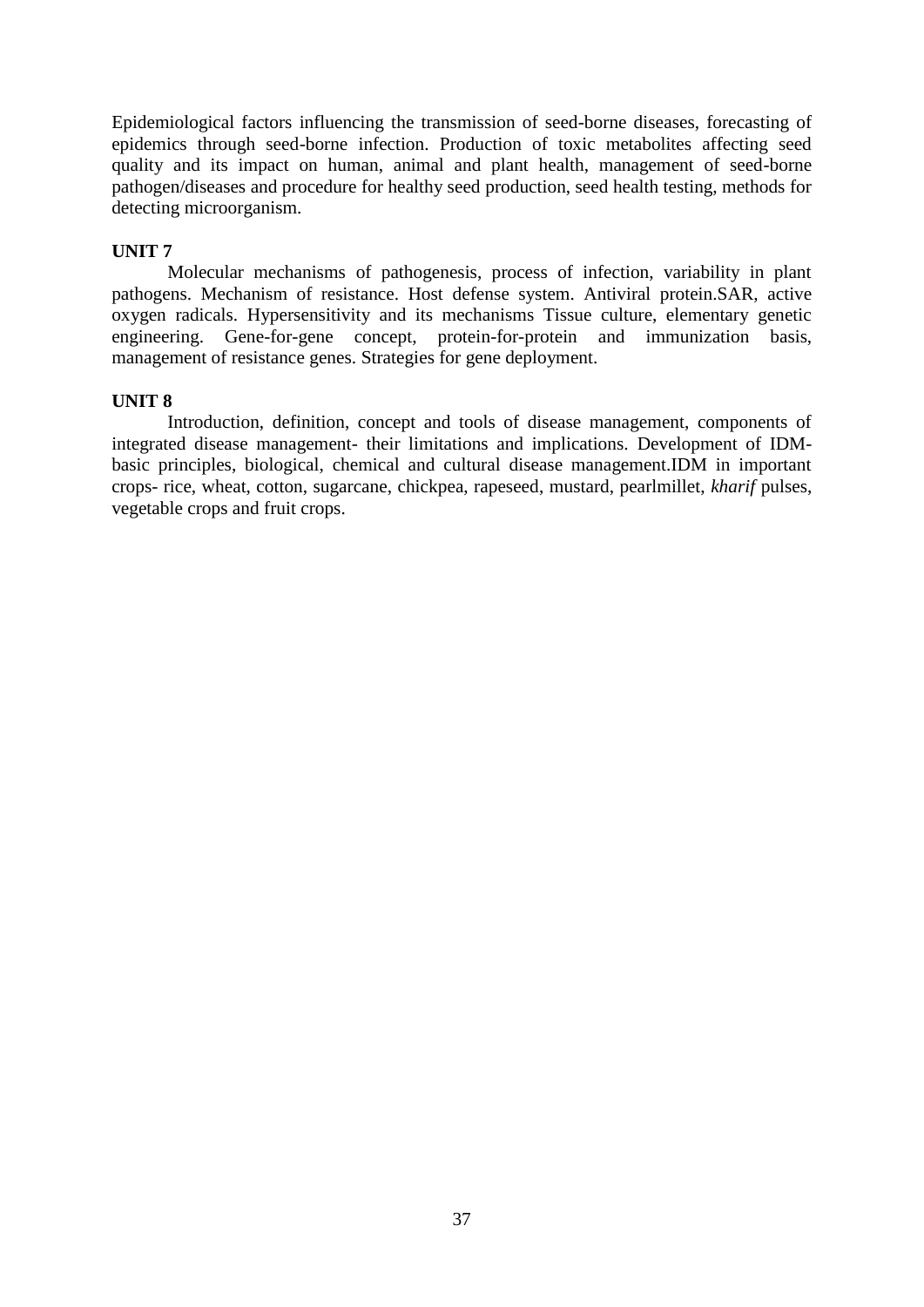Epidemiological factors influencing the transmission of seed-borne diseases, forecasting of epidemics through seed-borne infection. Production of toxic metabolites affecting seed quality and its impact on human, animal and plant health, management of seed-borne pathogen/diseases and procedure for healthy seed production, seed health testing, methods for detecting microorganism.

**UNIT 7**

Molecular mechanisms of pathogenesis, process of infection, variability in plant pathogens. Mechanism of resistance. Host defense system. Antiviral protein.SAR, active oxygen radicals. Hypersensitivity and its mechanisms Tissue culture, elementary genetic engineering. Gene-for-gene concept, protein-for-protein and immunization basis, management of resistance genes. Strategies for gene deployment.

**UNIT 8**

Introduction, definition, concept and tools of disease management, components of integrated disease management- their limitations and implications. Development of IDM- basic principles, biological, chemical and cultural disease management.IDM in important crops- rice, wheat, cotton, sugarcane, chickpea, rapeseed, mustard, pearlmillet, *kharif* pulses, vegetable crops and fruit crops.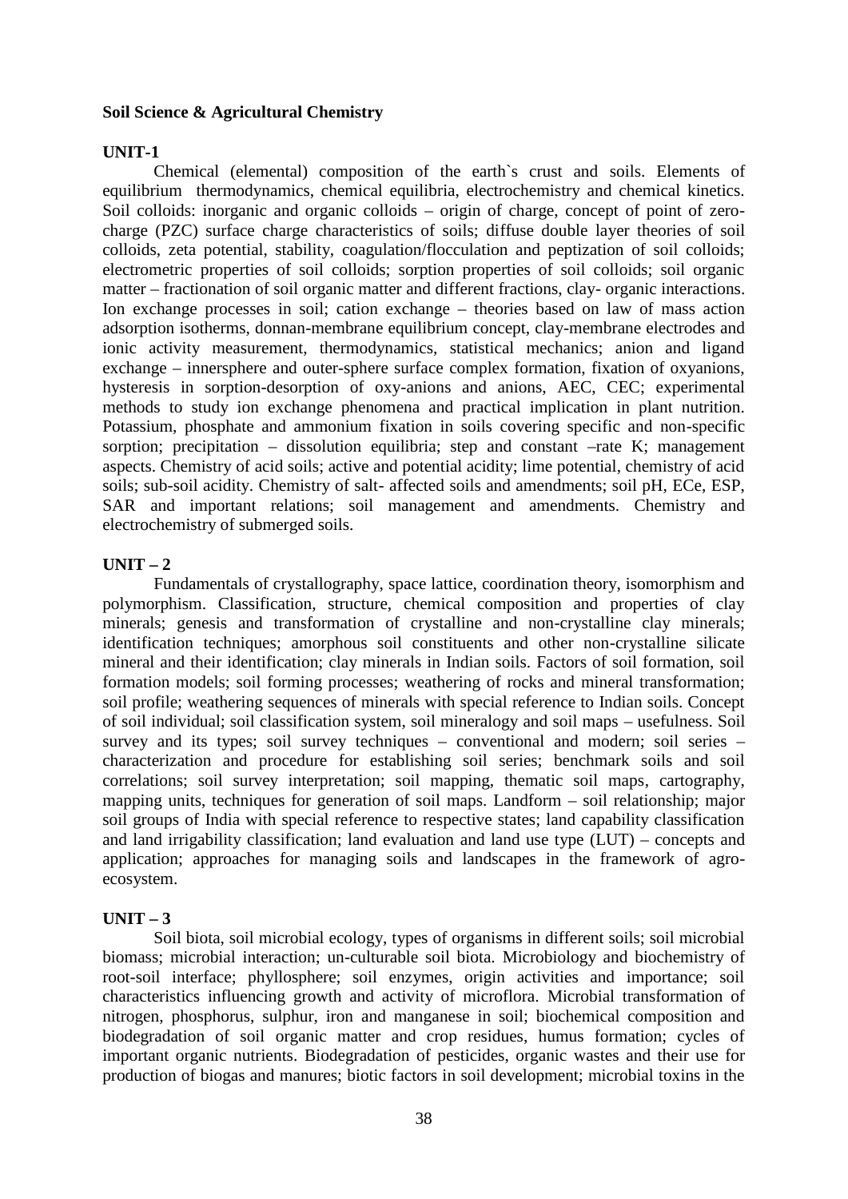**Soil Science & Agricultural Chemistry**

**UNIT-1**

Chemical (elemental) composition of the earth`s crust and soils. Elements of equilibrium thermodynamics, chemical equilibria, electrochemistry and chemical kinetics. Soil colloids: inorganic and organic colloids – origin of charge, concept of point of zero-charge (PZC) surface charge characteristics of soils; diffuse double layer theories of soil colloids, zeta potential, stability, coagulation/flocculation and peptization of soil colloids; electrometric properties of soil colloids; sorption properties of soil colloids; soil organic matter – fractionation of soil organic matter and different fractions, clay- organic interactions. Ion exchange processes in soil; cation exchange – theories based on law of mass action adsorption isotherms, donnan-membrane equilibrium concept, clay-membrane electrodes and ionic activity measurement, thermodynamics, statistical mechanics; anion and ligand exchange – innersphere and outer-sphere surface complex formation, fixation of oxyanions, hysteresis in sorption-desorption of oxy-anions and anions, AEC, CEC; experimental methods to study ion exchange phenomena and practical implication in plant nutrition. Potassium, phosphate and ammonium fixation in soils covering specific and non-specific sorption; precipitation – dissolution equilibria; step and constant –rate K; management aspects. Chemistry of acid soils; active and potential acidity; lime potential, chemistry of acid soils; sub-soil acidity. Chemistry of salt- affected soils and amendments; soil pH, ECe, ESP, SAR and important relations; soil management and amendments. Chemistry and electrochemistry of submerged soils.

**UNIT – 2**

Fundamentals of crystallography, space lattice, coordination theory, isomorphism and polymorphism. Classification, structure, chemical composition and properties of clay minerals; genesis and transformation of crystalline and non-crystalline clay minerals; identification techniques; amorphous soil constituents and other non-crystalline silicate mineral and their identification; clay minerals in Indian soils. Factors of soil formation, soil formation models; soil forming processes; weathering of rocks and mineral transformation; soil profile; weathering sequences of minerals with special reference to Indian soils. Concept of soil individual; soil classification system, soil mineralogy and soil maps – usefulness. Soil survey and its types; soil survey techniques – conventional and modern; soil series – characterization and procedure for establishing soil series; benchmark soils and soil correlations; soil survey interpretation; soil mapping, thematic soil maps, cartography, mapping units, techniques for generation of soil maps. Landform – soil relationship; major soil groups of India with special reference to respective states; land capability classification and land irrigability classification; land evaluation and land use type (LUT) – concepts and application; approaches for managing soils and landscapes in the framework of agro-ecosystem.

**UNIT – 3**

Soil biota, soil microbial ecology, types of organisms in different soils; soil microbial biomass; microbial interaction; un-culturable soil biota. Microbiology and biochemistry of root-soil interface; phyllosphere; soil enzymes, origin activities and importance; soil characteristics influencing growth and activity of microflora. Microbial transformation of nitrogen, phosphorus, sulphur, iron and manganese in soil; biochemical composition and biodegradation of soil organic matter and crop residues, humus formation; cycles of important organic nutrients. Biodegradation of pesticides, organic wastes and their use for production of biogas and manures; biotic factors in soil development; microbial toxins in the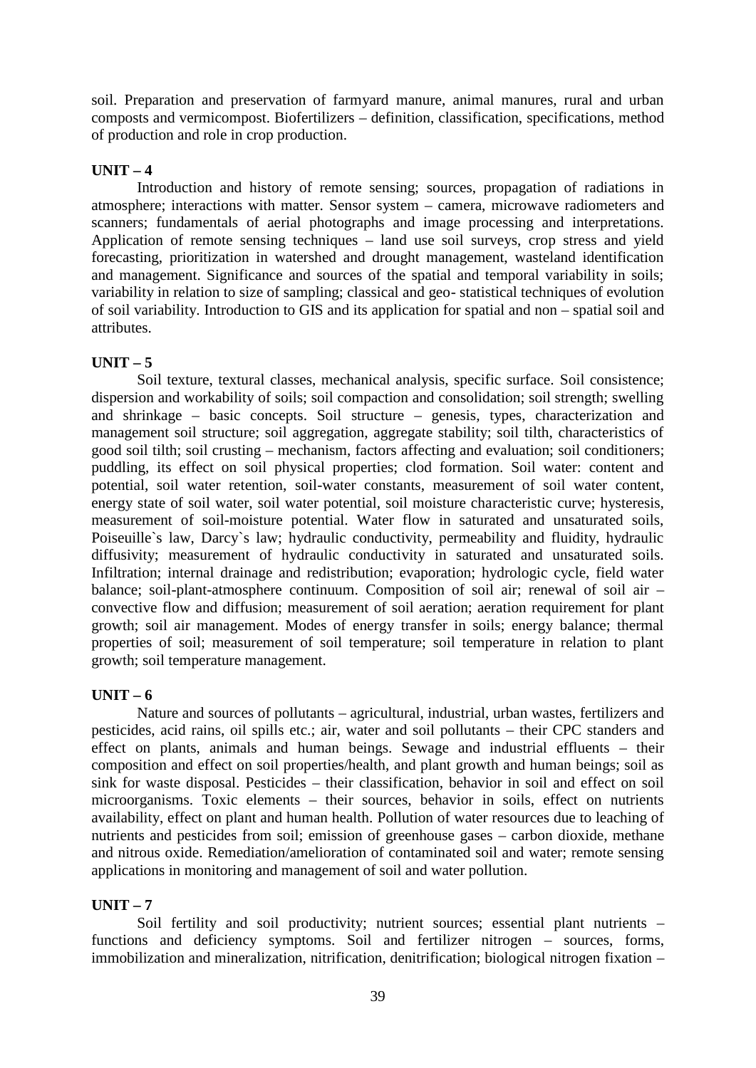soil. Preparation and preservation of farmyard manure, animal manures, rural and urban composts and vermicompost. Biofertilizers – definition, classification, specifications, method of production and role in crop production.

**UNIT – 4**

Introduction and history of remote sensing; sources, propagation of radiations in atmosphere; interactions with matter. Sensor system – camera, microwave radiometers and scanners; fundamentals of aerial photographs and image processing and interpretations. Application of remote sensing techniques – land use soil surveys, crop stress and yield forecasting, prioritization in watershed and drought management, wasteland identification and management. Significance and sources of the spatial and temporal variability in soils; variability in relation to size of sampling; classical and geo- statistical techniques of evolution of soil variability. Introduction to GIS and its application for spatial and non – spatial soil and attributes.

**UNIT – 5**

Soil texture, textural classes, mechanical analysis, specific surface. Soil consistence; dispersion and workability of soils; soil compaction and consolidation; soil strength; swelling and shrinkage – basic concepts. Soil structure – genesis, types, characterization and management soil structure; soil aggregation, aggregate stability; soil tilth, characteristics of good soil tilth; soil crusting – mechanism, factors affecting and evaluation; soil conditioners; puddling, its effect on soil physical properties; clod formation. Soil water: content and potential, soil water retention, soil-water constants, measurement of soil water content, energy state of soil water, soil water potential, soil moisture characteristic curve; hysteresis, measurement of soil-moisture potential. Water flow in saturated and unsaturated soils, Poiseuille`s law, Darcy`s law; hydraulic conductivity, permeability and fluidity, hydraulic diffusivity; measurement of hydraulic conductivity in saturated and unsaturated soils. Infiltration; internal drainage and redistribution; evaporation; hydrologic cycle, field water balance; soil-plant-atmosphere continuum. Composition of soil air; renewal of soil air – convective flow and diffusion; measurement of soil aeration; aeration requirement for plant growth; soil air management. Modes of energy transfer in soils; energy balance; thermal properties of soil; measurement of soil temperature; soil temperature in relation to plant growth; soil temperature management.

**UNIT – 6**

Nature and sources of pollutants – agricultural, industrial, urban wastes, fertilizers and pesticides, acid rains, oil spills etc.; air, water and soil pollutants – their CPC standers and effect on plants, animals and human beings. Sewage and industrial effluents – their composition and effect on soil properties/health, and plant growth and human beings; soil as sink for waste disposal. Pesticides – their classification, behavior in soil and effect on soil microorganisms. Toxic elements – their sources, behavior in soils, effect on nutrients availability, effect on plant and human health. Pollution of water resources due to leaching of nutrients and pesticides from soil; emission of greenhouse gases – carbon dioxide, methane and nitrous oxide. Remediation/amelioration of contaminated soil and water; remote sensing applications in monitoring and management of soil and water pollution.

**UNIT – 7**

Soil fertility and soil productivity; nutrient sources; essential plant nutrients – functions and deficiency symptoms. Soil and fertilizer nitrogen – sources, forms, immobilization and mineralization, nitrification, denitrification; biological nitrogen fixation –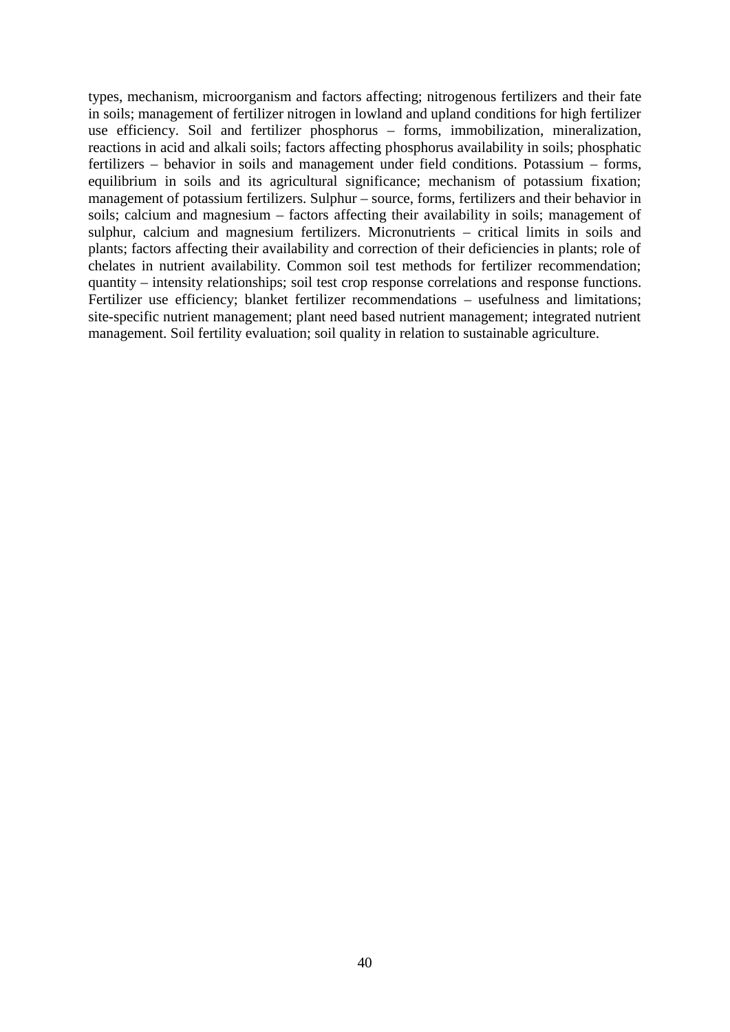types, mechanism, microorganism and factors affecting; nitrogenous fertilizers and their fate in soils; management of fertilizer nitrogen in lowland and upland conditions for high fertilizer use efficiency. Soil and fertilizer phosphorus – forms, immobilization, mineralization, reactions in acid and alkali soils; factors affecting phosphorus availability in soils; phosphatic fertilizers – behavior in soils and management under field conditions. Potassium – forms, equilibrium in soils and its agricultural significance; mechanism of potassium fixation; management of potassium fertilizers. Sulphur – source, forms, fertilizers and their behavior in soils; calcium and magnesium – factors affecting their availability in soils; management of sulphur, calcium and magnesium fertilizers. Micronutrients – critical limits in soils and plants; factors affecting their availability and correction of their deficiencies in plants; role of chelates in nutrient availability. Common soil test methods for fertilizer recommendation; quantity – intensity relationships; soil test crop response correlations and response functions. Fertilizer use efficiency; blanket fertilizer recommendations – usefulness and limitations; site-specific nutrient management; plant need based nutrient management; integrated nutrient management. Soil fertility evaluation; soil quality in relation to sustainable agriculture.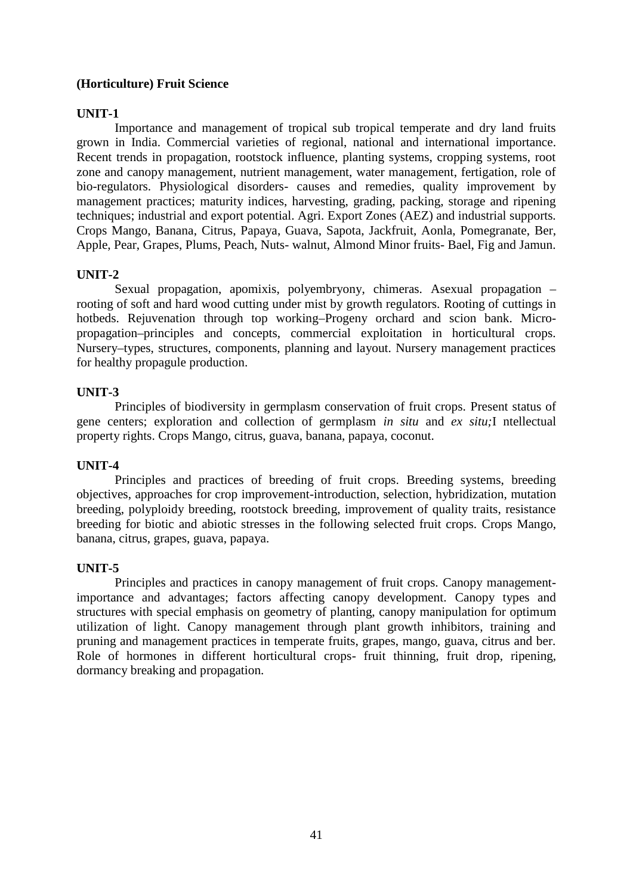**(Horticulture) Fruit Science**

**UNIT-1**

Importance and management of tropical sub tropical temperate and dry land fruits grown in India. Commercial varieties of regional, national and international importance. Recent trends in propagation, rootstock influence, planting systems, cropping systems, root zone and canopy management, nutrient management, water management, fertigation, role of bio-regulators. Physiological disorders- causes and remedies, quality improvement by management practices; maturity indices, harvesting, grading, packing, storage and ripening techniques; industrial and export potential. Agri. Export Zones (AEZ) and industrial supports. Crops Mango, Banana, Citrus, Papaya, Guava, Sapota, Jackfruit, Aonla, Pomegranate, Ber, Apple, Pear, Grapes, Plums, Peach, Nuts- walnut, Almond Minor fruits- Bael, Fig and Jamun.

**UNIT-2**

Sexual propagation, apomixis, polyembryony, chimeras. Asexual propagation – rooting of soft and hard wood cutting under mist by growth regulators. Rooting of cuttings in hotbeds. Rejuvenation through top working–Progeny orchard and scion bank. Micro-propagation–principles and concepts, commercial exploitation in horticultural crops. Nursery–types, structures, components, planning and layout. Nursery management practices for healthy propagule production.

**UNIT-3**

Principles of biodiversity in germplasm conservation of fruit crops. Present status of gene centers; exploration and collection of germplasm *in situ* and *ex situ;*I ntellectual property rights. Crops Mango, citrus, guava, banana, papaya, coconut.

**UNIT-4**

Principles and practices of breeding of fruit crops. Breeding systems, breeding objectives, approaches for crop improvement-introduction, selection, hybridization, mutation breeding, polyploidy breeding, rootstock breeding, improvement of quality traits, resistance breeding for biotic and abiotic stresses in the following selected fruit crops. Crops Mango, banana, citrus, grapes, guava, papaya.

**UNIT-5**

Principles and practices in canopy management of fruit crops. Canopy management- importance and advantages; factors affecting canopy development. Canopy types and structures with special emphasis on geometry of planting, canopy manipulation for optimum utilization of light. Canopy management through plant growth inhibitors, training and pruning and management practices in temperate fruits, grapes, mango, guava, citrus and ber. Role of hormones in different horticultural crops- fruit thinning, fruit drop, ripening, dormancy breaking and propagation.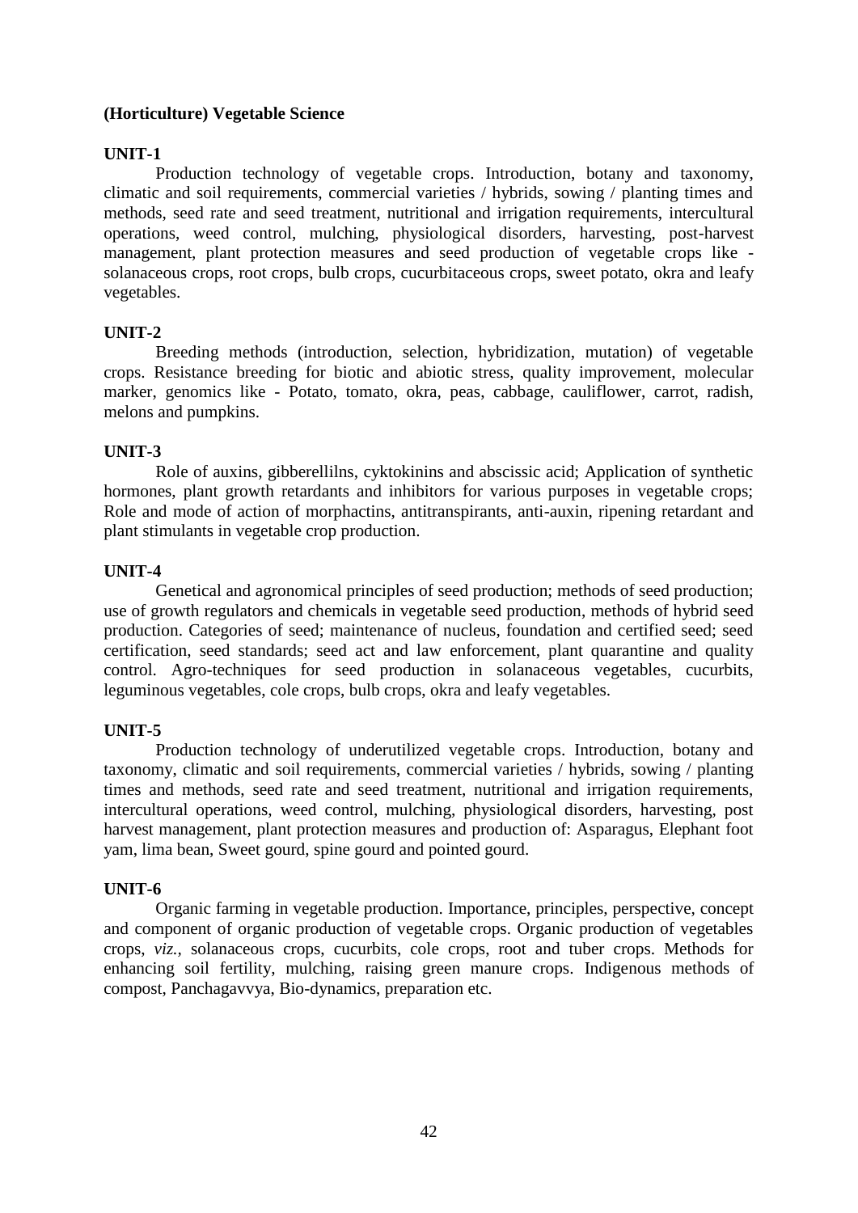**(Horticulture) Vegetable Science**

**UNIT-1**

Production technology of vegetable crops. Introduction, botany and taxonomy, climatic and soil requirements, commercial varieties / hybrids, sowing / planting times and methods, seed rate and seed treatment, nutritional and irrigation requirements, intercultural operations, weed control, mulching, physiological disorders, harvesting, post-harvest management, plant protection measures and seed production of vegetable crops like - solanaceous crops, root crops, bulb crops, cucurbitaceous crops, sweet potato, okra and leafy vegetables.

**UNIT-2**

Breeding methods (introduction, selection, hybridization, mutation) of vegetable crops. Resistance breeding for biotic and abiotic stress, quality improvement, molecular marker, genomics like - Potato, tomato, okra, peas, cabbage, cauliflower, carrot, radish, melons and pumpkins.

**UNIT-3**

Role of auxins, gibberellilns, cyktokinins and abscissic acid; Application of synthetic hormones, plant growth retardants and inhibitors for various purposes in vegetable crops; Role and mode of action of morphactins, antitranspirants, anti-auxin, ripening retardant and plant stimulants in vegetable crop production.

**UNIT-4**

Genetical and agronomical principles of seed production; methods of seed production; use of growth regulators and chemicals in vegetable seed production, methods of hybrid seed production. Categories of seed; maintenance of nucleus, foundation and certified seed; seed certification, seed standards; seed act and law enforcement, plant quarantine and quality control. Agro-techniques for seed production in solanaceous vegetables, cucurbits, leguminous vegetables, cole crops, bulb crops, okra and leafy vegetables.

**UNIT-5**

Production technology of underutilized vegetable crops. Introduction, botany and taxonomy, climatic and soil requirements, commercial varieties / hybrids, sowing / planting times and methods, seed rate and seed treatment, nutritional and irrigation requirements, intercultural operations, weed control, mulching, physiological disorders, harvesting, post harvest management, plant protection measures and production of: Asparagus, Elephant foot yam, lima bean, Sweet gourd, spine gourd and pointed gourd.

**UNIT-6**

Organic farming in vegetable production. Importance, principles, perspective, concept and component of organic production of vegetable crops. Organic production of vegetables crops, *viz.*, solanaceous crops, cucurbits, cole crops, root and tuber crops. Methods for enhancing soil fertility, mulching, raising green manure crops. Indigenous methods of compost, Panchagavvya, Bio-dynamics, preparation etc.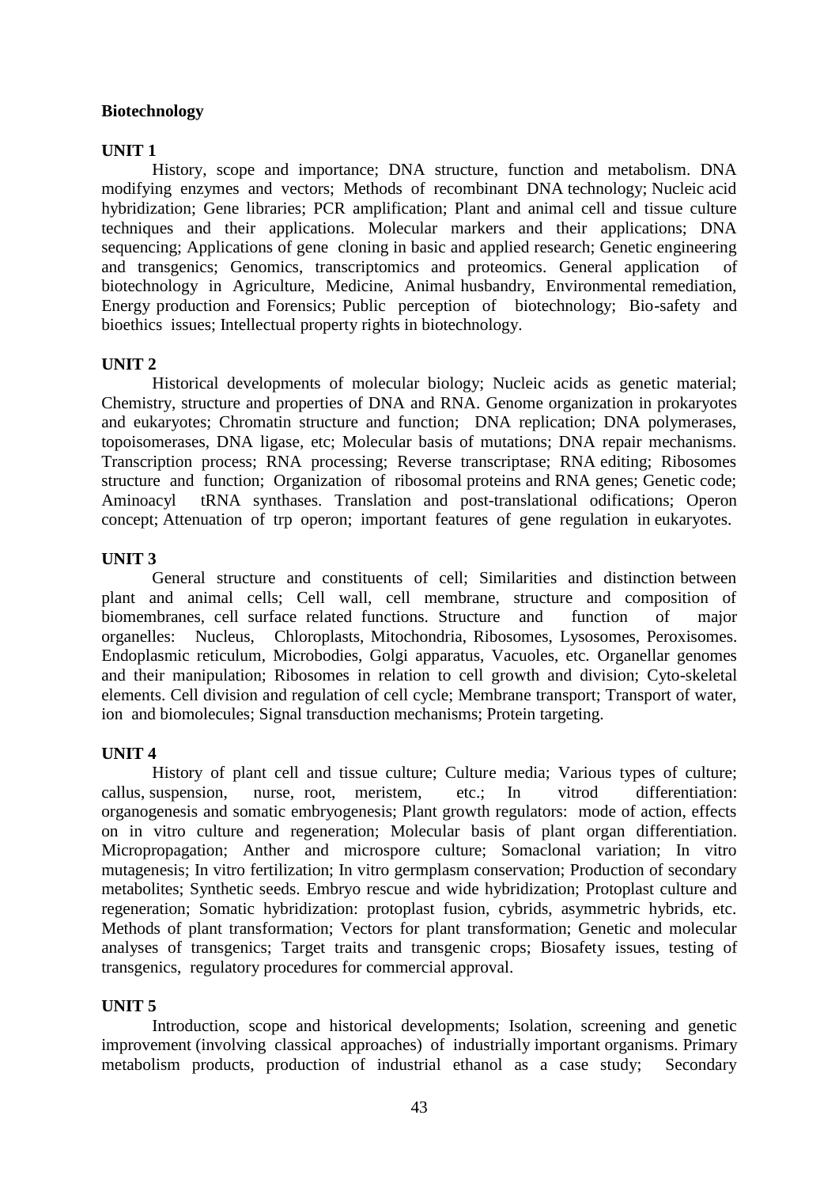**Biotechnology**

**UNIT 1**

History, scope and importance; DNA structure, function and metabolism. DNA modifying enzymes and vectors; Methods of recombinant DNA technology; Nucleic acid hybridization; Gene libraries; PCR amplification; Plant and animal cell and tissue culture techniques and their applications. Molecular markers and their applications; DNA sequencing; Applications of gene cloning in basic and applied research; Genetic engineering and transgenics; Genomics, transcriptomics and proteomics. General application of biotechnology in Agriculture, Medicine, Animal husbandry, Environmental remediation, Energy production and Forensics; Public perception of biotechnology; Bio-safety and bioethics issues; Intellectual property rights in biotechnology.

**UNIT 2**

Historical developments of molecular biology; Nucleic acids as genetic material; Chemistry, structure and properties of DNA and RNA. Genome organization in prokaryotes and eukaryotes; Chromatin structure and function; DNA replication; DNA polymerases, topoisomerases, DNA ligase, etc; Molecular basis of mutations; DNA repair mechanisms. Transcription process; RNA processing; Reverse transcriptase; RNA editing; Ribosomes structure and function; Organization of ribosomal proteins and RNA genes; Genetic code; Aminoacyl tRNA synthases. Translation and post-translational odifications; Operon concept; Attenuation of trp operon; important features of gene regulation in eukaryotes.

**UNIT 3**

General structure and constituents of cell; Similarities and distinction between plant and animal cells; Cell wall, cell membrane, structure and composition of biomembranes, cell surface related functions. Structure and function of major organelles: Nucleus, Chloroplasts, Mitochondria, Ribosomes, Lysosomes, Peroxisomes. Endoplasmic reticulum, Microbodies, Golgi apparatus, Vacuoles, etc. Organellar genomes and their manipulation; Ribosomes in relation to cell growth and division; Cyto-skeletal elements. Cell division and regulation of cell cycle; Membrane transport; Transport of water, ion and biomolecules; Signal transduction mechanisms; Protein targeting.

**UNIT 4**

History of plant cell and tissue culture; Culture media; Various types of culture; callus, suspension, nurse, root, meristem, etc.; In vitrod differentiation: organogenesis and somatic embryogenesis; Plant growth regulators: mode of action, effects on in vitro culture and regeneration; Molecular basis of plant organ differentiation. Micropropagation; Anther and microspore culture; Somaclonal variation; In vitro mutagenesis; In vitro fertilization; In vitro germplasm conservation; Production of secondary metabolites; Synthetic seeds. Embryo rescue and wide hybridization; Protoplast culture and regeneration; Somatic hybridization: protoplast fusion, cybrids, asymmetric hybrids, etc. Methods of plant transformation; Vectors for plant transformation; Genetic and molecular analyses of transgenics; Target traits and transgenic crops; Biosafety issues, testing of transgenics, regulatory procedures for commercial approval.

**UNIT 5**

Introduction, scope and historical developments; Isolation, screening and genetic improvement (involving classical approaches) of industrially important organisms. Primary metabolism products, production of industrial ethanol as a case study; Secondary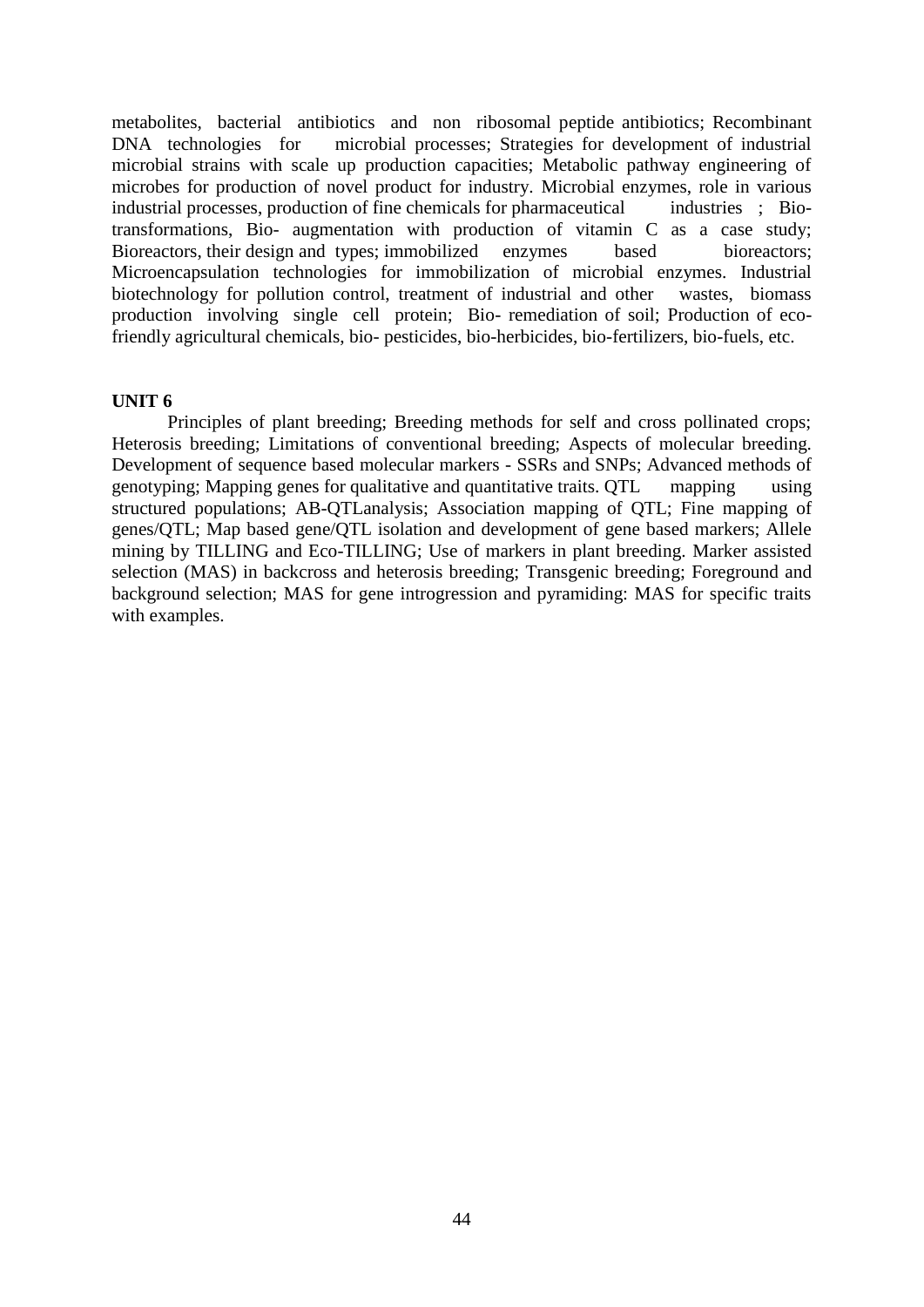metabolites, bacterial antibiotics and non ribosomal peptide antibiotics; Recombinant DNA technologies for microbial processes; Strategies for development of industrial microbial strains with scale up production capacities; Metabolic pathway engineering of microbes for production of novel product for industry. Microbial enzymes, role in various industrial processes, production of fine chemicals for pharmaceutical industries ; Bio-transformations, Bio- augmentation with production of vitamin C as a case study; Bioreactors, their design and types; immobilized enzymes based bioreactors; Microencapsulation technologies for immobilization of microbial enzymes. Industrial biotechnology for pollution control, treatment of industrial and other wastes, biomass production involving single cell protein; Bio- remediation of soil; Production of eco-friendly agricultural chemicals, bio- pesticides, bio-herbicides, bio-fertilizers, bio-fuels, etc.

**UNIT 6**

Principles of plant breeding; Breeding methods for self and cross pollinated crops; Heterosis breeding; Limitations of conventional breeding; Aspects of molecular breeding. Development of sequence based molecular markers - SSRs and SNPs; Advanced methods of genotyping; Mapping genes for qualitative and quantitative traits. QTL mapping using structured populations; AB-QTLanalysis; Association mapping of QTL; Fine mapping of genes/QTL; Map based gene/QTL isolation and development of gene based markers; Allele mining by TILLING and Eco-TILLING; Use of markers in plant breeding. Marker assisted selection (MAS) in backcross and heterosis breeding; Transgenic breeding; Foreground and background selection; MAS for gene introgression and pyramiding: MAS for specific traits with examples.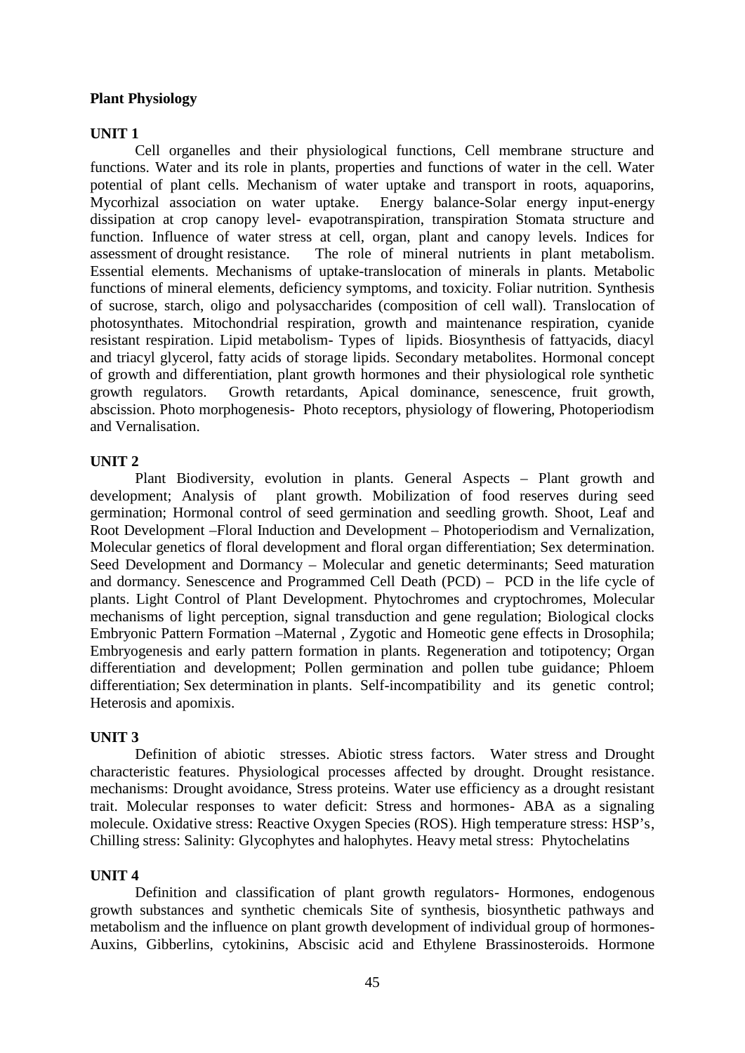**Plant Physiology**

**UNIT 1**

Cell organelles and their physiological functions, Cell membrane structure and functions. Water and its role in plants, properties and functions of water in the cell. Water potential of plant cells. Mechanism of water uptake and transport in roots, aquaporins, Mycorhizal association on water uptake. Energy balance-Solar energy input-energy dissipation at crop canopy level- evapotranspiration, transpiration Stomata structure and function. Influence of water stress at cell, organ, plant and canopy levels. Indices for assessment of drought resistance. The role of mineral nutrients in plant metabolism. Essential elements. Mechanisms of uptake-translocation of minerals in plants. Metabolic functions of mineral elements, deficiency symptoms, and toxicity. Foliar nutrition. Synthesis of sucrose, starch, oligo and polysaccharides (composition of cell wall). Translocation of photosynthates. Mitochondrial respiration, growth and maintenance respiration, cyanide resistant respiration. Lipid metabolism- Types of lipids. Biosynthesis of fattyacids, diacyl and triacyl glycerol, fatty acids of storage lipids. Secondary metabolites. Hormonal concept of growth and differentiation, plant growth hormones and their physiological role synthetic growth regulators. Growth retardants, Apical dominance, senescence, fruit growth, abscission. Photo morphogenesis- Photo receptors, physiology of flowering, Photoperiodism and Vernalisation.

**UNIT 2**

Plant Biodiversity, evolution in plants. General Aspects – Plant growth and development; Analysis of plant growth. Mobilization of food reserves during seed germination; Hormonal control of seed germination and seedling growth. Shoot, Leaf and Root Development –Floral Induction and Development – Photoperiodism and Vernalization, Molecular genetics of floral development and floral organ differentiation; Sex determination. Seed Development and Dormancy – Molecular and genetic determinants; Seed maturation and dormancy. Senescence and Programmed Cell Death (PCD) – PCD in the life cycle of plants. Light Control of Plant Development. Phytochromes and cryptochromes, Molecular mechanisms of light perception, signal transduction and gene regulation; Biological clocks Embryonic Pattern Formation –Maternal , Zygotic and Homeotic gene effects in Drosophila; Embryogenesis and early pattern formation in plants. Regeneration and totipotency; Organ differentiation and development; Pollen germination and pollen tube guidance; Phloem differentiation; Sex determination in plants. Self-incompatibility and its genetic control; Heterosis and apomixis.

**UNIT 3**

Definition of abiotic stresses. Abiotic stress factors. Water stress and Drought characteristic features. Physiological processes affected by drought. Drought resistance. mechanisms: Drought avoidance, Stress proteins. Water use efficiency as a drought resistant trait. Molecular responses to water deficit: Stress and hormones- ABA as a signaling molecule. Oxidative stress: Reactive Oxygen Species (ROS). High temperature stress: HSP's, Chilling stress: Salinity: Glycophytes and halophytes. Heavy metal stress: Phytochelatins

**UNIT 4**

Definition and classification of plant growth regulators- Hormones, endogenous growth substances and synthetic chemicals Site of synthesis, biosynthetic pathways and metabolism and the influence on plant growth development of individual group of hormones- Auxins, Gibberlins, cytokinins, Abscisic acid and Ethylene Brassinosteroids. Hormone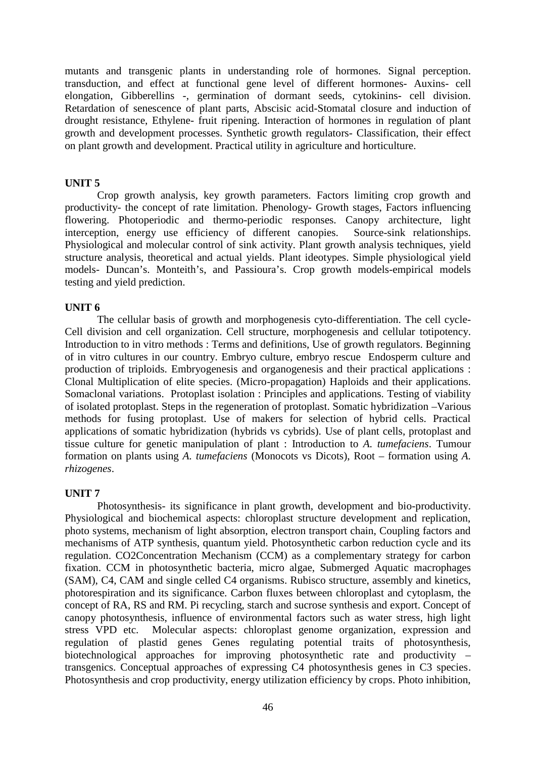mutants and transgenic plants in understanding role of hormones. Signal perception. transduction, and effect at functional gene level of different hormones- Auxins- cell elongation, Gibberellins -, germination of dormant seeds, cytokinins- cell division. Retardation of senescence of plant parts, Abscisic acid-Stomatal closure and induction of drought resistance, Ethylene- fruit ripening. Interaction of hormones in regulation of plant growth and development processes. Synthetic growth regulators- Classification, their effect on plant growth and development. Practical utility in agriculture and horticulture.

**UNIT 5**

Crop growth analysis, key growth parameters. Factors limiting crop growth and productivity- the concept of rate limitation. Phenology- Growth stages, Factors influencing flowering. Photoperiodic and thermo-periodic responses. Canopy architecture, light interception, energy use efficiency of different canopies. Source-sink relationships. Physiological and molecular control of sink activity. Plant growth analysis techniques, yield structure analysis, theoretical and actual yields. Plant ideotypes. Simple physiological yield models- Duncan's. Monteith's, and Passioura's. Crop growth models-empirical models testing and yield prediction.

**UNIT 6**

The cellular basis of growth and morphogenesis cyto-differentiation. The cell cycle- Cell division and cell organization. Cell structure, morphogenesis and cellular totipotency. Introduction to in vitro methods : Terms and definitions, Use of growth regulators. Beginning of in vitro cultures in our country. Embryo culture, embryo rescue Endosperm culture and production of triploids. Embryogenesis and organogenesis and their practical applications : Clonal Multiplication of elite species. (Micro-propagation) Haploids and their applications. Somaclonal variations. Protoplast isolation : Principles and applications. Testing of viability of isolated protoplast. Steps in the regeneration of protoplast. Somatic hybridization –Various methods for fusing protoplast. Use of makers for selection of hybrid cells. Practical applications of somatic hybridization (hybrids vs cybrids). Use of plant cells, protoplast and tissue culture for genetic manipulation of plant : Introduction to *A. tumefaciens*. Tumour formation on plants using *A. tumefaciens* (Monocots vs Dicots), Root – formation using *A. rhizogenes*.

**UNIT 7**

Photosynthesis- its significance in plant growth, development and bio-productivity. Physiological and biochemical aspects: chloroplast structure development and replication, photo systems, mechanism of light absorption, electron transport chain, Coupling factors and mechanisms of ATP synthesis, quantum yield. Photosynthetic carbon reduction cycle and its regulation. CO2Concentration Mechanism (CCM) as a complementary strategy for carbon fixation. CCM in photosynthetic bacteria, micro algae, Submerged Aquatic macrophages (SAM), C4, CAM and single celled C4 organisms. Rubisco structure, assembly and kinetics, photorespiration and its significance. Carbon fluxes between chloroplast and cytoplasm, the concept of RA, RS and RM. Pi recycling, starch and sucrose synthesis and export. Concept of canopy photosynthesis, influence of environmental factors such as water stress, high light stress VPD etc. Molecular aspects: chloroplast genome organization, expression and regulation of plastid genes Genes regulating potential traits of photosynthesis, biotechnological approaches for improving photosynthetic rate and productivity – transgenics. Conceptual approaches of expressing C4 photosynthesis genes in C3 species. Photosynthesis and crop productivity, energy utilization efficiency by crops. Photo inhibition,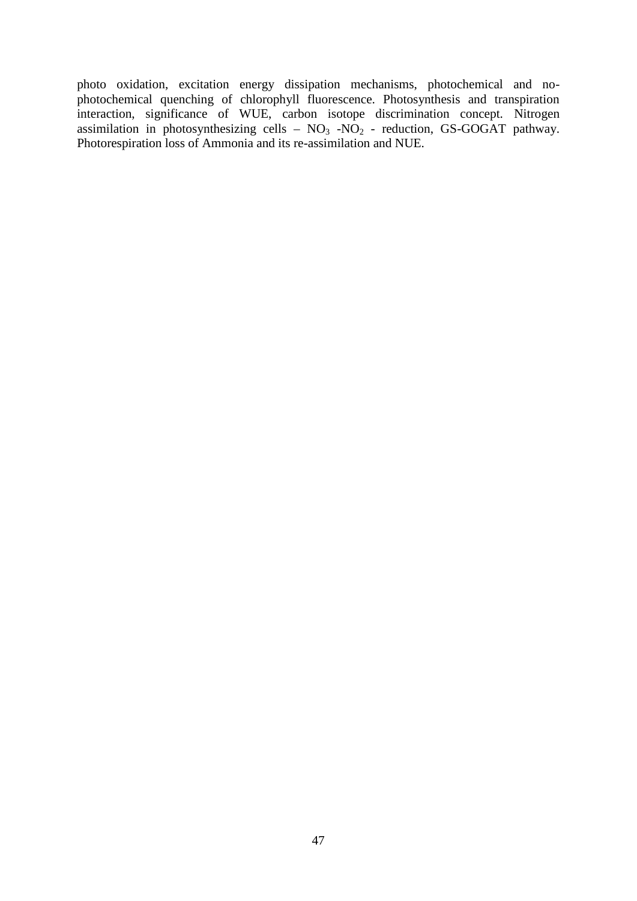photo oxidation, excitation energy dissipation mechanisms, photochemical and no-photochemical quenching of chlorophyll fluorescence. Photosynthesis and transpiration interaction, significance of WUE, carbon isotope discrimination concept. Nitrogen assimilation in photosynthesizing cells – $NO_3$ -$NO_2$ - reduction, GS-GOGAT pathway. Photorespiration loss of Ammonia and its re-assimilation and NUE.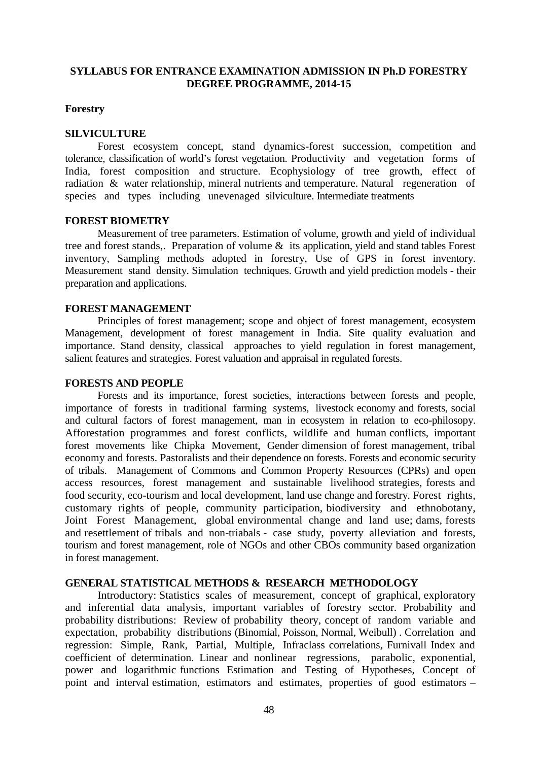**SYLLABUS FOR ENTRANCE EXAMINATION ADMISSION IN Ph.D FORESTRY DEGREE PROGRAMME, 2014-15**

**Forestry**

**SILVICULTURE**

Forest ecosystem concept, stand dynamics-forest succession, competition and tolerance, classification of world's forest vegetation. Productivity and vegetation forms of India, forest composition and structure. Ecophysiology of tree growth, effect of radiation & water relationship, mineral nutrients and temperature. Natural regeneration of species and types including unevenaged silviculture. Intermediate treatments

**FOREST BIOMETRY**

Measurement of tree parameters. Estimation of volume, growth and yield of individual tree and forest stands,. Preparation of volume & its application, yield and stand tables Forest inventory, Sampling methods adopted in forestry, Use of GPS in forest inventory. Measurement stand density. Simulation techniques. Growth and yield prediction models - their preparation and applications.

**FOREST MANAGEMENT**

Principles of forest management; scope and object of forest management, ecosystem Management, development of forest management in India. Site quality evaluation and importance. Stand density, classical approaches to yield regulation in forest management, salient features and strategies. Forest valuation and appraisal in regulated forests.

**FORESTS AND PEOPLE**

Forests and its importance, forest societies, interactions between forests and people, importance of forests in traditional farming systems, livestock economy and forests, social and cultural factors of forest management, man in ecosystem in relation to eco-philosopy. Afforestation programmes and forest conflicts, wildlife and human conflicts, important forest movements like Chipka Movement, Gender dimension of forest management, tribal economy and forests. Pastoralists and their dependence on forests. Forests and economic security of tribals. Management of Commons and Common Property Resources (CPRs) and open access resources, forest management and sustainable livelihood strategies, forests and food security, eco-tourism and local development, land use change and forestry. Forest rights, customary rights of people, community participation, biodiversity and ethnobotany, Joint Forest Management, global environmental change and land use; dams, forests and resettlement of tribals and non-triabals - case study, poverty alleviation and forests, tourism and forest management, role of NGOs and other CBOs community based organization in forest management.

**GENERAL STATISTICAL METHODS & RESEARCH METHODOLOGY**

Introductory: Statistics scales of measurement, concept of graphical, exploratory and inferential data analysis, important variables of forestry sector. Probability and probability distributions: Review of probability theory, concept of random variable and expectation, probability distributions (Binomial, Poisson, Normal, Weibull) . Correlation and regression: Simple, Rank, Partial, Multiple, Infraclass correlations, Furnivall Index and coefficient of determination. Linear and nonlinear regressions, parabolic, exponential, power and logarithmic functions Estimation and Testing of Hypotheses, Concept of point and interval estimation, estimators and estimates, properties of good estimators –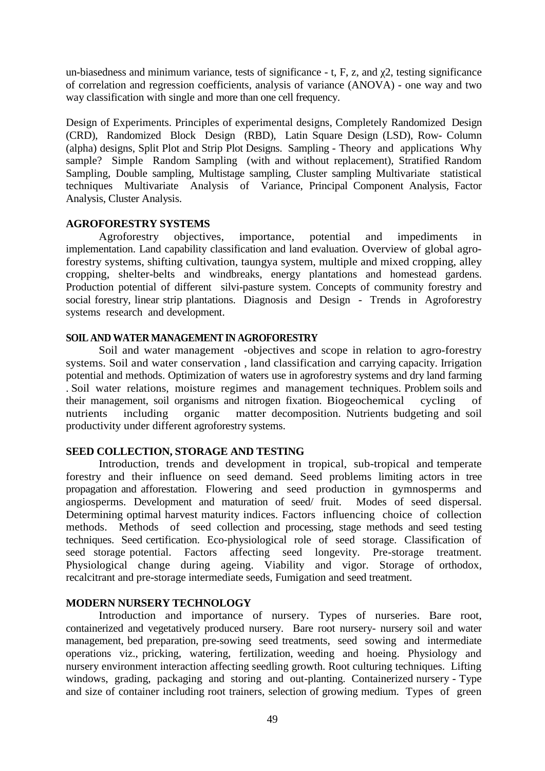un-biasedness and minimum variance, tests of significance - t, F, z, and $\chi 2$, testing significance of correlation and regression coefficients, analysis of variance (ANOVA) - one way and two way classification with single and more than one cell frequency.

Design of Experiments. Principles of experimental designs, Completely Randomized Design (CRD), Randomized Block Design (RBD), Latin Square Design (LSD), Row- Column (alpha) designs, Split Plot and Strip Plot Designs. Sampling - Theory and applications Why sample? Simple Random Sampling (with and without replacement), Stratified Random Sampling, Double sampling, Multistage sampling, Cluster sampling Multivariate statistical techniques Multivariate Analysis of Variance, Principal Component Analysis, Factor Analysis, Cluster Analysis.

**AGROFORESTRY SYSTEMS**

Agroforestry objectives, importance, potential and impediments in implementation. Land capability classification and land evaluation. Overview of global agro-forestry systems, shifting cultivation, taungya system, multiple and mixed cropping, alley cropping, shelter-belts and windbreaks, energy plantations and homestead gardens. Production potential of different silvi-pasture system. Concepts of community forestry and social forestry, linear strip plantations. Diagnosis and Design - Trends in Agroforestry systems research and development.

**SOIL AND WATER MANAGEMENT IN AGROFORESTRY**

Soil and water management -objectives and scope in relation to agro-forestry systems. Soil and water conservation , land classification and carrying capacity. Irrigation potential and methods. Optimization of waters use in agroforestry systems and dry land farming . Soil water relations, moisture regimes and management techniques. Problem soils and their management, soil organisms and nitrogen fixation. Biogeochemical cycling of nutrients including organic matter decomposition. Nutrients budgeting and soil productivity under different agroforestry systems.

**SEED COLLECTION, STORAGE AND TESTING**

Introduction, trends and development in tropical, sub-tropical and temperate forestry and their influence on seed demand. Seed problems limiting actors in tree propagation and afforestation. Flowering and seed production in gymnosperms and angiosperms. Development and maturation of seed/ fruit. Modes of seed dispersal. Determining optimal harvest maturity indices. Factors influencing choice of collection methods. Methods of seed collection and processing, stage methods and seed testing techniques. Seed certification. Eco-physiological role of seed storage. Classification of seed storage potential. Factors affecting seed longevity. Pre-storage treatment. Physiological change during ageing. Viability and vigor. Storage of orthodox, recalcitrant and pre-storage intermediate seeds, Fumigation and seed treatment.

**MODERN NURSERY TECHNOLOGY**

Introduction and importance of nursery. Types of nurseries. Bare root, containerized and vegetatively produced nursery. Bare root nursery- nursery soil and water management, bed preparation, pre-sowing seed treatments, seed sowing and intermediate operations viz., pricking, watering, fertilization, weeding and hoeing. Physiology and nursery environment interaction affecting seedling growth. Root culturing techniques. Lifting windows, grading, packaging and storing and out-planting. Containerized nursery - Type and size of container including root trainers, selection of growing medium. Types of green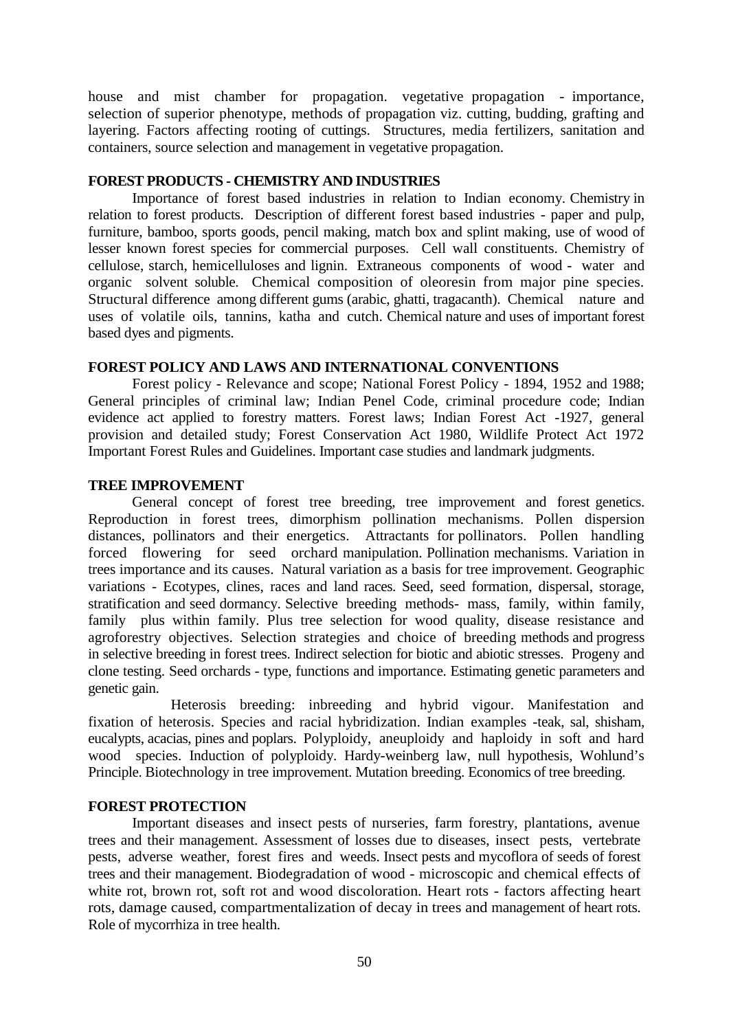house and mist chamber for propagation. vegetative propagation - importance, selection of superior phenotype, methods of propagation viz. cutting, budding, grafting and layering. Factors affecting rooting of cuttings. Structures, media fertilizers, sanitation and containers, source selection and management in vegetative propagation.

**FOREST PRODUCTS - CHEMISTRY AND INDUSTRIES**

Importance of forest based industries in relation to Indian economy. Chemistry in relation to forest products. Description of different forest based industries - paper and pulp, furniture, bamboo, sports goods, pencil making, match box and splint making, use of wood of lesser known forest species for commercial purposes. Cell wall constituents. Chemistry of cellulose, starch, hemicelluloses and lignin. Extraneous components of wood - water and organic solvent soluble. Chemical composition of oleoresin from major pine species. Structural difference among different gums (arabic, ghatti, tragacanth). Chemical nature and uses of volatile oils, tannins, katha and cutch. Chemical nature and uses of important forest based dyes and pigments.

**FOREST POLICY AND LAWS AND INTERNATIONAL CONVENTIONS**

Forest policy - Relevance and scope; National Forest Policy - 1894, 1952 and 1988; General principles of criminal law; Indian Penel Code, criminal procedure code; Indian evidence act applied to forestry matters. Forest laws; Indian Forest Act -1927, general provision and detailed study; Forest Conservation Act 1980, Wildlife Protect Act 1972 Important Forest Rules and Guidelines. Important case studies and landmark judgments.

**TREE IMPROVEMENT**

General concept of forest tree breeding, tree improvement and forest genetics. Reproduction in forest trees, dimorphism pollination mechanisms. Pollen dispersion distances, pollinators and their energetics. Attractants for pollinators. Pollen handling forced flowering for seed orchard manipulation. Pollination mechanisms. Variation in trees importance and its causes. Natural variation as a basis for tree improvement. Geographic variations - Ecotypes, clines, races and land races. Seed, seed formation, dispersal, storage, stratification and seed dormancy. Selective breeding methods- mass, family, within family, family plus within family. Plus tree selection for wood quality, disease resistance and agroforestry objectives. Selection strategies and choice of breeding methods and progress in selective breeding in forest trees. Indirect selection for biotic and abiotic stresses. Progeny and clone testing. Seed orchards - type, functions and importance. Estimating genetic parameters and genetic gain.

Heterosis breeding: inbreeding and hybrid vigour. Manifestation and fixation of heterosis. Species and racial hybridization. Indian examples -teak, sal, shisham, eucalypts, acacias, pines and poplars. Polyploidy, aneuploidy and haploidy in soft and hard wood species. Induction of polyploidy. Hardy-weinberg law, null hypothesis, Wohlund's Principle. Biotechnology in tree improvement. Mutation breeding. Economics of tree breeding.

**FOREST PROTECTION**

Important diseases and insect pests of nurseries, farm forestry, plantations, avenue trees and their management. Assessment of losses due to diseases, insect pests, vertebrate pests, adverse weather, forest fires and weeds. Insect pests and mycoflora of seeds of forest trees and their management. Biodegradation of wood - microscopic and chemical effects of white rot, brown rot, soft rot and wood discoloration. Heart rots - factors affecting heart rots, damage caused, compartmentalization of decay in trees and management of heart rots. Role of mycorrhiza in tree health.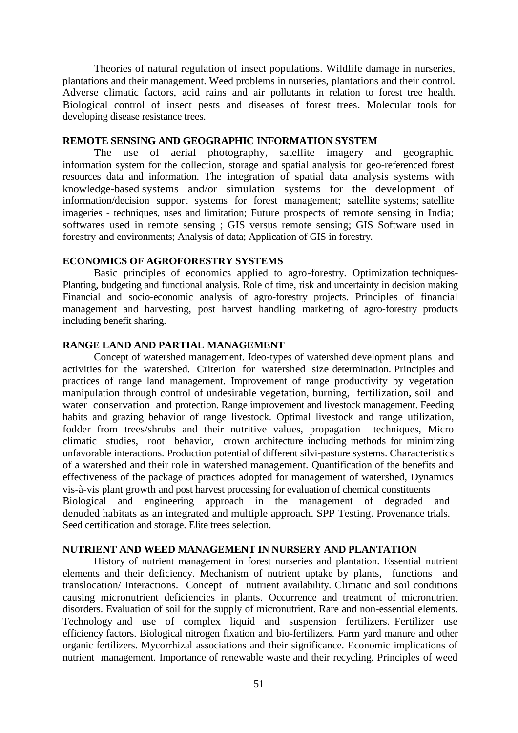Theories of natural regulation of insect populations. Wildlife damage in nurseries, plantations and their management. Weed problems in nurseries, plantations and their control. Adverse climatic factors, acid rains and air pollutants in relation to forest tree health. Biological control of insect pests and diseases of forest trees. Molecular tools for developing disease resistance trees.

**REMOTE SENSING AND GEOGRAPHIC INFORMATION SYSTEM**

The use of aerial photography, satellite imagery and geographic information system for the collection, storage and spatial analysis for geo-referenced forest resources data and information. The integration of spatial data analysis systems with knowledge-based systems and/or simulation systems for the development of information/decision support systems for forest management; satellite systems; satellite imageries - techniques, uses and limitation; Future prospects of remote sensing in India; softwares used in remote sensing ; GIS versus remote sensing; GIS Software used in forestry and environments; Analysis of data; Application of GIS in forestry.

**ECONOMICS OF AGROFORESTRY SYSTEMS**

Basic principles of economics applied to agro-forestry. Optimization techniques- Planting, budgeting and functional analysis. Role of time, risk and uncertainty in decision making Financial and socio-economic analysis of agro-forestry projects. Principles of financial management and harvesting, post harvest handling marketing of agro-forestry products including benefit sharing.

**RANGE LAND AND PARTIAL MANAGEMENT**

Concept of watershed management. Ideo-types of watershed development plans and activities for the watershed. Criterion for watershed size determination. Principles and practices of range land management. Improvement of range productivity by vegetation manipulation through control of undesirable vegetation, burning, fertilization, soil and water conservation and protection. Range improvement and livestock management. Feeding habits and grazing behavior of range livestock. Optimal livestock and range utilization, fodder from trees/shrubs and their nutritive values, propagation techniques, Micro climatic studies, root behavior, crown architecture including methods for minimizing unfavorable interactions. Production potential of different silvi-pasture systems. Characteristics of a watershed and their role in watershed management. Quantification of the benefits and effectiveness of the package of practices adopted for management of watershed, Dynamics vis-à-vis plant growth and post harvest processing for evaluation of chemical constituents Biological and engineering approach in the management of degraded and denuded habitats as an integrated and multiple approach. SPP Testing. Provenance trials. Seed certification and storage. Elite trees selection.

**NUTRIENT AND WEED MANAGEMENT IN NURSERY AND PLANTATION**

History of nutrient management in forest nurseries and plantation. Essential nutrient elements and their deficiency. Mechanism of nutrient uptake by plants, functions and translocation/ Interactions. Concept of nutrient availability. Climatic and soil conditions causing micronutrient deficiencies in plants. Occurrence and treatment of micronutrient disorders. Evaluation of soil for the supply of micronutrient. Rare and non-essential elements. Technology and use of complex liquid and suspension fertilizers. Fertilizer use efficiency factors. Biological nitrogen fixation and bio-fertilizers. Farm yard manure and other organic fertilizers. Mycorrhizal associations and their significance. Economic implications of nutrient management. Importance of renewable waste and their recycling. Principles of weed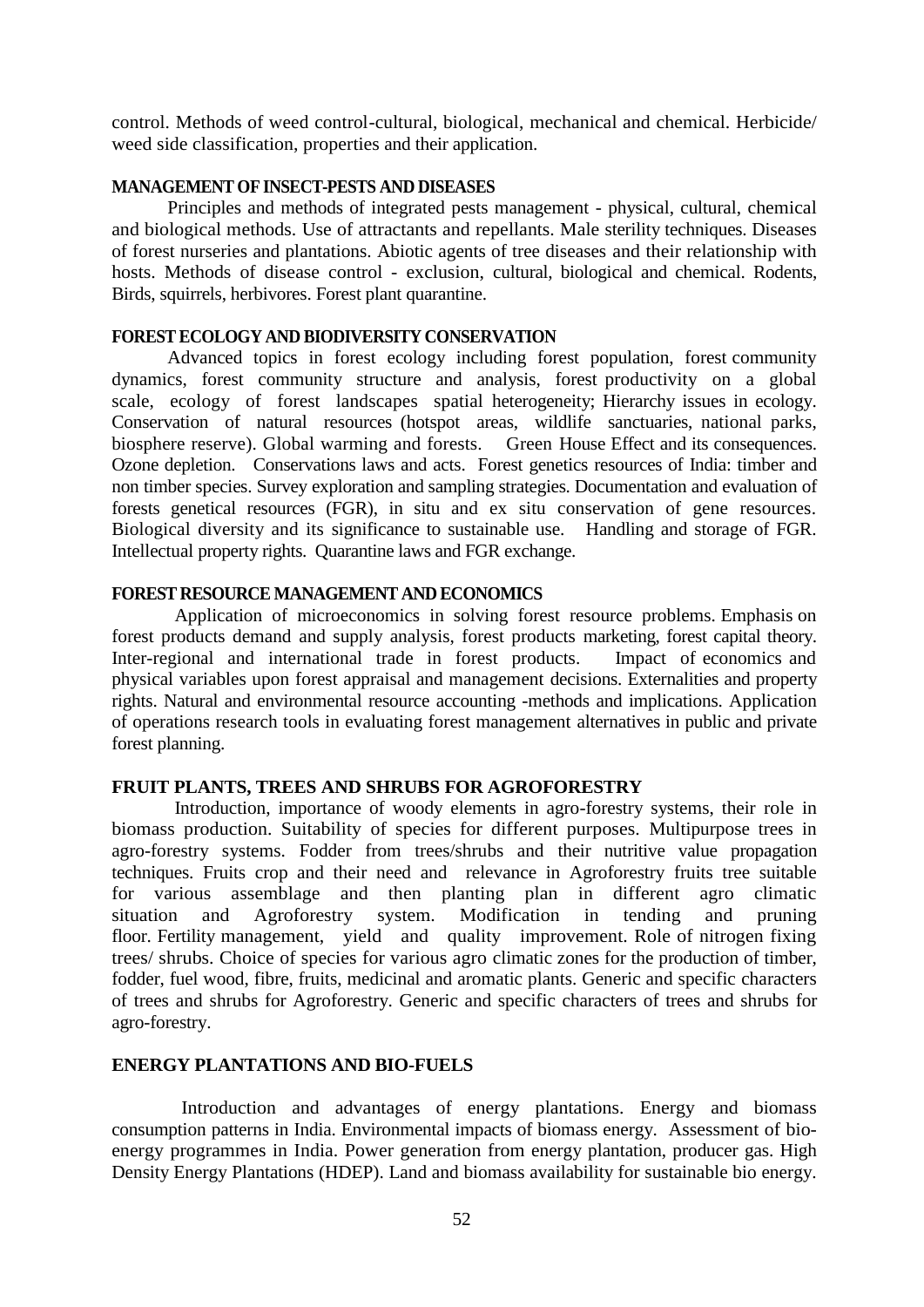control. Methods of weed control-cultural, biological, mechanical and chemical. Herbicide/ weed side classification, properties and their application.

#### MANAGEMENT OF INSECT-PESTS AND DISEASES

Principles and methods of integrated pests management - physical, cultural, chemical and biological methods. Use of attractants and repellants. Male sterility techniques. Diseases of forest nurseries and plantations. Abiotic agents of tree diseases and their relationship with hosts. Methods of disease control - exclusion, cultural, biological and chemical. Rodents, Birds, squirrels, herbivores. Forest plant quarantine.

#### FOREST ECOLOGY AND BIODIVERSITY CONSERVATION

Advanced topics in forest ecology including forest population, forest community dynamics, forest community structure and analysis, forest productivity on a global scale, ecology of forest landscapes spatial heterogeneity; Hierarchy issues in ecology. Conservation of natural resources (hotspot areas, wildlife sanctuaries, national parks, biosphere reserve). Global warming and forests. Green House Effect and its consequences. Ozone depletion. Conservations laws and acts. Forest genetics resources of India: timber and non timber species. Survey exploration and sampling strategies. Documentation and evaluation of forests genetical resources (FGR), in situ and ex situ conservation of gene resources. Biological diversity and its significance to sustainable use. Handling and storage of FGR. Intellectual property rights. Quarantine laws and FGR exchange.

#### FOREST RESOURCE MANAGEMENT AND ECONOMICS

Application of microeconomics in solving forest resource problems. Emphasis on forest products demand and supply analysis, forest products marketing, forest capital theory. Inter-regional and international trade in forest products. Impact of economics and physical variables upon forest appraisal and management decisions. Externalities and property rights. Natural and environmental resource accounting -methods and implications. Application of operations research tools in evaluating forest management alternatives in public and private forest planning.

#### FRUIT PLANTS, TREES AND SHRUBS FOR AGROFORESTRY

Introduction, importance of woody elements in agro-forestry systems, their role in biomass production. Suitability of species for different purposes. Multipurpose trees in agro-forestry systems. Fodder from trees/shrubs and their nutritive value propagation techniques. Fruits crop and their need and relevance in Agroforestry fruits tree suitable for various assemblage and then planting plan in different agro climatic situation and Agroforestry system. Modification in tending and pruning floor. Fertility management, yield and quality improvement. Role of nitrogen fixing trees/ shrubs. Choice of species for various agro climatic zones for the production of timber, fodder, fuel wood, fibre, fruits, medicinal and aromatic plants. Generic and specific characters of trees and shrubs for Agroforestry. Generic and specific characters of trees and shrubs for agro-forestry.

#### ENERGY PLANTATIONS AND BIO-FUELS

Introduction and advantages of energy plantations. Energy and biomass consumption patterns in India. Environmental impacts of biomass energy. Assessment of bio-energy programmes in India. Power generation from energy plantation, producer gas. High Density Energy Plantations (HDEP). Land and biomass availability for sustainable bio energy.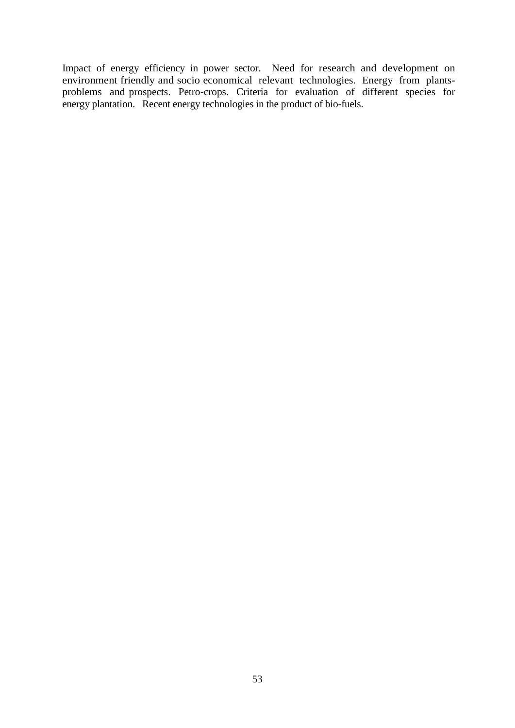Impact of energy efficiency in power sector. Need for research and development on environment friendly and socio economical relevant technologies. Energy from plants-problems and prospects. Petro-crops. Criteria for evaluation of different species for energy plantation. Recent energy technologies in the product of bio-fuels.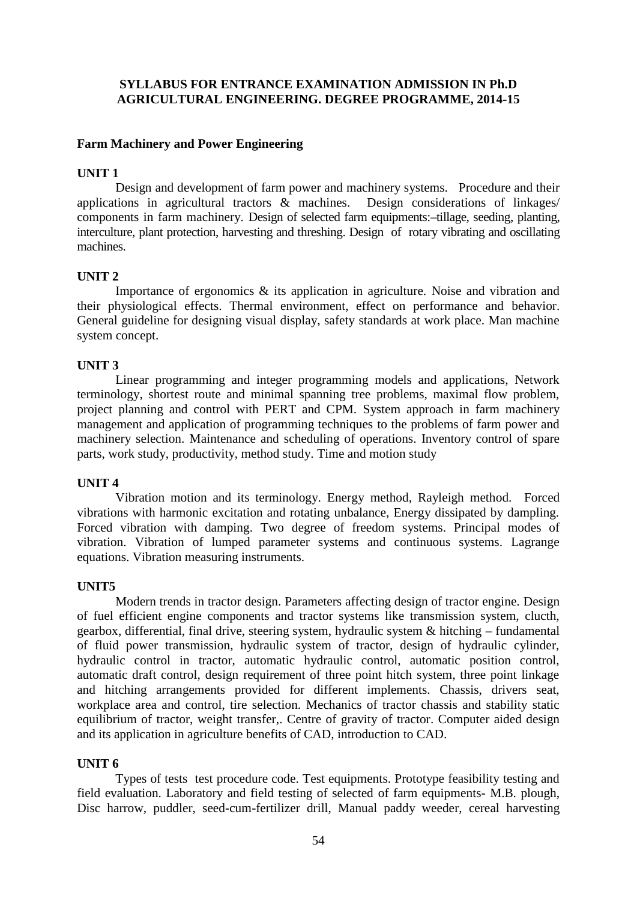**SYLLABUS FOR ENTRANCE EXAMINATION ADMISSION IN Ph.D AGRICULTURAL ENGINEERING. DEGREE PROGRAMME, 2014-15**

**Farm Machinery and Power Engineering**

**UNIT 1**

Design and development of farm power and machinery systems. Procedure and their applications in agricultural tractors & machines. Design considerations of linkages/ components in farm machinery. Design of selected farm equipments:–tillage, seeding, planting, interculture, plant protection, harvesting and threshing. Design of rotary vibrating and oscillating machines.

**UNIT 2**

Importance of ergonomics & its application in agriculture. Noise and vibration and their physiological effects. Thermal environment, effect on performance and behavior. General guideline for designing visual display, safety standards at work place. Man machine system concept.

**UNIT 3**

Linear programming and integer programming models and applications, Network terminology, shortest route and minimal spanning tree problems, maximal flow problem, project planning and control with PERT and CPM. System approach in farm machinery management and application of programming techniques to the problems of farm power and machinery selection. Maintenance and scheduling of operations. Inventory control of spare parts, work study, productivity, method study. Time and motion study

**UNIT 4**

Vibration motion and its terminology. Energy method, Rayleigh method. Forced vibrations with harmonic excitation and rotating unbalance, Energy dissipated by dampling. Forced vibration with damping. Two degree of freedom systems. Principal modes of vibration. Vibration of lumped parameter systems and continuous systems. Lagrange equations. Vibration measuring instruments.

**UNIT5**

Modern trends in tractor design. Parameters affecting design of tractor engine. Design of fuel efficient engine components and tractor systems like transmission system, clucth, gearbox, differential, final drive, steering system, hydraulic system & hitching – fundamental of fluid power transmission, hydraulic system of tractor, design of hydraulic cylinder, hydraulic control in tractor, automatic hydraulic control, automatic position control, automatic draft control, design requirement of three point hitch system, three point linkage and hitching arrangements provided for different implements. Chassis, drivers seat, workplace area and control, tire selection. Mechanics of tractor chassis and stability static equilibrium of tractor, weight transfer,. Centre of gravity of tractor. Computer aided design and its application in agriculture benefits of CAD, introduction to CAD.

**UNIT 6**

Types of tests test procedure code. Test equipments. Prototype feasibility testing and field evaluation. Laboratory and field testing of selected of farm equipments- M.B. plough, Disc harrow, puddler, seed-cum-fertilizer drill, Manual paddy weeder, cereal harvesting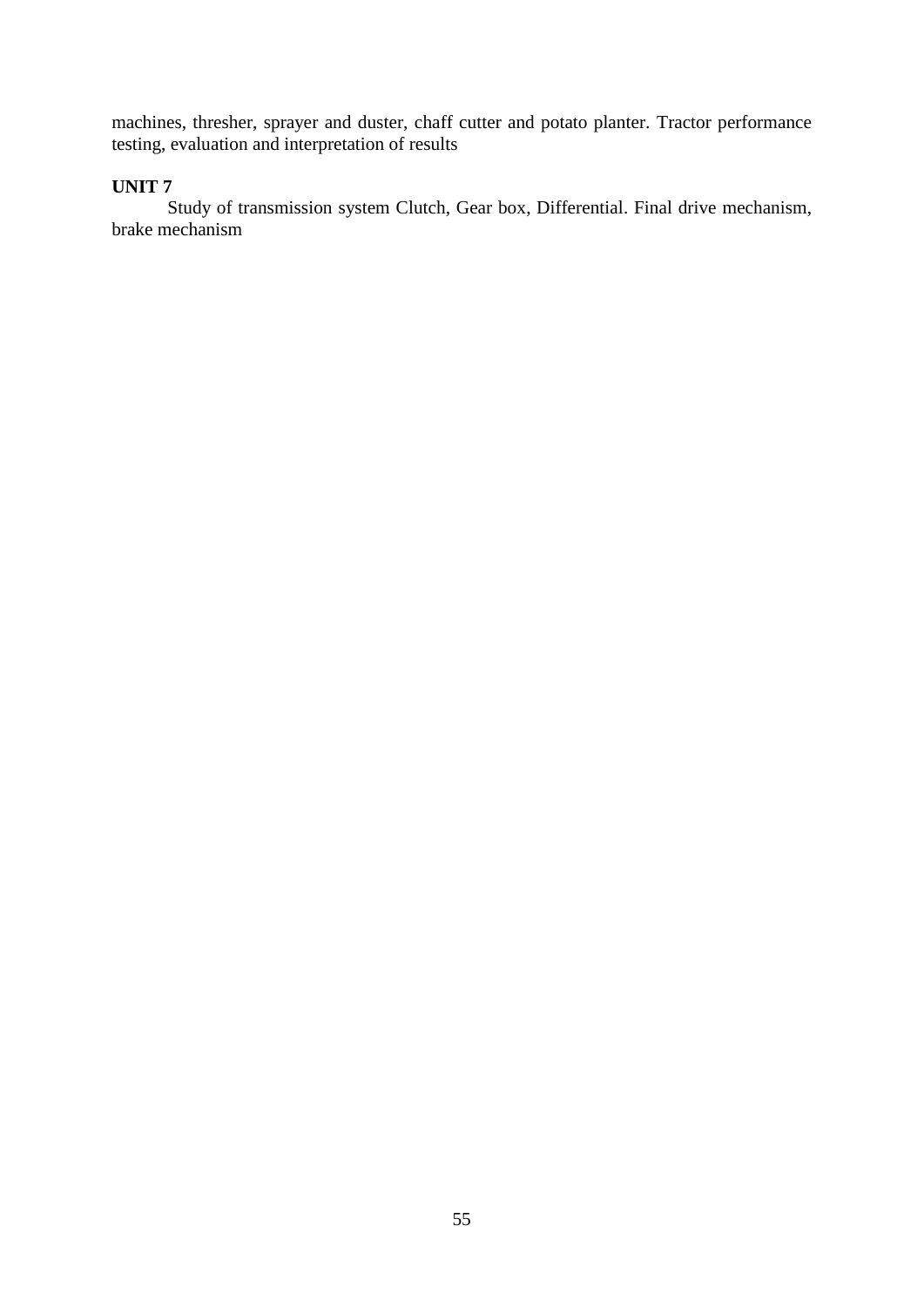machines, thresher, sprayer and duster, chaff cutter and potato planter. Tractor performance testing, evaluation and interpretation of results

**UNIT 7**

Study of transmission system Clutch, Gear box, Differential. Final drive mechanism, brake mechanism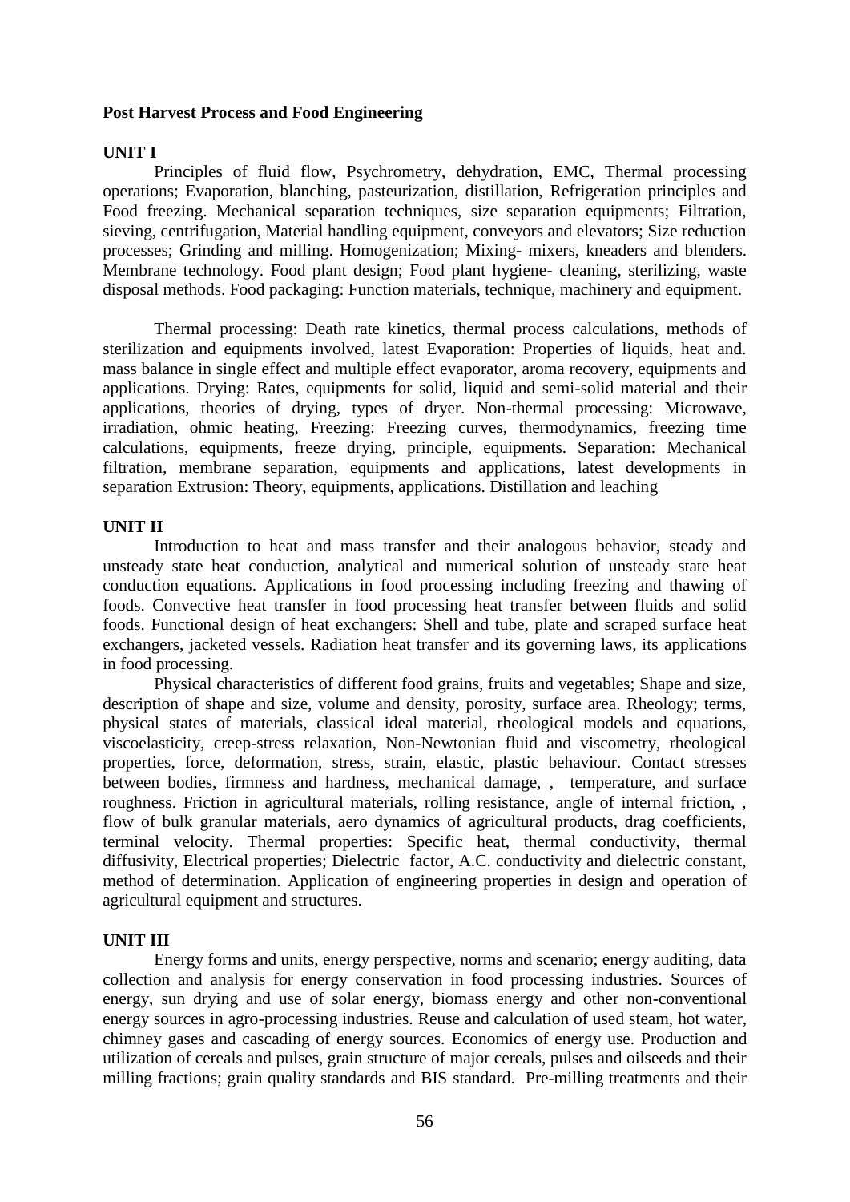**Post Harvest Process and Food Engineering**

**UNIT I**

Principles of fluid flow, Psychrometry, dehydration, EMC, Thermal processing operations; Evaporation, blanching, pasteurization, distillation, Refrigeration principles and Food freezing. Mechanical separation techniques, size separation equipments; Filtration, sieving, centrifugation, Material handling equipment, conveyors and elevators; Size reduction processes; Grinding and milling. Homogenization; Mixing- mixers, kneaders and blenders. Membrane technology. Food plant design; Food plant hygiene- cleaning, sterilizing, waste disposal methods. Food packaging: Function materials, technique, machinery and equipment.

Thermal processing: Death rate kinetics, thermal process calculations, methods of sterilization and equipments involved, latest Evaporation: Properties of liquids, heat and. mass balance in single effect and multiple effect evaporator, aroma recovery, equipments and applications. Drying: Rates, equipments for solid, liquid and semi-solid material and their applications, theories of drying, types of dryer. Non-thermal processing: Microwave, irradiation, ohmic heating, Freezing: Freezing curves, thermodynamics, freezing time calculations, equipments, freeze drying, principle, equipments. Separation: Mechanical filtration, membrane separation, equipments and applications, latest developments in separation Extrusion: Theory, equipments, applications. Distillation and leaching

**UNIT II**

Introduction to heat and mass transfer and their analogous behavior, steady and unsteady state heat conduction, analytical and numerical solution of unsteady state heat conduction equations. Applications in food processing including freezing and thawing of foods. Convective heat transfer in food processing heat transfer between fluids and solid foods. Functional design of heat exchangers: Shell and tube, plate and scraped surface heat exchangers, jacketed vessels. Radiation heat transfer and its governing laws, its applications in food processing.

Physical characteristics of different food grains, fruits and vegetables; Shape and size, description of shape and size, volume and density, porosity, surface area. Rheology; terms, physical states of materials, classical ideal material, rheological models and equations, viscoelasticity, creep-stress relaxation, Non-Newtonian fluid and viscometry, rheological properties, force, deformation, stress, strain, elastic, plastic behaviour. Contact stresses between bodies, firmness and hardness, mechanical damage, , temperature, and surface roughness. Friction in agricultural materials, rolling resistance, angle of internal friction, , flow of bulk granular materials, aero dynamics of agricultural products, drag coefficients, terminal velocity. Thermal properties: Specific heat, thermal conductivity, thermal diffusivity, Electrical properties; Dielectric factor, A.C. conductivity and dielectric constant, method of determination. Application of engineering properties in design and operation of agricultural equipment and structures.

**UNIT III**

Energy forms and units, energy perspective, norms and scenario; energy auditing, data collection and analysis for energy conservation in food processing industries. Sources of energy, sun drying and use of solar energy, biomass energy and other non-conventional energy sources in agro-processing industries. Reuse and calculation of used steam, hot water, chimney gases and cascading of energy sources. Economics of energy use. Production and utilization of cereals and pulses, grain structure of major cereals, pulses and oilseeds and their milling fractions; grain quality standards and BIS standard. Pre-milling treatments and their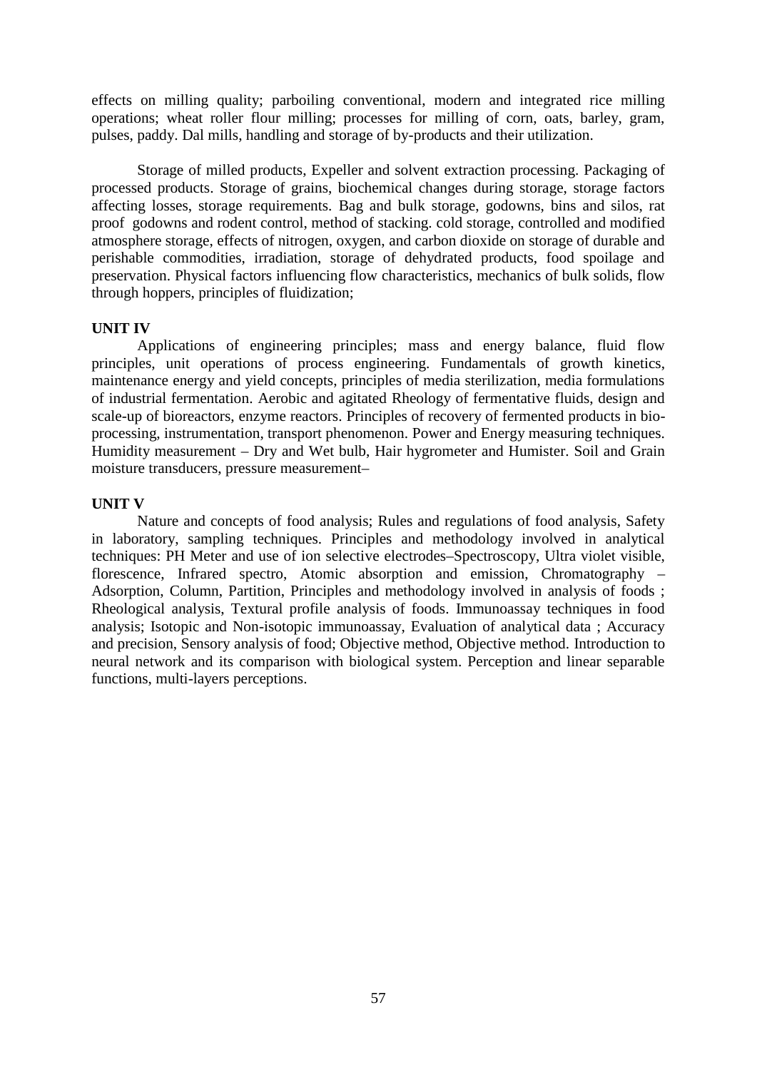effects on milling quality; parboiling conventional, modern and integrated rice milling operations; wheat roller flour milling; processes for milling of corn, oats, barley, gram, pulses, paddy. Dal mills, handling and storage of by-products and their utilization.

Storage of milled products, Expeller and solvent extraction processing. Packaging of processed products. Storage of grains, biochemical changes during storage, storage factors affecting losses, storage requirements. Bag and bulk storage, godowns, bins and silos, rat proof godowns and rodent control, method of stacking. cold storage, controlled and modified atmosphere storage, effects of nitrogen, oxygen, and carbon dioxide on storage of durable and perishable commodities, irradiation, storage of dehydrated products, food spoilage and preservation. Physical factors influencing flow characteristics, mechanics of bulk solids, flow through hoppers, principles of fluidization;

**UNIT IV**

Applications of engineering principles; mass and energy balance, fluid flow principles, unit operations of process engineering. Fundamentals of growth kinetics, maintenance energy and yield concepts, principles of media sterilization, media formulations of industrial fermentation. Aerobic and agitated Rheology of fermentative fluids, design and scale-up of bioreactors, enzyme reactors. Principles of recovery of fermented products in bio-processing, instrumentation, transport phenomenon. Power and Energy measuring techniques. Humidity measurement – Dry and Wet bulb, Hair hygrometer and Humister. Soil and Grain moisture transducers, pressure measurement–

**UNIT V**

Nature and concepts of food analysis; Rules and regulations of food analysis, Safety in laboratory, sampling techniques. Principles and methodology involved in analytical techniques: PH Meter and use of ion selective electrodes–Spectroscopy, Ultra violet visible, florescence, Infrared spectro, Atomic absorption and emission, Chromatography – Adsorption, Column, Partition, Principles and methodology involved in analysis of foods ; Rheological analysis, Textural profile analysis of foods. Immunoassay techniques in food analysis; Isotopic and Non-isotopic immunoassay, Evaluation of analytical data ; Accuracy and precision, Sensory analysis of food; Objective method, Objective method. Introduction to neural network and its comparison with biological system. Perception and linear separable functions, multi-layers perceptions.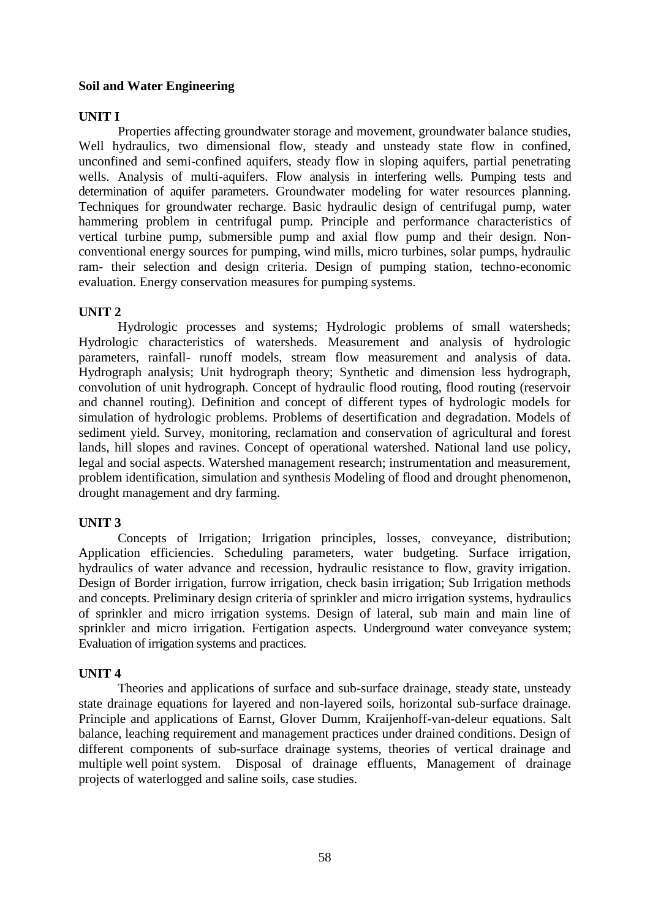**Soil and Water Engineering**

**UNIT I**

Properties affecting groundwater storage and movement, groundwater balance studies, Well hydraulics, two dimensional flow, steady and unsteady state flow in confined, unconfined and semi-confined aquifers, steady flow in sloping aquifers, partial penetrating wells. Analysis of multi-aquifers. Flow analysis in interfering wells. Pumping tests and determination of aquifer parameters. Groundwater modeling for water resources planning. Techniques for groundwater recharge. Basic hydraulic design of centrifugal pump, water hammering problem in centrifugal pump. Principle and performance characteristics of vertical turbine pump, submersible pump and axial flow pump and their design. Non-conventional energy sources for pumping, wind mills, micro turbines, solar pumps, hydraulic ram- their selection and design criteria. Design of pumping station, techno-economic evaluation. Energy conservation measures for pumping systems.

**UNIT 2**

Hydrologic processes and systems; Hydrologic problems of small watersheds; Hydrologic characteristics of watersheds. Measurement and analysis of hydrologic parameters, rainfall- runoff models, stream flow measurement and analysis of data. Hydrograph analysis; Unit hydrograph theory; Synthetic and dimension less hydrograph, convolution of unit hydrograph. Concept of hydraulic flood routing, flood routing (reservoir and channel routing). Definition and concept of different types of hydrologic models for simulation of hydrologic problems. Problems of desertification and degradation. Models of sediment yield. Survey, monitoring, reclamation and conservation of agricultural and forest lands, hill slopes and ravines. Concept of operational watershed. National land use policy, legal and social aspects. Watershed management research; instrumentation and measurement, problem identification, simulation and synthesis Modeling of flood and drought phenomenon, drought management and dry farming.

**UNIT 3**

Concepts of Irrigation; Irrigation principles, losses, conveyance, distribution; Application efficiencies. Scheduling parameters, water budgeting. Surface irrigation, hydraulics of water advance and recession, hydraulic resistance to flow, gravity irrigation. Design of Border irrigation, furrow irrigation, check basin irrigation; Sub Irrigation methods and concepts. Preliminary design criteria of sprinkler and micro irrigation systems, hydraulics of sprinkler and micro irrigation systems. Design of lateral, sub main and main line of sprinkler and micro irrigation. Fertigation aspects. Underground water conveyance system; Evaluation of irrigation systems and practices.

**UNIT 4**

Theories and applications of surface and sub-surface drainage, steady state, unsteady state drainage equations for layered and non-layered soils, horizontal sub-surface drainage. Principle and applications of Earnst, Glover Dumm, Kraijenhoff-van-deleur equations. Salt balance, leaching requirement and management practices under drained conditions. Design of different components of sub-surface drainage systems, theories of vertical drainage and multiple well point system. Disposal of drainage effluents, Management of drainage projects of waterlogged and saline soils, case studies.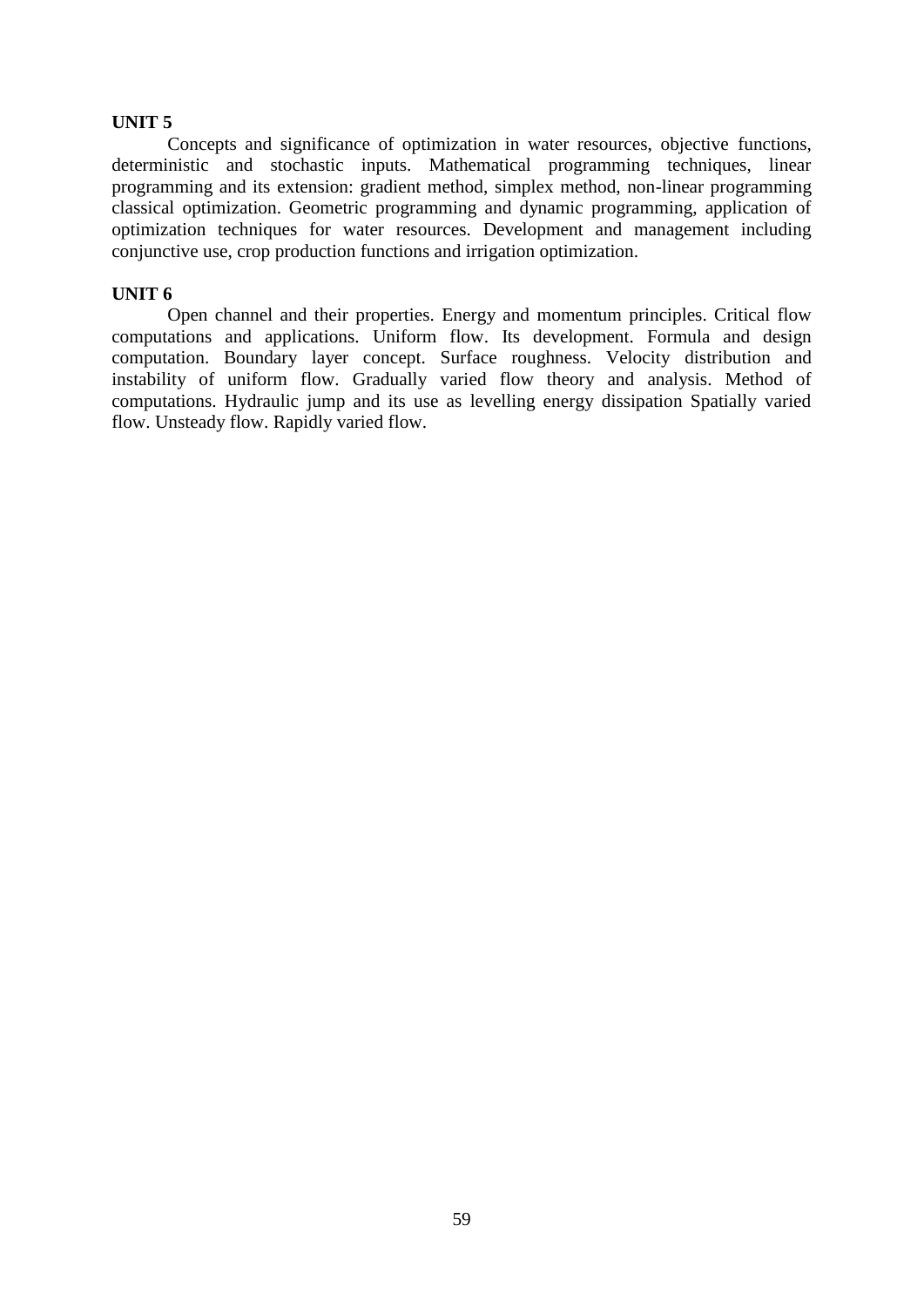**UNIT 5**

Concepts and significance of optimization in water resources, objective functions, deterministic and stochastic inputs. Mathematical programming techniques, linear programming and its extension: gradient method, simplex method, non-linear programming classical optimization. Geometric programming and dynamic programming, application of optimization techniques for water resources. Development and management including conjunctive use, crop production functions and irrigation optimization.

**UNIT 6**

Open channel and their properties. Energy and momentum principles. Critical flow computations and applications. Uniform flow. Its development. Formula and design computation. Boundary layer concept. Surface roughness. Velocity distribution and instability of uniform flow. Gradually varied flow theory and analysis. Method of computations. Hydraulic jump and its use as levelling energy dissipation Spatially varied flow. Unsteady flow. Rapidly varied flow.